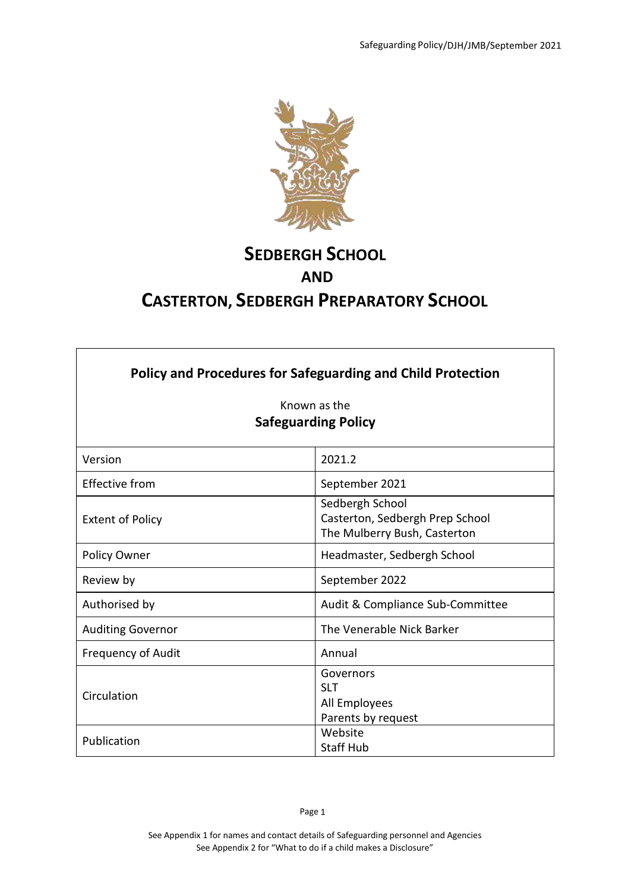# SEDBERGH SCHOOL
## AND
# CASTERTON, SEDBERGH PREPARATORY SCHOOL

**Policy and Procedures for Safeguarding and Child Protection**

Known as the
**Safeguarding Policy**

| | |
|---|---|
| Version | 2021.2 |
| Effective from | September 2021 |
| Extent of Policy | Sedbergh School<br>Casterton, Sedbergh Prep School<br>The Mulberry Bush, Casterton |
| Policy Owner | Headmaster, Sedbergh School |
| Review by | September 2022 |
| Authorised by | Audit & Compliance Sub-Committee |
| Auditing Governor | The Venerable Nick Barker |
| Frequency of Audit | Annual |
| Circulation | Governors<br>SLT<br>All Employees<br>Parents by request |
| Publication | Website<br>Staff Hub |

See Appendix 1 for names and contact details of Safeguarding personnel and Agencies
See Appendix 2 for "What to do if a child makes a Disclosure"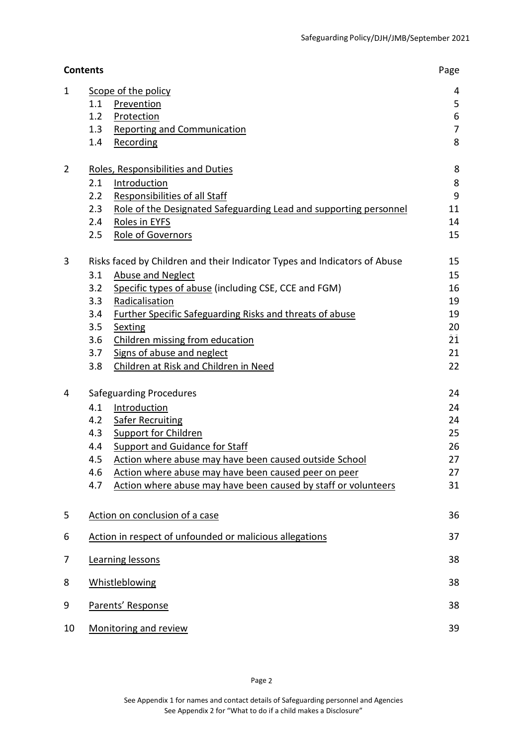**Contents** Page

| | | Page |
|---|---|---|
| 1 | Scope of the policy | 4 |
| | 1.1 Prevention | 5 |
| | 1.2 Protection | 6 |
| | 1.3 Reporting and Communication | 7 |
| | 1.4 Recording | 8 |
| 2 | Roles, Responsibilities and Duties | 8 |
| | 2.1 Introduction | 8 |
| | 2.2 Responsibilities of all Staff | 9 |
| | 2.3 Role of the Designated Safeguarding Lead and supporting personnel | 11 |
| | 2.4 Roles in EYFS | 14 |
| | 2.5 Role of Governors | 15 |
| 3 | Risks faced by Children and their Indicator Types and Indicators of Abuse | 15 |
| | 3.1 Abuse and Neglect | 15 |
| | 3.2 Specific types of abuse (including CSE, CCE and FGM) | 16 |
| | 3.3 Radicalisation | 19 |
| | 3.4 Further Specific Safeguarding Risks and threats of abuse | 19 |
| | 3.5 Sexting | 20 |
| | 3.6 Children missing from education | 21 |
| | 3.7 Signs of abuse and neglect | 21 |
| | 3.8 Children at Risk and Children in Need | 22 |
| 4 | Safeguarding Procedures | 24 |
| | 4.1 Introduction | 24 |
| | 4.2 Safer Recruiting | 24 |
| | 4.3 Support for Children | 25 |
| | 4.4 Support and Guidance for Staff | 26 |
| | 4.5 Action where abuse may have been caused outside School | 27 |
| | 4.6 Action where abuse may have been caused peer on peer | 27 |
| | 4.7 Action where abuse may have been caused by staff or volunteers | 31 |
| 5 | Action on conclusion of a case | 36 |
| 6 | Action in respect of unfounded or malicious allegations | 37 |
| 7 | Learning lessons | 38 |
| 8 | Whistleblowing | 38 |
| 9 | Parents' Response | 38 |
| 10 | Monitoring and review | 39 |

See Appendix 1 for names and contact details of Safeguarding personnel and Agencies
See Appendix 2 for "What to do if a child makes a Disclosure"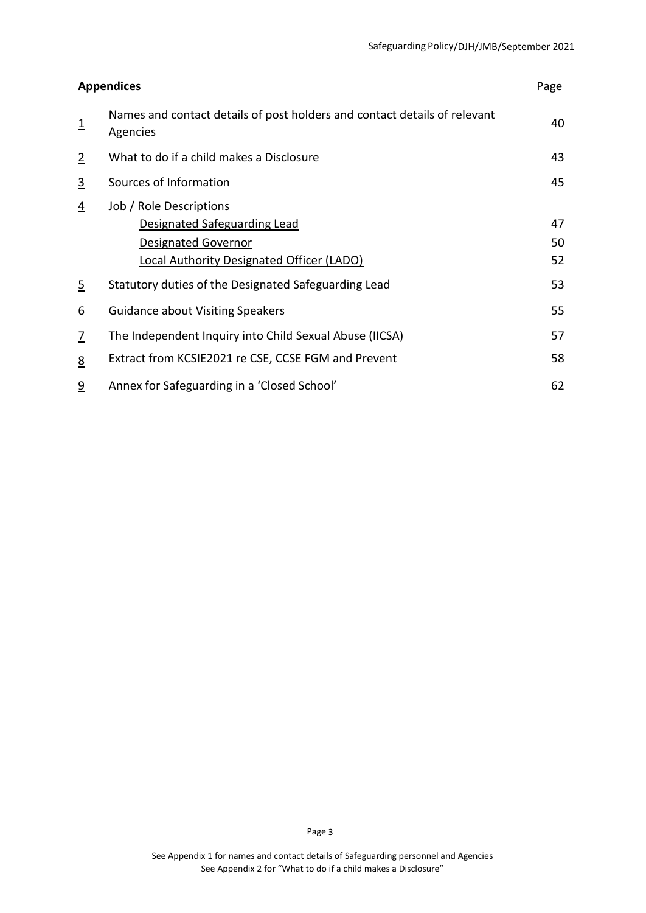| **Appendices** | | Page |
|---|---|---|
| 1 | Names and contact details of post holders and contact details of relevant Agencies | 40 |
| 2 | What to do if a child makes a Disclosure | 43 |
| 3 | Sources of Information | 45 |
| 4 | Job / Role Descriptions | |
| | Designated Safeguarding Lead | 47 |
| | Designated Governor | 50 |
| | Local Authority Designated Officer (LADO) | 52 |
| 5 | Statutory duties of the Designated Safeguarding Lead | 53 |
| 6 | Guidance about Visiting Speakers | 55 |
| 7 | The Independent Inquiry into Child Sexual Abuse (IICSA) | 57 |
| 8 | Extract from KCSIE2021 re CSE, CCSE FGM and Prevent | 58 |
| 9 | Annex for Safeguarding in a 'Closed School' | 62 |

See Appendix 1 for names and contact details of Safeguarding personnel and Agencies
See Appendix 2 for "What to do if a child makes a Disclosure"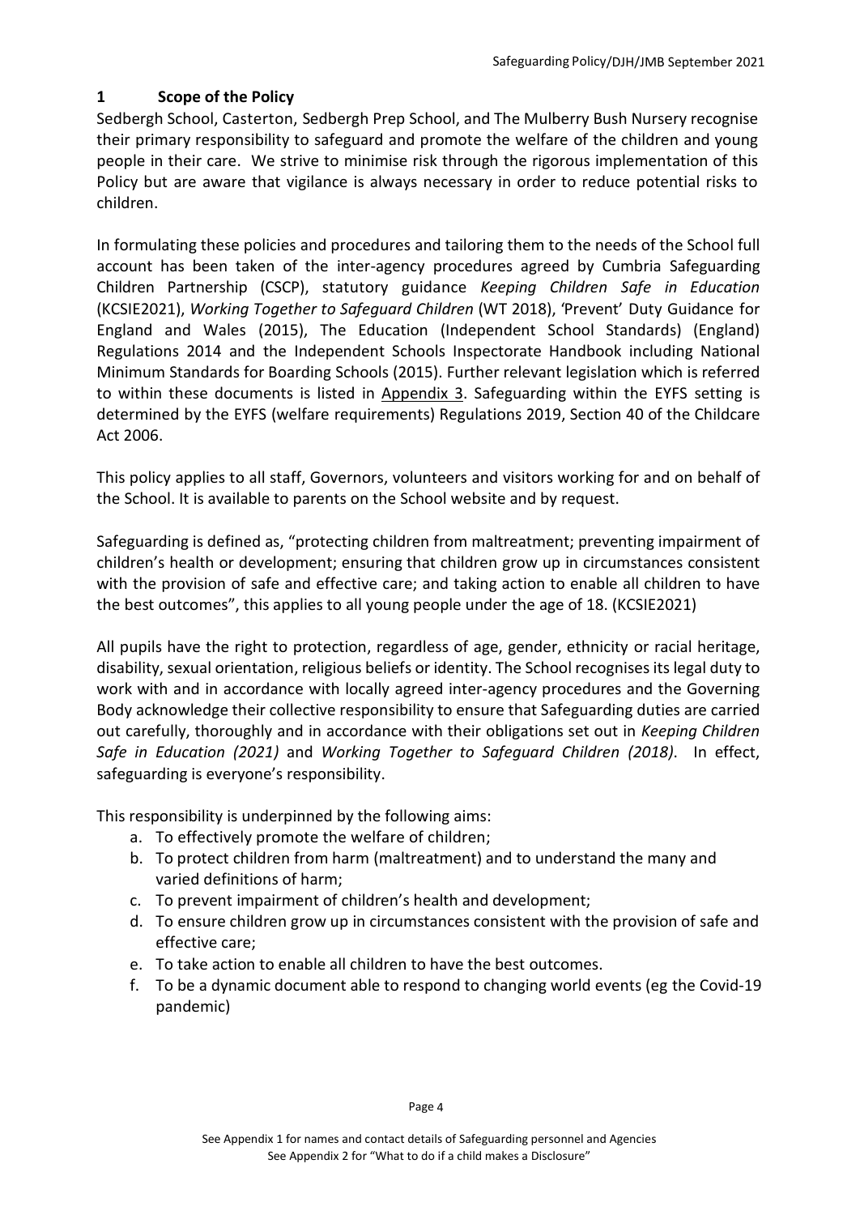## 1 Scope of the Policy

Sedbergh School, Casterton, Sedbergh Prep School, and The Mulberry Bush Nursery recognise their primary responsibility to safeguard and promote the welfare of the children and young people in their care. We strive to minimise risk through the rigorous implementation of this Policy but are aware that vigilance is always necessary in order to reduce potential risks to children.

In formulating these policies and procedures and tailoring them to the needs of the School full account has been taken of the inter-agency procedures agreed by Cumbria Safeguarding Children Partnership (CSCP), statutory guidance *Keeping Children Safe in Education* (KCSIE2021), *Working Together to Safeguard Children* (WT 2018), 'Prevent' Duty Guidance for England and Wales (2015), The Education (Independent School Standards) (England) Regulations 2014 and the Independent Schools Inspectorate Handbook including National Minimum Standards for Boarding Schools (2015). Further relevant legislation which is referred to within these documents is listed in Appendix 3. Safeguarding within the EYFS setting is determined by the EYFS (welfare requirements) Regulations 2019, Section 40 of the Childcare Act 2006.

This policy applies to all staff, Governors, volunteers and visitors working for and on behalf of the School. It is available to parents on the School website and by request.

Safeguarding is defined as, "protecting children from maltreatment; preventing impairment of children's health or development; ensuring that children grow up in circumstances consistent with the provision of safe and effective care; and taking action to enable all children to have the best outcomes", this applies to all young people under the age of 18. (KCSIE2021)

All pupils have the right to protection, regardless of age, gender, ethnicity or racial heritage, disability, sexual orientation, religious beliefs or identity. The School recognises its legal duty to work with and in accordance with locally agreed inter-agency procedures and the Governing Body acknowledge their collective responsibility to ensure that Safeguarding duties are carried out carefully, thoroughly and in accordance with their obligations set out in *Keeping Children Safe in Education (2021)* and *Working Together to Safeguard Children (2018)*. In effect, safeguarding is everyone's responsibility.

This responsibility is underpinned by the following aims:

a. To effectively promote the welfare of children;
b. To protect children from harm (maltreatment) and to understand the many and varied definitions of harm;
c. To prevent impairment of children's health and development;
d. To ensure children grow up in circumstances consistent with the provision of safe and effective care;
e. To take action to enable all children to have the best outcomes.
f. To be a dynamic document able to respond to changing world events (eg the Covid-19 pandemic)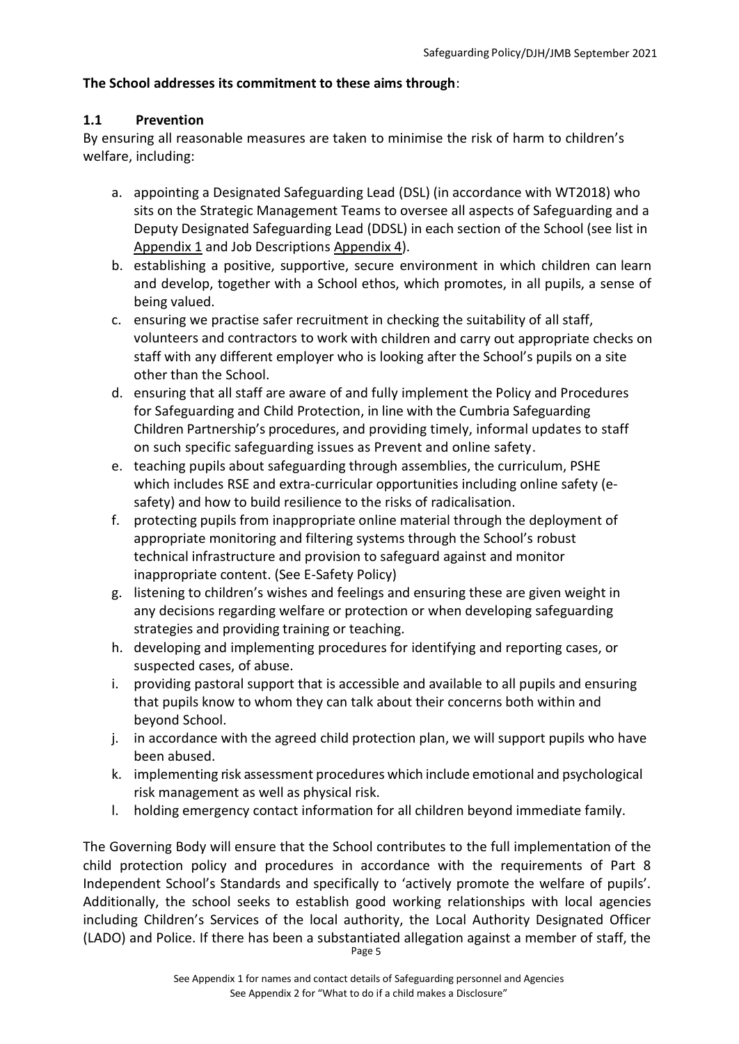**The School addresses its commitment to these aims through**:

### 1.1 Prevention

By ensuring all reasonable measures are taken to minimise the risk of harm to children's welfare, including:

a. appointing a Designated Safeguarding Lead (DSL) (in accordance with WT2018) who sits on the Strategic Management Teams to oversee all aspects of Safeguarding and a Deputy Designated Safeguarding Lead (DDSL) in each section of the School (see list in Appendix 1 and Job Descriptions Appendix 4).
b. establishing a positive, supportive, secure environment in which children can learn and develop, together with a School ethos, which promotes, in all pupils, a sense of being valued.
c. ensuring we practise safer recruitment in checking the suitability of all staff, volunteers and contractors to work with children and carry out appropriate checks on staff with any different employer who is looking after the School's pupils on a site other than the School.
d. ensuring that all staff are aware of and fully implement the Policy and Procedures for Safeguarding and Child Protection, in line with the Cumbria Safeguarding Children Partnership's procedures, and providing timely, informal updates to staff on such specific safeguarding issues as Prevent and online safety.
e. teaching pupils about safeguarding through assemblies, the curriculum, PSHE which includes RSE and extra-curricular opportunities including online safety (e-safety) and how to build resilience to the risks of radicalisation.
f. protecting pupils from inappropriate online material through the deployment of appropriate monitoring and filtering systems through the School's robust technical infrastructure and provision to safeguard against and monitor inappropriate content. (See E-Safety Policy)
g. listening to children's wishes and feelings and ensuring these are given weight in any decisions regarding welfare or protection or when developing safeguarding strategies and providing training or teaching.
h. developing and implementing procedures for identifying and reporting cases, or suspected cases, of abuse.
i. providing pastoral support that is accessible and available to all pupils and ensuring that pupils know to whom they can talk about their concerns both within and beyond School.
j. in accordance with the agreed child protection plan, we will support pupils who have been abused.
k. implementing risk assessment procedures which include emotional and psychological risk management as well as physical risk.
l. holding emergency contact information for all children beyond immediate family.

The Governing Body will ensure that the School contributes to the full implementation of the child protection policy and procedures in accordance with the requirements of Part 8 Independent School's Standards and specifically to 'actively promote the welfare of pupils'. Additionally, the school seeks to establish good working relationships with local agencies including Children's Services of the local authority, the Local Authority Designated Officer (LADO) and Police. If there has been a substantiated allegation against a member of staff, the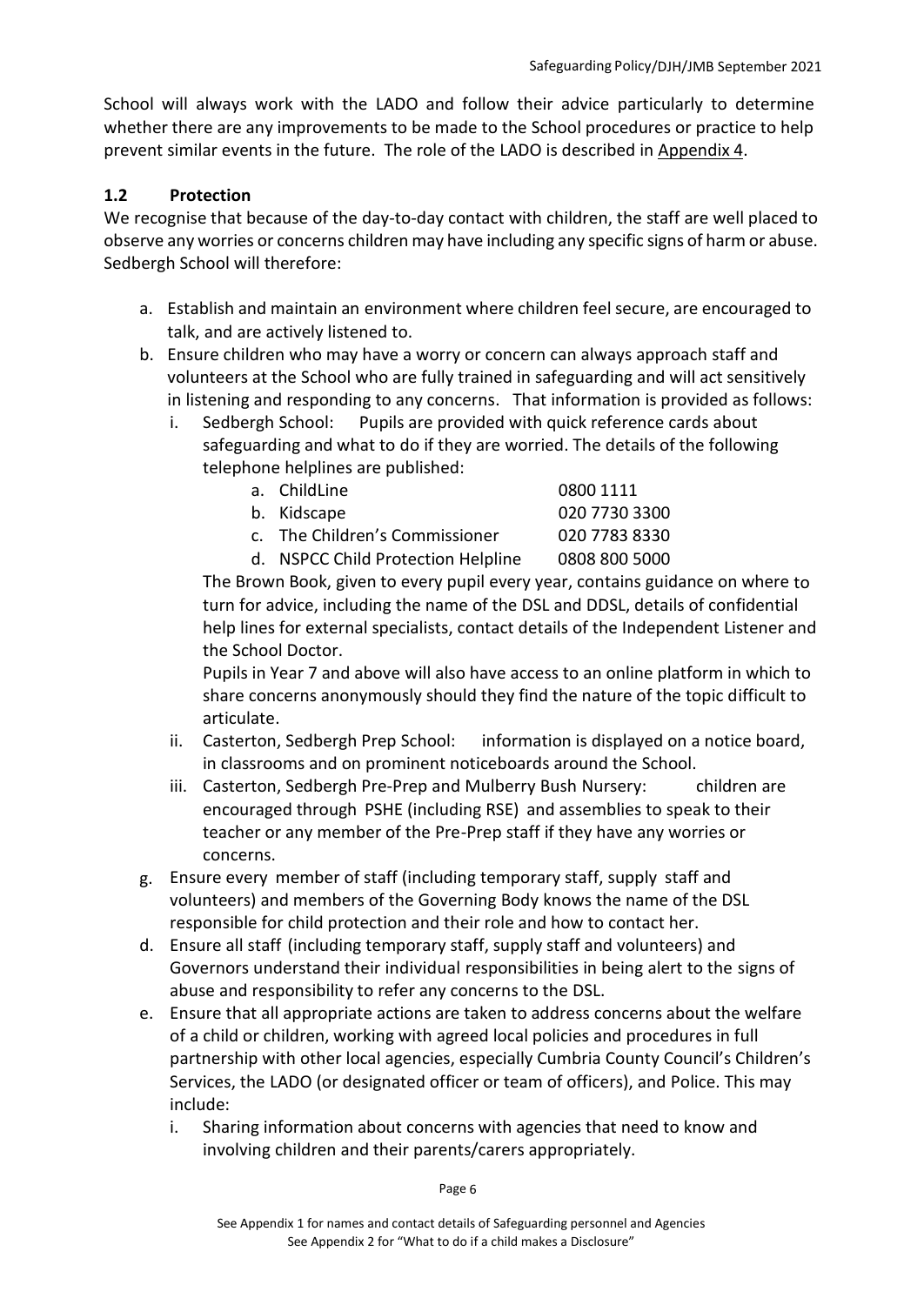School will always work with the LADO and follow their advice particularly to determine whether there are any improvements to be made to the School procedures or practice to help prevent similar events in the future. The role of the LADO is described in Appendix 4.

### 1.2 Protection

We recognise that because of the day-to-day contact with children, the staff are well placed to observe any worries or concerns children may have including any specific signs of harm or abuse. Sedbergh School will therefore:

a. Establish and maintain an environment where children feel secure, are encouraged to talk, and are actively listened to.

b. Ensure children who may have a worry or concern can always approach staff and volunteers at the School who are fully trained in safeguarding and will act sensitively in listening and responding to any concerns. That information is provided as follows:

   i. Sedbergh School: Pupils are provided with quick reference cards about safeguarding and what to do if they are worried. The details of the following telephone helplines are published:

      a. ChildLine 0800 1111
      b. Kidscape 020 7730 3300
      c. The Children's Commissioner 020 7783 8330
      d. NSPCC Child Protection Helpline 0808 800 5000

      The Brown Book, given to every pupil every year, contains guidance on where to turn for advice, including the name of the DSL and DDSL, details of confidential help lines for external specialists, contact details of the Independent Listener and the School Doctor.

      Pupils in Year 7 and above will also have access to an online platform in which to share concerns anonymously should they find the nature of the topic difficult to articulate.

   ii. Casterton, Sedbergh Prep School: information is displayed on a notice board, in classrooms and on prominent noticeboards around the School.

   iii. Casterton, Sedbergh Pre-Prep and Mulberry Bush Nursery: children are encouraged through PSHE (including RSE) and assemblies to speak to their teacher or any member of the Pre-Prep staff if they have any worries or concerns.

g. Ensure every member of staff (including temporary staff, supply staff and volunteers) and members of the Governing Body knows the name of the DSL responsible for child protection and their role and how to contact her.

d. Ensure all staff (including temporary staff, supply staff and volunteers) and Governors understand their individual responsibilities in being alert to the signs of abuse and responsibility to refer any concerns to the DSL.

e. Ensure that all appropriate actions are taken to address concerns about the welfare of a child or children, working with agreed local policies and procedures in full partnership with other local agencies, especially Cumbria County Council's Children's Services, the LADO (or designated officer or team of officers), and Police. This may include:

   i. Sharing information about concerns with agencies that need to know and involving children and their parents/carers appropriately.

See Appendix 1 for names and contact details of Safeguarding personnel and Agencies
See Appendix 2 for "What to do if a child makes a Disclosure"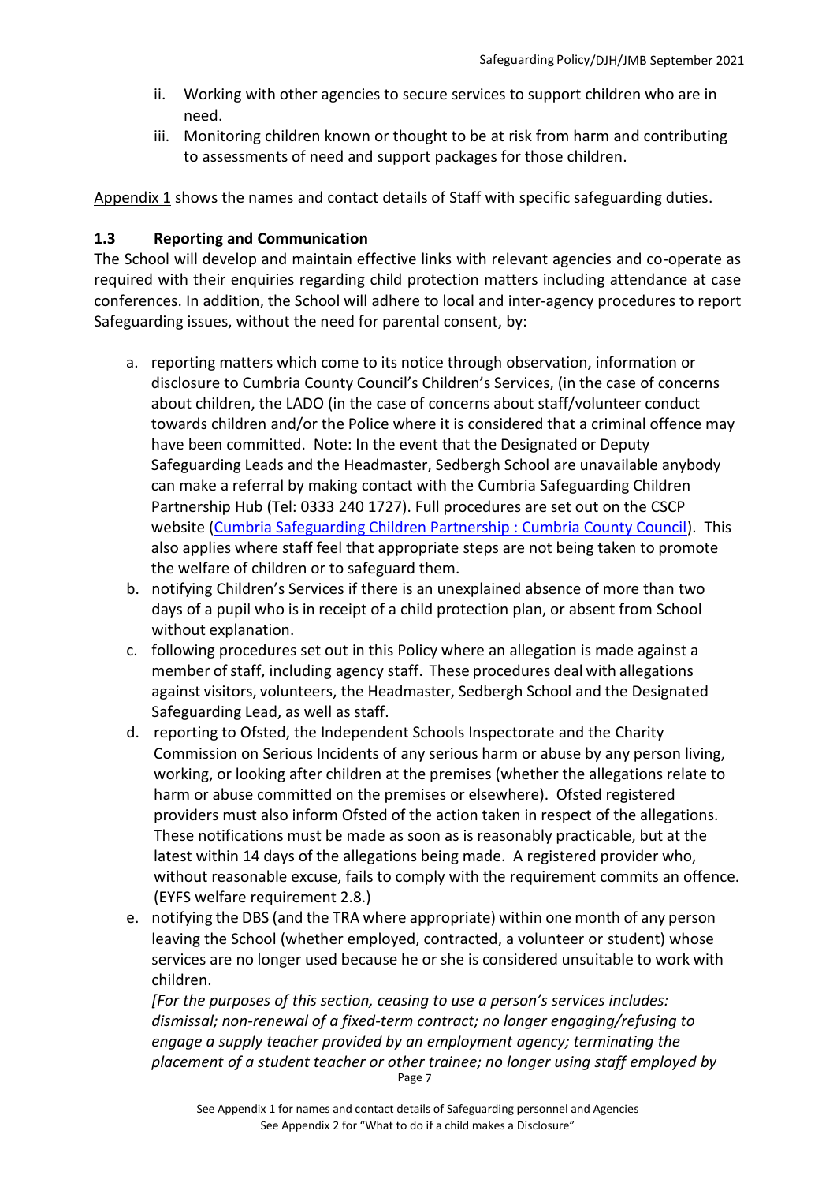ii. Working with other agencies to secure services to support children who are in need.
iii. Monitoring children known or thought to be at risk from harm and contributing to assessments of need and support packages for those children.

Appendix 1 shows the names and contact details of Staff with specific safeguarding duties.

### 1.3 Reporting and Communication

The School will develop and maintain effective links with relevant agencies and co-operate as required with their enquiries regarding child protection matters including attendance at case conferences. In addition, the School will adhere to local and inter-agency procedures to report Safeguarding issues, without the need for parental consent, by:

a. reporting matters which come to its notice through observation, information or disclosure to Cumbria County Council's Children's Services, (in the case of concerns about children, the LADO (in the case of concerns about staff/volunteer conduct towards children and/or the Police where it is considered that a criminal offence may have been committed. Note: In the event that the Designated or Deputy Safeguarding Leads and the Headmaster, Sedbergh School are unavailable anybody can make a referral by making contact with the Cumbria Safeguarding Children Partnership Hub (Tel: 0333 240 1727). Full procedures are set out on the CSCP website (Cumbria Safeguarding Children Partnership : Cumbria County Council). This also applies where staff feel that appropriate steps are not being taken to promote the welfare of children or to safeguard them.
b. notifying Children's Services if there is an unexplained absence of more than two days of a pupil who is in receipt of a child protection plan, or absent from School without explanation.
c. following procedures set out in this Policy where an allegation is made against a member of staff, including agency staff. These procedures deal with allegations against visitors, volunteers, the Headmaster, Sedbergh School and the Designated Safeguarding Lead, as well as staff.
d. reporting to Ofsted, the Independent Schools Inspectorate and the Charity Commission on Serious Incidents of any serious harm or abuse by any person living, working, or looking after children at the premises (whether the allegations relate to harm or abuse committed on the premises or elsewhere). Ofsted registered providers must also inform Ofsted of the action taken in respect of the allegations. These notifications must be made as soon as is reasonably practicable, but at the latest within 14 days of the allegations being made. A registered provider who, without reasonable excuse, fails to comply with the requirement commits an offence. (EYFS welfare requirement 2.8.)
e. notifying the DBS (and the TRA where appropriate) within one month of any person leaving the School (whether employed, contracted, a volunteer or student) whose services are no longer used because he or she is considered unsuitable to work with children.

   *[For the purposes of this section, ceasing to use a person's services includes: dismissal; non-renewal of a fixed-term contract; no longer engaging/refusing to engage a supply teacher provided by an employment agency; terminating the placement of a student teacher or other trainee; no longer using staff employed by*

See Appendix 1 for names and contact details of Safeguarding personnel and Agencies
See Appendix 2 for "What to do if a child makes a Disclosure"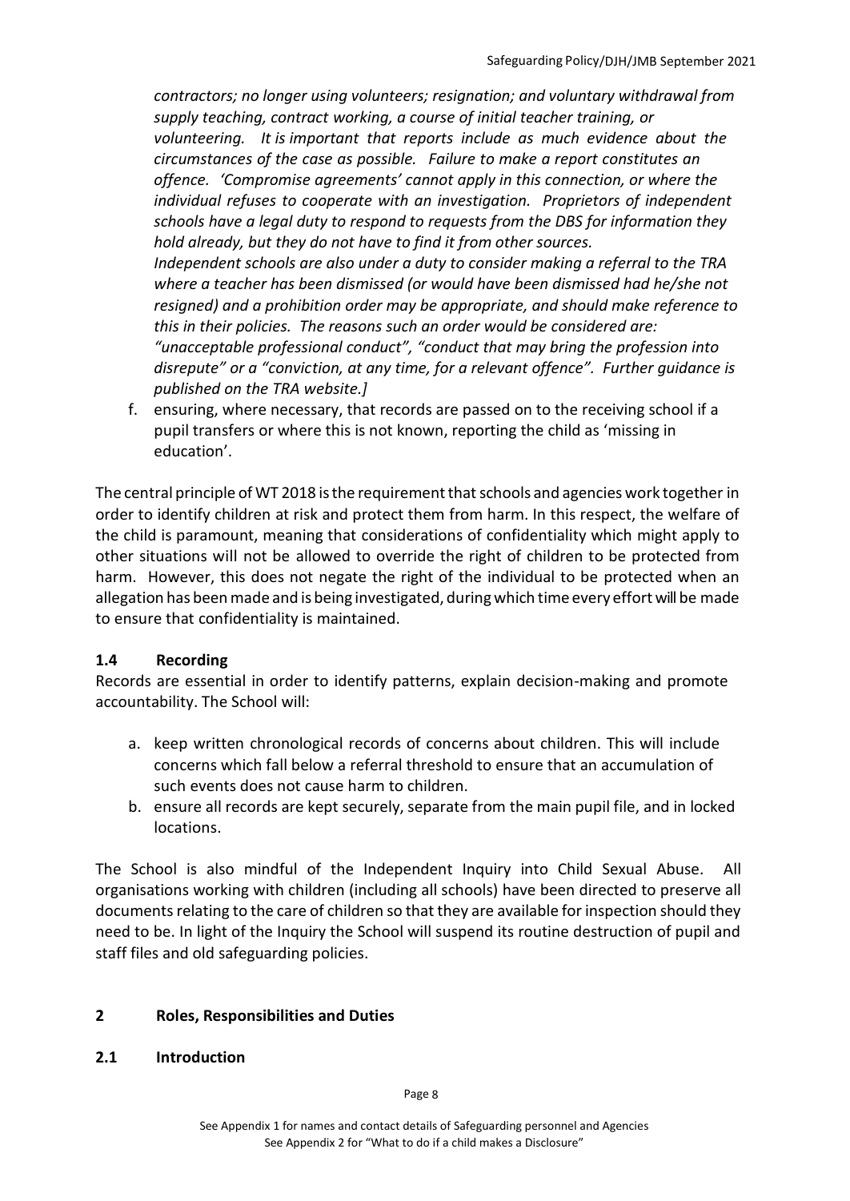*contractors; no longer using volunteers; resignation; and voluntary withdrawal from supply teaching, contract working, a course of initial teacher training, or volunteering. It is important that reports include as much evidence about the circumstances of the case as possible. Failure to make a report constitutes an offence. 'Compromise agreements' cannot apply in this connection, or where the individual refuses to cooperate with an investigation. Proprietors of independent schools have a legal duty to respond to requests from the DBS for information they hold already, but they do not have to find it from other sources.*
*Independent schools are also under a duty to consider making a referral to the TRA where a teacher has been dismissed (or would have been dismissed had he/she not resigned) and a prohibition order may be appropriate, and should make reference to this in their policies. The reasons such an order would be considered are: "unacceptable professional conduct", "conduct that may bring the profession into disrepute" or a "conviction, at any time, for a relevant offence". Further guidance is published on the TRA website.]*

f. ensuring, where necessary, that records are passed on to the receiving school if a pupil transfers or where this is not known, reporting the child as 'missing in education'.

The central principle of WT 2018 is the requirement that schools and agencies work together in order to identify children at risk and protect them from harm. In this respect, the welfare of the child is paramount, meaning that considerations of confidentiality which might apply to other situations will not be allowed to override the right of children to be protected from harm. However, this does not negate the right of the individual to be protected when an allegation has been made and is being investigated, during which time every effort will be made to ensure that confidentiality is maintained.

### 1.4 Recording

Records are essential in order to identify patterns, explain decision-making and promote accountability. The School will:

a. keep written chronological records of concerns about children. This will include concerns which fall below a referral threshold to ensure that an accumulation of such events does not cause harm to children.
b. ensure all records are kept securely, separate from the main pupil file, and in locked locations.

The School is also mindful of the Independent Inquiry into Child Sexual Abuse. All organisations working with children (including all schools) have been directed to preserve all documents relating to the care of children so that they are available for inspection should they need to be. In light of the Inquiry the School will suspend its routine destruction of pupil and staff files and old safeguarding policies.

## 2 Roles, Responsibilities and Duties

### 2.1 Introduction

See Appendix 1 for names and contact details of Safeguarding personnel and Agencies
See Appendix 2 for "What to do if a child makes a Disclosure"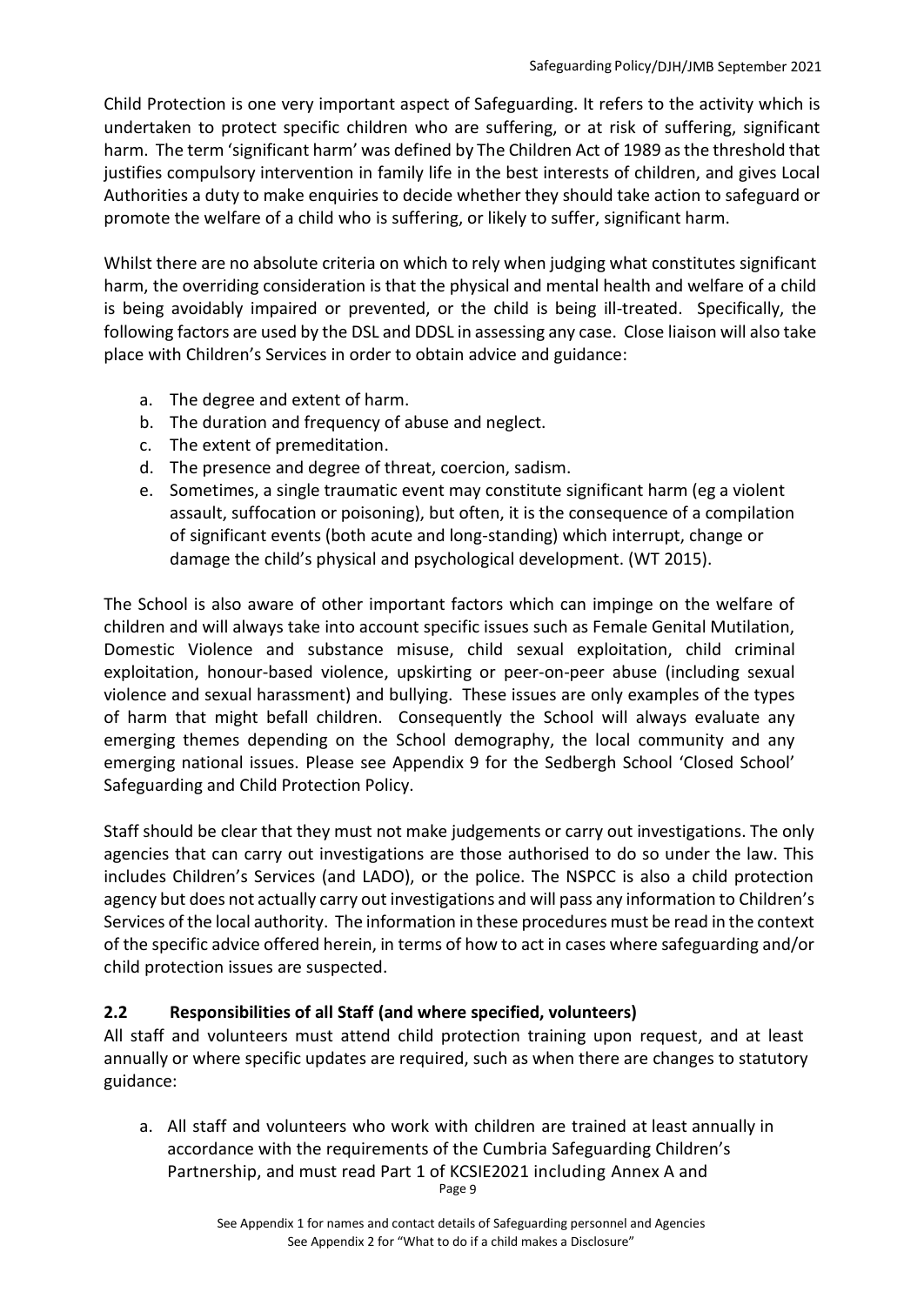Child Protection is one very important aspect of Safeguarding. It refers to the activity which is undertaken to protect specific children who are suffering, or at risk of suffering, significant harm. The term 'significant harm' was defined by The Children Act of 1989 as the threshold that justifies compulsory intervention in family life in the best interests of children, and gives Local Authorities a duty to make enquiries to decide whether they should take action to safeguard or promote the welfare of a child who is suffering, or likely to suffer, significant harm.

Whilst there are no absolute criteria on which to rely when judging what constitutes significant harm, the overriding consideration is that the physical and mental health and welfare of a child is being avoidably impaired or prevented, or the child is being ill-treated. Specifically, the following factors are used by the DSL and DDSL in assessing any case. Close liaison will also take place with Children's Services in order to obtain advice and guidance:

a. The degree and extent of harm.
b. The duration and frequency of abuse and neglect.
c. The extent of premeditation.
d. The presence and degree of threat, coercion, sadism.
e. Sometimes, a single traumatic event may constitute significant harm (eg a violent assault, suffocation or poisoning), but often, it is the consequence of a compilation of significant events (both acute and long-standing) which interrupt, change or damage the child's physical and psychological development. (WT 2015).

The School is also aware of other important factors which can impinge on the welfare of children and will always take into account specific issues such as Female Genital Mutilation, Domestic Violence and substance misuse, child sexual exploitation, child criminal exploitation, honour-based violence, upskirting or peer-on-peer abuse (including sexual violence and sexual harassment) and bullying. These issues are only examples of the types of harm that might befall children. Consequently the School will always evaluate any emerging themes depending on the School demography, the local community and any emerging national issues. Please see Appendix 9 for the Sedbergh School 'Closed School' Safeguarding and Child Protection Policy.

Staff should be clear that they must not make judgements or carry out investigations. The only agencies that can carry out investigations are those authorised to do so under the law. This includes Children's Services (and LADO), or the police. The NSPCC is also a child protection agency but does not actually carry out investigations and will pass any information to Children's Services of the local authority. The information in these procedures must be read in the context of the specific advice offered herein, in terms of how to act in cases where safeguarding and/or child protection issues are suspected.

## 2.2 Responsibilities of all Staff (and where specified, volunteers)

All staff and volunteers must attend child protection training upon request, and at least annually or where specific updates are required, such as when there are changes to statutory guidance:

a. All staff and volunteers who work with children are trained at least annually in accordance with the requirements of the Cumbria Safeguarding Children's Partnership, and must read Part 1 of KCSIE2021 including Annex A and

See Appendix 1 for names and contact details of Safeguarding personnel and Agencies
See Appendix 2 for "What to do if a child makes a Disclosure"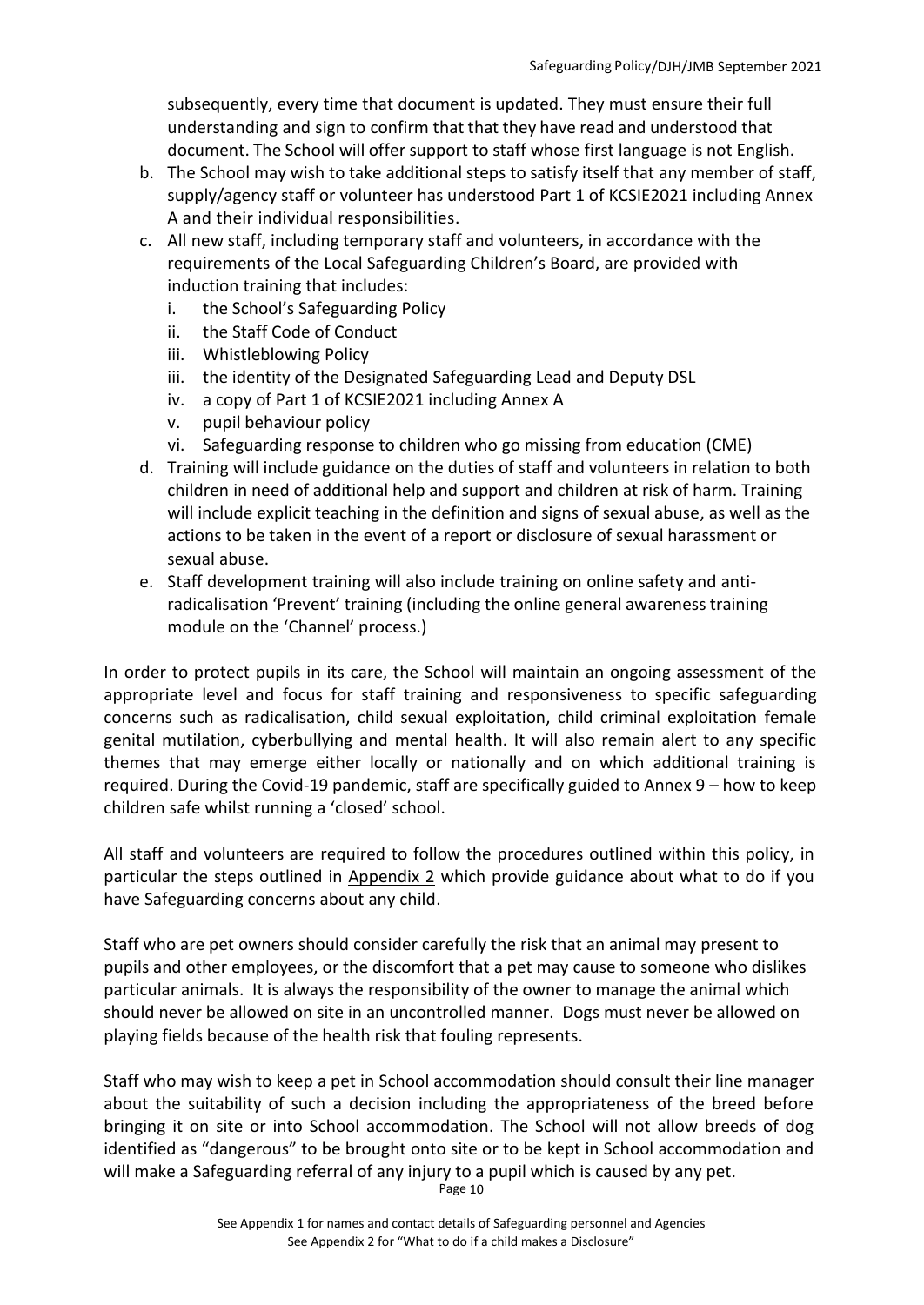subsequently, every time that document is updated. They must ensure their full understanding and sign to confirm that that they have read and understood that document. The School will offer support to staff whose first language is not English.

b. The School may wish to take additional steps to satisfy itself that any member of staff, supply/agency staff or volunteer has understood Part 1 of KCSIE2021 including Annex A and their individual responsibilities.
c. All new staff, including temporary staff and volunteers, in accordance with the requirements of the Local Safeguarding Children's Board, are provided with induction training that includes:
    i. the School's Safeguarding Policy
    ii. the Staff Code of Conduct
    iii. Whistleblowing Policy
    iii. the identity of the Designated Safeguarding Lead and Deputy DSL
    iv. a copy of Part 1 of KCSIE2021 including Annex A
    v. pupil behaviour policy
    vi. Safeguarding response to children who go missing from education (CME)
d. Training will include guidance on the duties of staff and volunteers in relation to both children in need of additional help and support and children at risk of harm. Training will include explicit teaching in the definition and signs of sexual abuse, as well as the actions to be taken in the event of a report or disclosure of sexual harassment or sexual abuse.
e. Staff development training will also include training on online safety and anti-radicalisation 'Prevent' training (including the online general awareness training module on the 'Channel' process.)

In order to protect pupils in its care, the School will maintain an ongoing assessment of the appropriate level and focus for staff training and responsiveness to specific safeguarding concerns such as radicalisation, child sexual exploitation, child criminal exploitation female genital mutilation, cyberbullying and mental health. It will also remain alert to any specific themes that may emerge either locally or nationally and on which additional training is required. During the Covid-19 pandemic, staff are specifically guided to Annex 9 – how to keep children safe whilst running a 'closed' school.

All staff and volunteers are required to follow the procedures outlined within this policy, in particular the steps outlined in Appendix 2 which provide guidance about what to do if you have Safeguarding concerns about any child.

Staff who are pet owners should consider carefully the risk that an animal may present to pupils and other employees, or the discomfort that a pet may cause to someone who dislikes particular animals. It is always the responsibility of the owner to manage the animal which should never be allowed on site in an uncontrolled manner. Dogs must never be allowed on playing fields because of the health risk that fouling represents.

Staff who may wish to keep a pet in School accommodation should consult their line manager about the suitability of such a decision including the appropriateness of the breed before bringing it on site or into School accommodation. The School will not allow breeds of dog identified as "dangerous" to be brought onto site or to be kept in School accommodation and will make a Safeguarding referral of any injury to a pupil which is caused by any pet.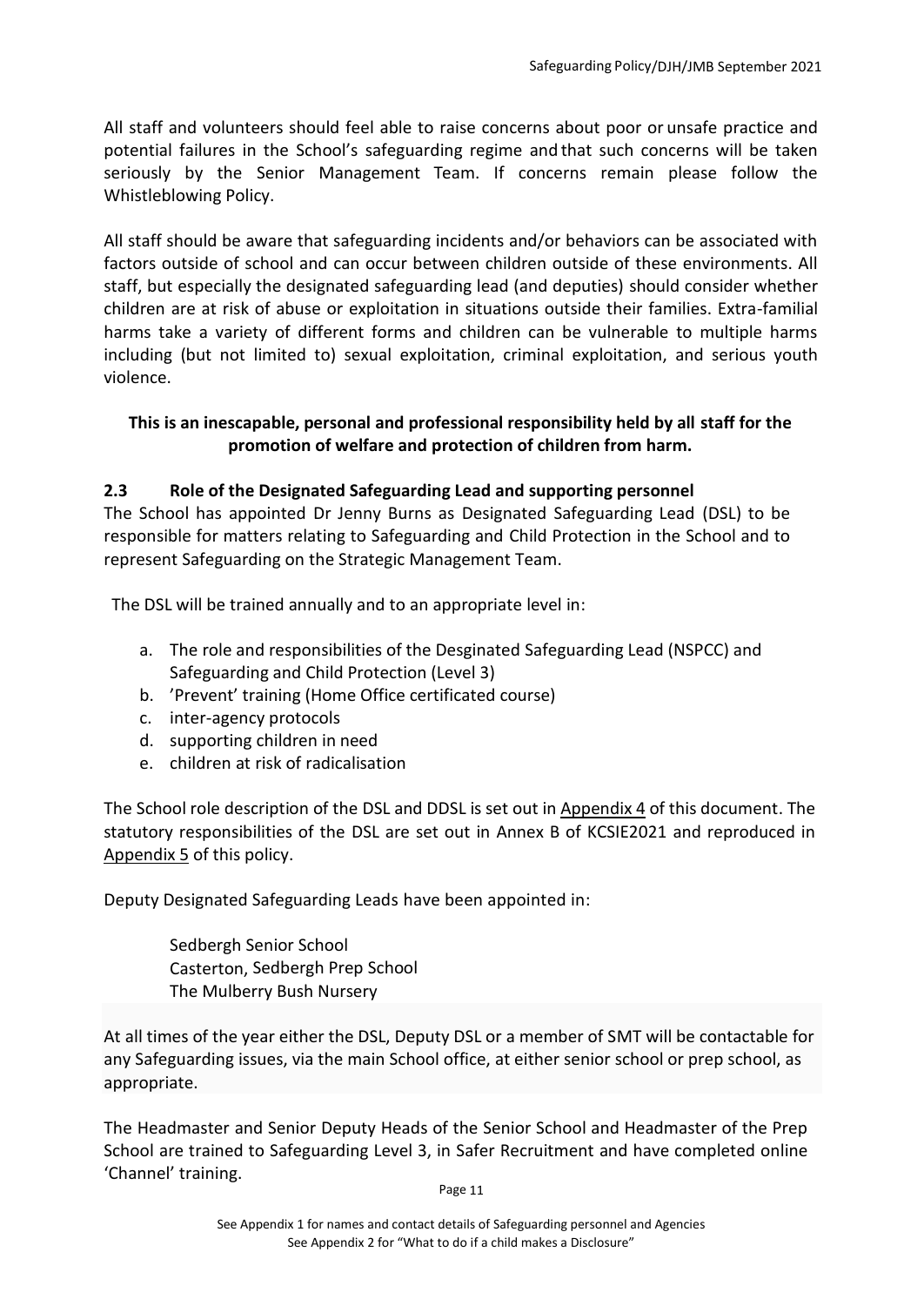All staff and volunteers should feel able to raise concerns about poor or unsafe practice and potential failures in the School's safeguarding regime and that such concerns will be taken seriously by the Senior Management Team. If concerns remain please follow the Whistleblowing Policy.

All staff should be aware that safeguarding incidents and/or behaviors can be associated with factors outside of school and can occur between children outside of these environments. All staff, but especially the designated safeguarding lead (and deputies) should consider whether children are at risk of abuse or exploitation in situations outside their families. Extra-familial harms take a variety of different forms and children can be vulnerable to multiple harms including (but not limited to) sexual exploitation, criminal exploitation, and serious youth violence.

**This is an inescapable, personal and professional responsibility held by all staff for the promotion of welfare and protection of children from harm.**

### 2.3 Role of the Designated Safeguarding Lead and supporting personnel

The School has appointed Dr Jenny Burns as Designated Safeguarding Lead (DSL) to be responsible for matters relating to Safeguarding and Child Protection in the School and to represent Safeguarding on the Strategic Management Team.

The DSL will be trained annually and to an appropriate level in:

a. The role and responsibilities of the Desginated Safeguarding Lead (NSPCC) and Safeguarding and Child Protection (Level 3)
b. 'Prevent' training (Home Office certificated course)
c. inter-agency protocols
d. supporting children in need
e. children at risk of radicalisation

The School role description of the DSL and DDSL is set out in Appendix 4 of this document. The statutory responsibilities of the DSL are set out in Annex B of KCSIE2021 and reproduced in Appendix 5 of this policy.

Deputy Designated Safeguarding Leads have been appointed in:

Sedbergh Senior School
Casterton, Sedbergh Prep School
The Mulberry Bush Nursery

At all times of the year either the DSL, Deputy DSL or a member of SMT will be contactable for any Safeguarding issues, via the main School office, at either senior school or prep school, as appropriate.

The Headmaster and Senior Deputy Heads of the Senior School and Headmaster of the Prep School are trained to Safeguarding Level 3, in Safer Recruitment and have completed online 'Channel' training.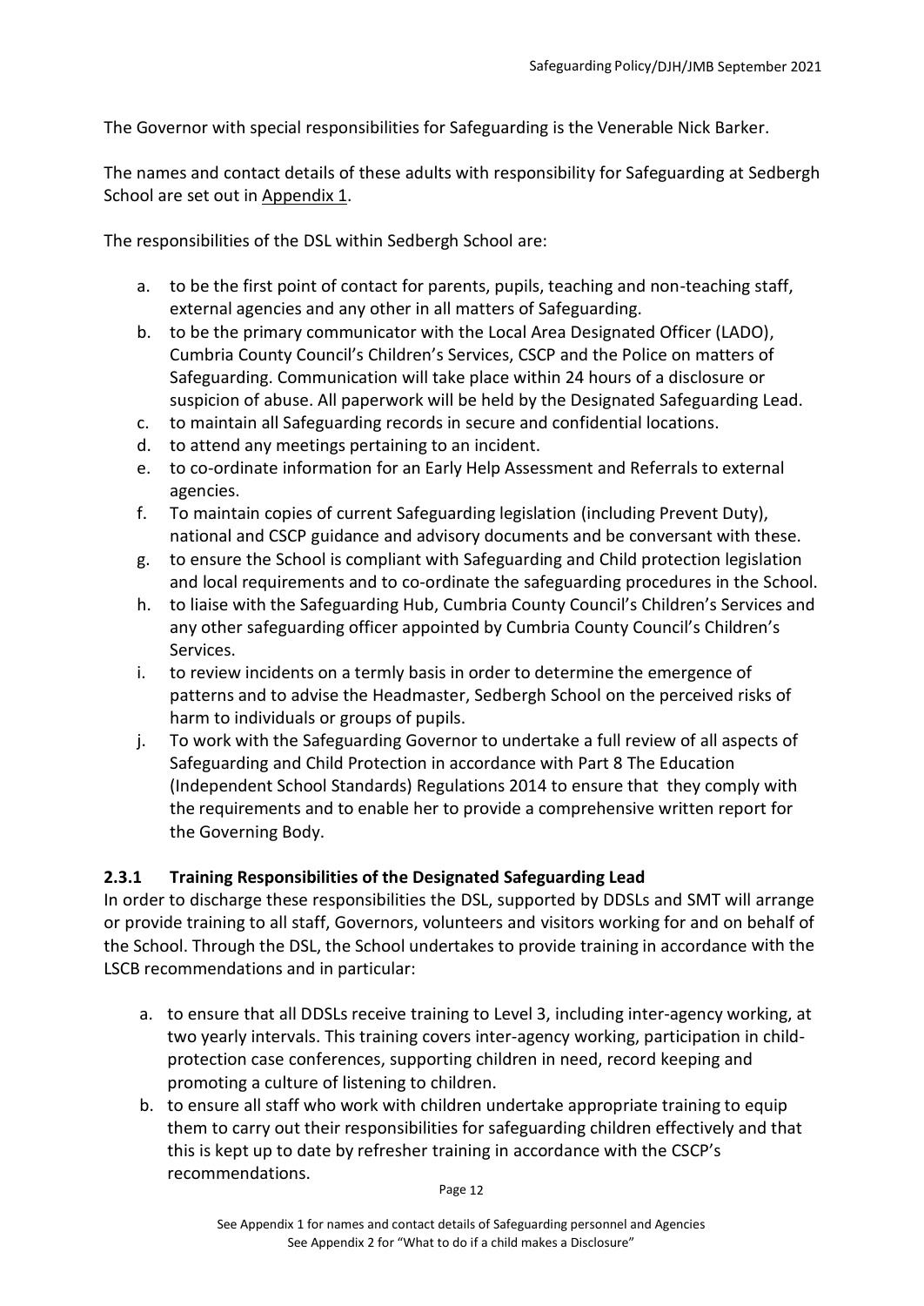The Governor with special responsibilities for Safeguarding is the Venerable Nick Barker.

The names and contact details of these adults with responsibility for Safeguarding at Sedbergh School are set out in Appendix 1.

The responsibilities of the DSL within Sedbergh School are:

a. to be the first point of contact for parents, pupils, teaching and non-teaching staff, external agencies and any other in all matters of Safeguarding.
b. to be the primary communicator with the Local Area Designated Officer (LADO), Cumbria County Council's Children's Services, CSCP and the Police on matters of Safeguarding. Communication will take place within 24 hours of a disclosure or suspicion of abuse. All paperwork will be held by the Designated Safeguarding Lead.
c. to maintain all Safeguarding records in secure and confidential locations.
d. to attend any meetings pertaining to an incident.
e. to co-ordinate information for an Early Help Assessment and Referrals to external agencies.
f. To maintain copies of current Safeguarding legislation (including Prevent Duty), national and CSCP guidance and advisory documents and be conversant with these.
g. to ensure the School is compliant with Safeguarding and Child protection legislation and local requirements and to co-ordinate the safeguarding procedures in the School.
h. to liaise with the Safeguarding Hub, Cumbria County Council's Children's Services and any other safeguarding officer appointed by Cumbria County Council's Children's Services.
i. to review incidents on a termly basis in order to determine the emergence of patterns and to advise the Headmaster, Sedbergh School on the perceived risks of harm to individuals or groups of pupils.
j. To work with the Safeguarding Governor to undertake a full review of all aspects of Safeguarding and Child Protection in accordance with Part 8 The Education (Independent School Standards) Regulations 2014 to ensure that they comply with the requirements and to enable her to provide a comprehensive written report for the Governing Body.

### 2.3.1 Training Responsibilities of the Designated Safeguarding Lead

In order to discharge these responsibilities the DSL, supported by DDSLs and SMT will arrange or provide training to all staff, Governors, volunteers and visitors working for and on behalf of the School. Through the DSL, the School undertakes to provide training in accordance with the LSCB recommendations and in particular:

a. to ensure that all DDSLs receive training to Level 3, including inter-agency working, at two yearly intervals. This training covers inter-agency working, participation in child-protection case conferences, supporting children in need, record keeping and promoting a culture of listening to children.
b. to ensure all staff who work with children undertake appropriate training to equip them to carry out their responsibilities for safeguarding children effectively and that this is kept up to date by refresher training in accordance with the CSCP's recommendations.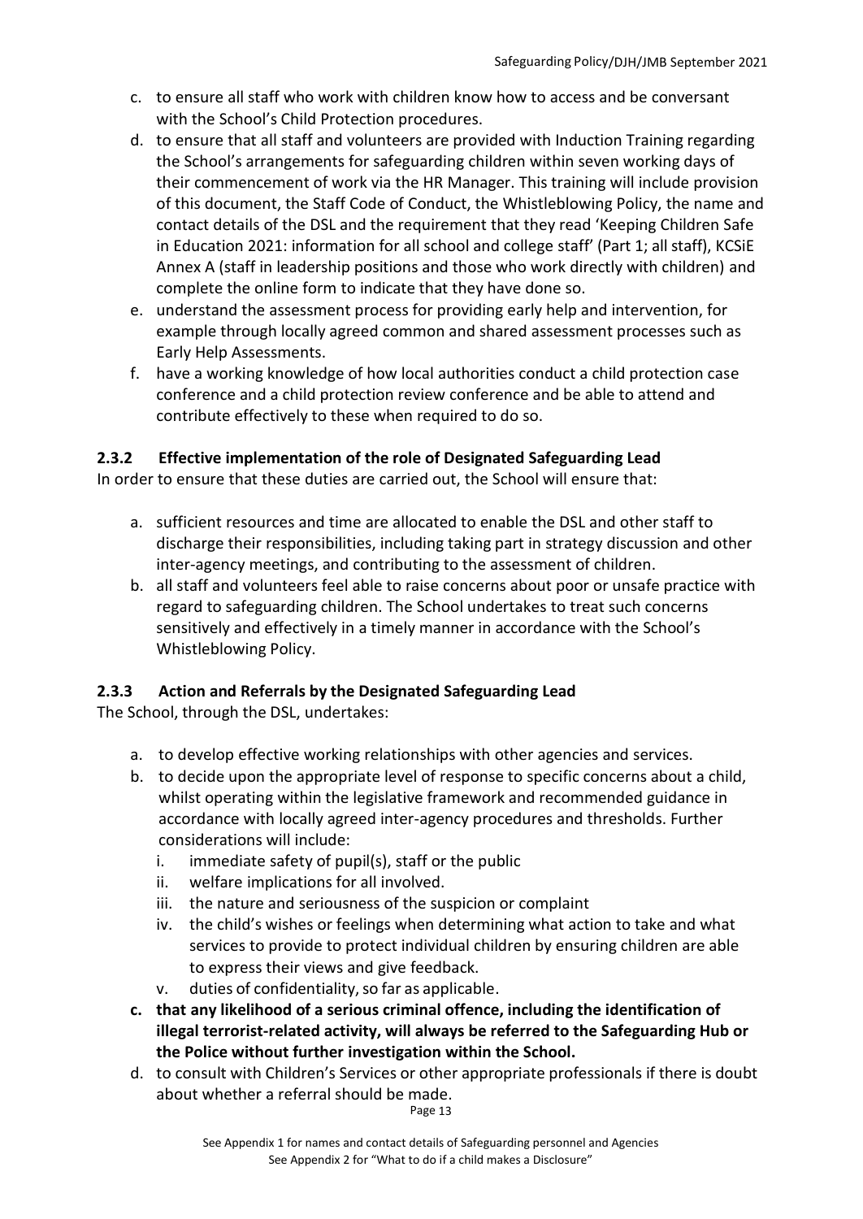c. to ensure all staff who work with children know how to access and be conversant with the School's Child Protection procedures.
d. to ensure that all staff and volunteers are provided with Induction Training regarding the School's arrangements for safeguarding children within seven working days of their commencement of work via the HR Manager. This training will include provision of this document, the Staff Code of Conduct, the Whistleblowing Policy, the name and contact details of the DSL and the requirement that they read 'Keeping Children Safe in Education 2021: information for all school and college staff' (Part 1; all staff), KCSiE Annex A (staff in leadership positions and those who work directly with children) and complete the online form to indicate that they have done so.
e. understand the assessment process for providing early help and intervention, for example through locally agreed common and shared assessment processes such as Early Help Assessments.
f. have a working knowledge of how local authorities conduct a child protection case conference and a child protection review conference and be able to attend and contribute effectively to these when required to do so.

### 2.3.2 Effective implementation of the role of Designated Safeguarding Lead

In order to ensure that these duties are carried out, the School will ensure that:

a. sufficient resources and time are allocated to enable the DSL and other staff to discharge their responsibilities, including taking part in strategy discussion and other inter-agency meetings, and contributing to the assessment of children.
b. all staff and volunteers feel able to raise concerns about poor or unsafe practice with regard to safeguarding children. The School undertakes to treat such concerns sensitively and effectively in a timely manner in accordance with the School's Whistleblowing Policy.

### 2.3.3 Action and Referrals by the Designated Safeguarding Lead

The School, through the DSL, undertakes:

a. to develop effective working relationships with other agencies and services.
b. to decide upon the appropriate level of response to specific concerns about a child, whilst operating within the legislative framework and recommended guidance in accordance with locally agreed inter-agency procedures and thresholds. Further considerations will include:
   i. immediate safety of pupil(s), staff or the public
   ii. welfare implications for all involved.
   iii. the nature and seriousness of the suspicion or complaint
   iv. the child's wishes or feelings when determining what action to take and what services to provide to protect individual children by ensuring children are able to express their views and give feedback.
   v. duties of confidentiality, so far as applicable.
c. **that any likelihood of a serious criminal offence, including the identification of illegal terrorist-related activity, will always be referred to the Safeguarding Hub or the Police without further investigation within the School.**
d. to consult with Children's Services or other appropriate professionals if there is doubt about whether a referral should be made.

See Appendix 1 for names and contact details of Safeguarding personnel and Agencies
See Appendix 2 for "What to do if a child makes a Disclosure"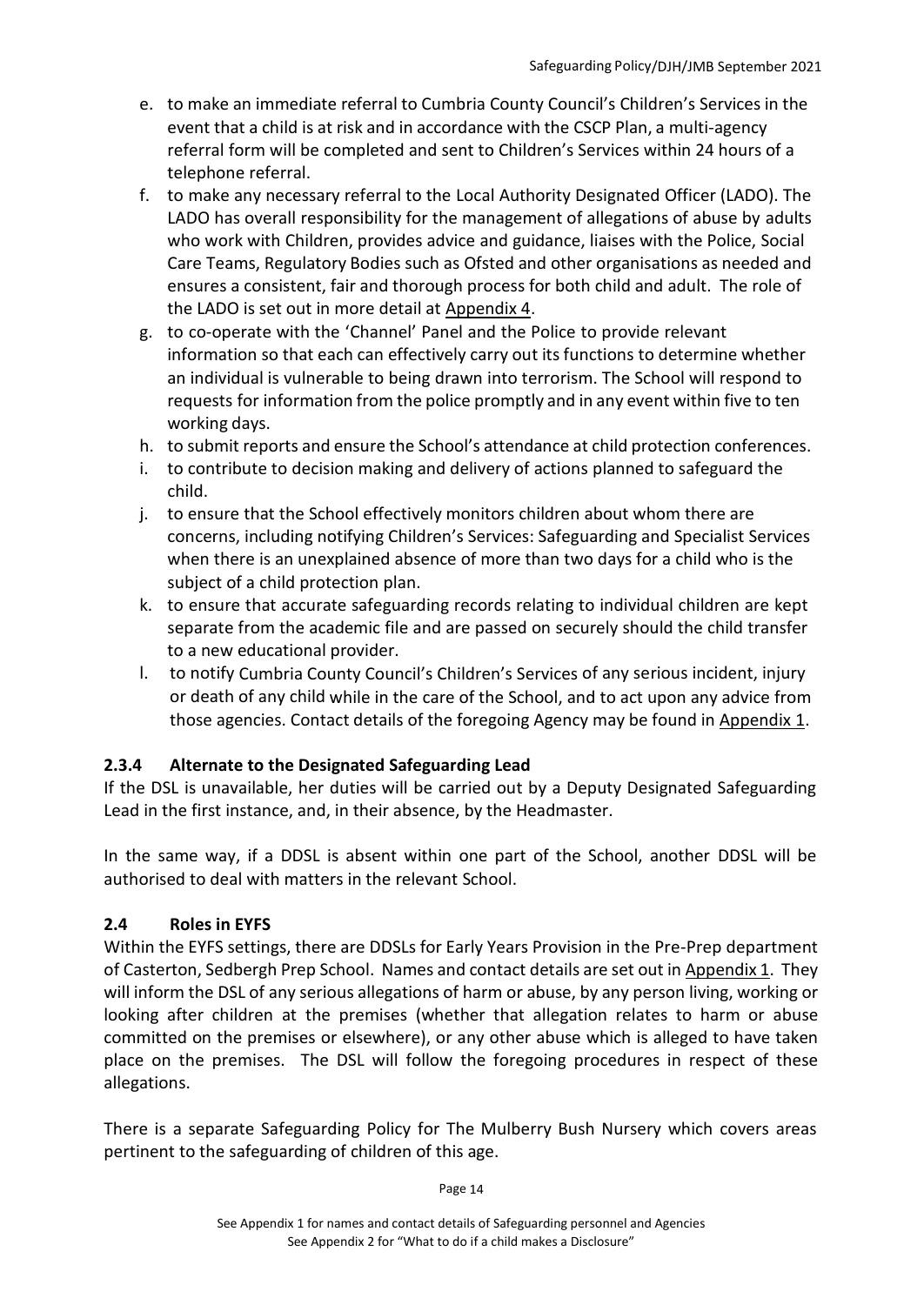e. to make an immediate referral to Cumbria County Council's Children's Services in the event that a child is at risk and in accordance with the CSCP Plan, a multi-agency referral form will be completed and sent to Children's Services within 24 hours of a telephone referral.
f. to make any necessary referral to the Local Authority Designated Officer (LADO). The LADO has overall responsibility for the management of allegations of abuse by adults who work with Children, provides advice and guidance, liaises with the Police, Social Care Teams, Regulatory Bodies such as Ofsted and other organisations as needed and ensures a consistent, fair and thorough process for both child and adult. The role of the LADO is set out in more detail at Appendix 4.
g. to co-operate with the 'Channel' Panel and the Police to provide relevant information so that each can effectively carry out its functions to determine whether an individual is vulnerable to being drawn into terrorism. The School will respond to requests for information from the police promptly and in any event within five to ten working days.
h. to submit reports and ensure the School's attendance at child protection conferences.
i. to contribute to decision making and delivery of actions planned to safeguard the child.
j. to ensure that the School effectively monitors children about whom there are concerns, including notifying Children's Services: Safeguarding and Specialist Services when there is an unexplained absence of more than two days for a child who is the subject of a child protection plan.
k. to ensure that accurate safeguarding records relating to individual children are kept separate from the academic file and are passed on securely should the child transfer to a new educational provider.
l. to notify Cumbria County Council's Children's Services of any serious incident, injury or death of any child while in the care of the School, and to act upon any advice from those agencies. Contact details of the foregoing Agency may be found in Appendix 1.

### 2.3.4 Alternate to the Designated Safeguarding Lead

If the DSL is unavailable, her duties will be carried out by a Deputy Designated Safeguarding Lead in the first instance, and, in their absence, by the Headmaster.

In the same way, if a DDSL is absent within one part of the School, another DDSL will be authorised to deal with matters in the relevant School.

### 2.4 Roles in EYFS

Within the EYFS settings, there are DDSLs for Early Years Provision in the Pre-Prep department of Casterton, Sedbergh Prep School. Names and contact details are set out in Appendix 1. They will inform the DSL of any serious allegations of harm or abuse, by any person living, working or looking after children at the premises (whether that allegation relates to harm or abuse committed on the premises or elsewhere), or any other abuse which is alleged to have taken place on the premises. The DSL will follow the foregoing procedures in respect of these allegations.

There is a separate Safeguarding Policy for The Mulberry Bush Nursery which covers areas pertinent to the safeguarding of children of this age.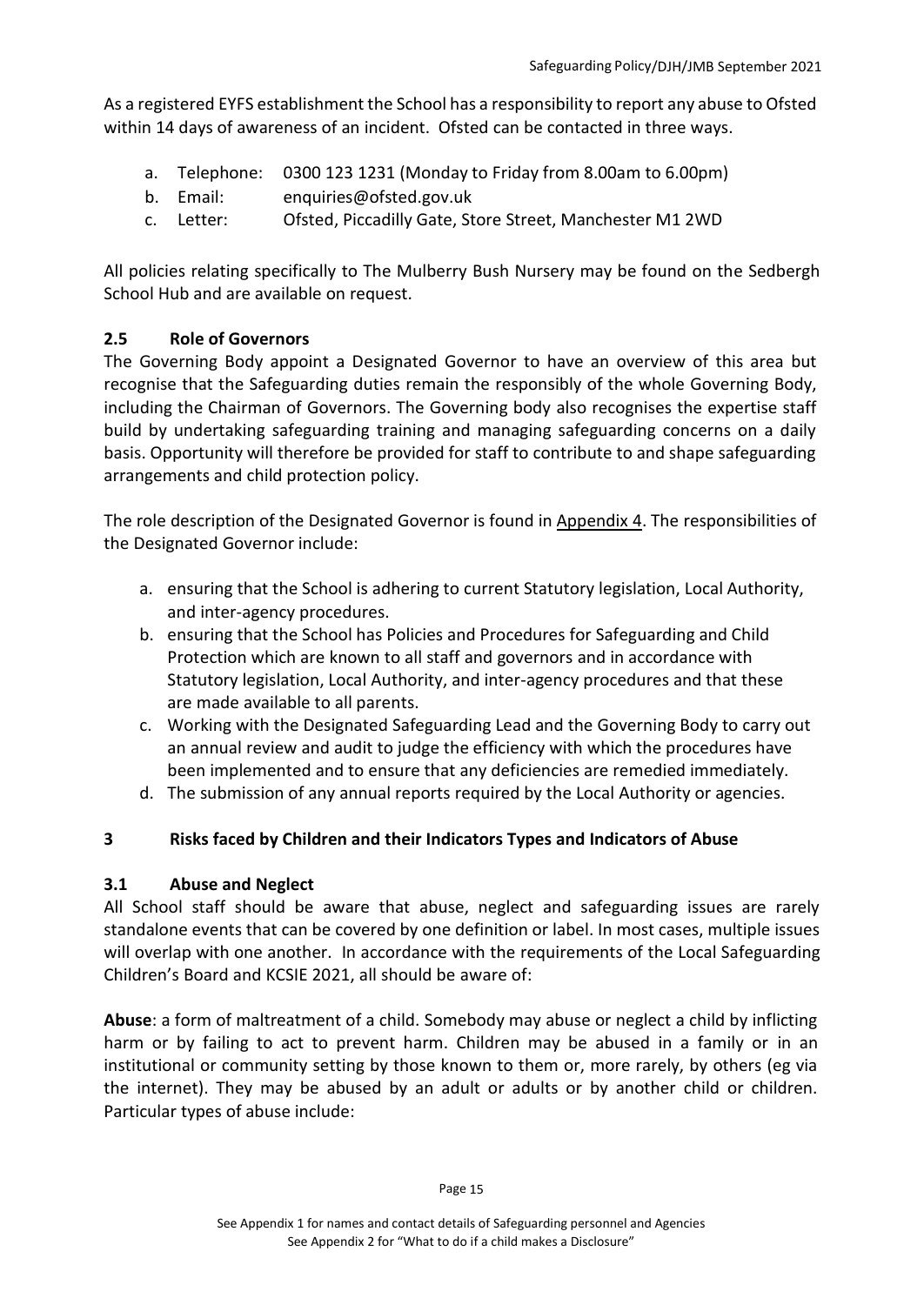As a registered EYFS establishment the School has a responsibility to report any abuse to Ofsted within 14 days of awareness of an incident. Ofsted can be contacted in three ways.

a. Telephone: 0300 123 1231 (Monday to Friday from 8.00am to 6.00pm)
b. Email: enquiries@ofsted.gov.uk
c. Letter: Ofsted, Piccadilly Gate, Store Street, Manchester M1 2WD

All policies relating specifically to The Mulberry Bush Nursery may be found on the Sedbergh School Hub and are available on request.

### 2.5 Role of Governors

The Governing Body appoint a Designated Governor to have an overview of this area but recognise that the Safeguarding duties remain the responsibly of the whole Governing Body, including the Chairman of Governors. The Governing body also recognises the expertise staff build by undertaking safeguarding training and managing safeguarding concerns on a daily basis. Opportunity will therefore be provided for staff to contribute to and shape safeguarding arrangements and child protection policy.

The role description of the Designated Governor is found in Appendix 4. The responsibilities of the Designated Governor include:

a. ensuring that the School is adhering to current Statutory legislation, Local Authority, and inter-agency procedures.
b. ensuring that the School has Policies and Procedures for Safeguarding and Child Protection which are known to all staff and governors and in accordance with Statutory legislation, Local Authority, and inter-agency procedures and that these are made available to all parents.
c. Working with the Designated Safeguarding Lead and the Governing Body to carry out an annual review and audit to judge the efficiency with which the procedures have been implemented and to ensure that any deficiencies are remedied immediately.
d. The submission of any annual reports required by the Local Authority or agencies.

## 3 Risks faced by Children and their Indicators Types and Indicators of Abuse

### 3.1 Abuse and Neglect

All School staff should be aware that abuse, neglect and safeguarding issues are rarely standalone events that can be covered by one definition or label. In most cases, multiple issues will overlap with one another. In accordance with the requirements of the Local Safeguarding Children's Board and KCSIE 2021, all should be aware of:

**Abuse**: a form of maltreatment of a child. Somebody may abuse or neglect a child by inflicting harm or by failing to act to prevent harm. Children may be abused in a family or in an institutional or community setting by those known to them or, more rarely, by others (eg via the internet). They may be abused by an adult or adults or by another child or children. Particular types of abuse include: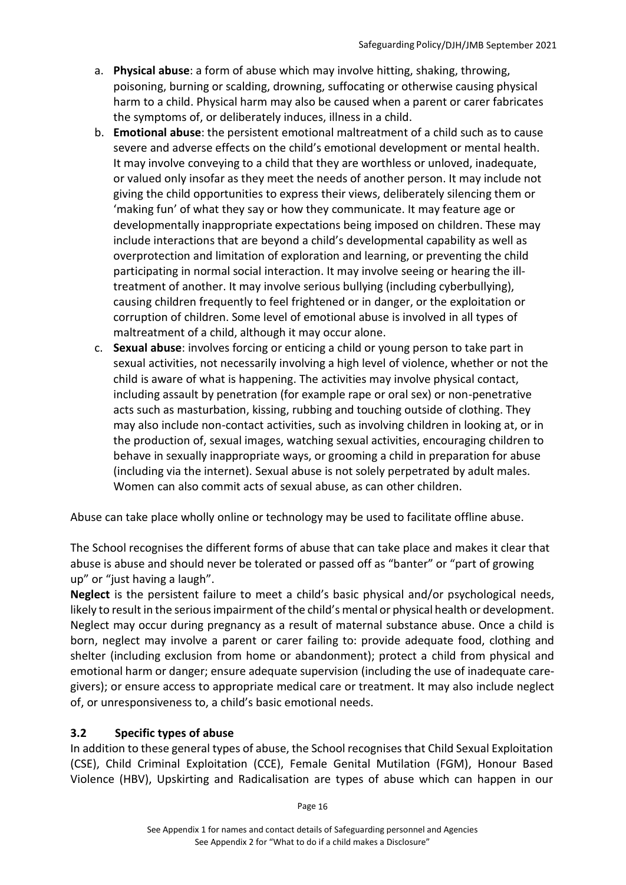a. **Physical abuse**: a form of abuse which may involve hitting, shaking, throwing, poisoning, burning or scalding, drowning, suffocating or otherwise causing physical harm to a child. Physical harm may also be caused when a parent or carer fabricates the symptoms of, or deliberately induces, illness in a child.
b. **Emotional abuse**: the persistent emotional maltreatment of a child such as to cause severe and adverse effects on the child's emotional development or mental health. It may involve conveying to a child that they are worthless or unloved, inadequate, or valued only insofar as they meet the needs of another person. It may include not giving the child opportunities to express their views, deliberately silencing them or 'making fun' of what they say or how they communicate. It may feature age or developmentally inappropriate expectations being imposed on children. These may include interactions that are beyond a child's developmental capability as well as overprotection and limitation of exploration and learning, or preventing the child participating in normal social interaction. It may involve seeing or hearing the ill-treatment of another. It may involve serious bullying (including cyberbullying), causing children frequently to feel frightened or in danger, or the exploitation or corruption of children. Some level of emotional abuse is involved in all types of maltreatment of a child, although it may occur alone.
c. **Sexual abuse**: involves forcing or enticing a child or young person to take part in sexual activities, not necessarily involving a high level of violence, whether or not the child is aware of what is happening. The activities may involve physical contact, including assault by penetration (for example rape or oral sex) or non-penetrative acts such as masturbation, kissing, rubbing and touching outside of clothing. They may also include non-contact activities, such as involving children in looking at, or in the production of, sexual images, watching sexual activities, encouraging children to behave in sexually inappropriate ways, or grooming a child in preparation for abuse (including via the internet). Sexual abuse is not solely perpetrated by adult males. Women can also commit acts of sexual abuse, as can other children.

Abuse can take place wholly online or technology may be used to facilitate offline abuse.

The School recognises the different forms of abuse that can take place and makes it clear that abuse is abuse and should never be tolerated or passed off as "banter" or "part of growing up" or "just having a laugh".

**Neglect** is the persistent failure to meet a child's basic physical and/or psychological needs, likely to result in the serious impairment of the child's mental or physical health or development. Neglect may occur during pregnancy as a result of maternal substance abuse. Once a child is born, neglect may involve a parent or carer failing to: provide adequate food, clothing and shelter (including exclusion from home or abandonment); protect a child from physical and emotional harm or danger; ensure adequate supervision (including the use of inadequate care-givers); or ensure access to appropriate medical care or treatment. It may also include neglect of, or unresponsiveness to, a child's basic emotional needs.

### 3.2 Specific types of abuse

In addition to these general types of abuse, the School recognises that Child Sexual Exploitation (CSE), Child Criminal Exploitation (CCE), Female Genital Mutilation (FGM), Honour Based Violence (HBV), Upskirting and Radicalisation are types of abuse which can happen in our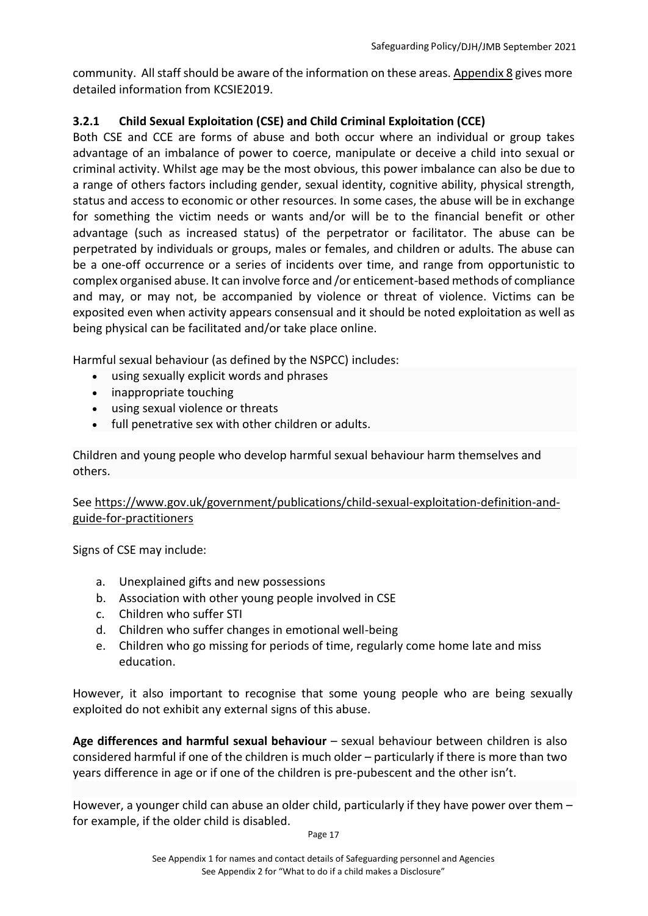community. All staff should be aware of the information on these areas. Appendix 8 gives more detailed information from KCSIE2019.

### 3.2.1 Child Sexual Exploitation (CSE) and Child Criminal Exploitation (CCE)

Both CSE and CCE are forms of abuse and both occur where an individual or group takes advantage of an imbalance of power to coerce, manipulate or deceive a child into sexual or criminal activity. Whilst age may be the most obvious, this power imbalance can also be due to a range of others factors including gender, sexual identity, cognitive ability, physical strength, status and access to economic or other resources. In some cases, the abuse will be in exchange for something the victim needs or wants and/or will be to the financial benefit or other advantage (such as increased status) of the perpetrator or facilitator. The abuse can be perpetrated by individuals or groups, males or females, and children or adults. The abuse can be a one-off occurrence or a series of incidents over time, and range from opportunistic to complex organised abuse. It can involve force and /or enticement-based methods of compliance and may, or may not, be accompanied by violence or threat of violence. Victims can be exposited even when activity appears consensual and it should be noted exploitation as well as being physical can be facilitated and/or take place online.

Harmful sexual behaviour (as defined by the NSPCC) includes:

- using sexually explicit words and phrases
- inappropriate touching
- using sexual violence or threats
- full penetrative sex with other children or adults.

Children and young people who develop harmful sexual behaviour harm themselves and others.

See https://www.gov.uk/government/publications/child-sexual-exploitation-definition-and-guide-for-practitioners

Signs of CSE may include:

a. Unexplained gifts and new possessions
b. Association with other young people involved in CSE
c. Children who suffer STI
d. Children who suffer changes in emotional well-being
e. Children who go missing for periods of time, regularly come home late and miss education.

However, it also important to recognise that some young people who are being sexually exploited do not exhibit any external signs of this abuse.

**Age differences and harmful sexual behaviour** – sexual behaviour between children is also considered harmful if one of the children is much older – particularly if there is more than two years difference in age or if one of the children is pre-pubescent and the other isn't.

However, a younger child can abuse an older child, particularly if they have power over them – for example, if the older child is disabled.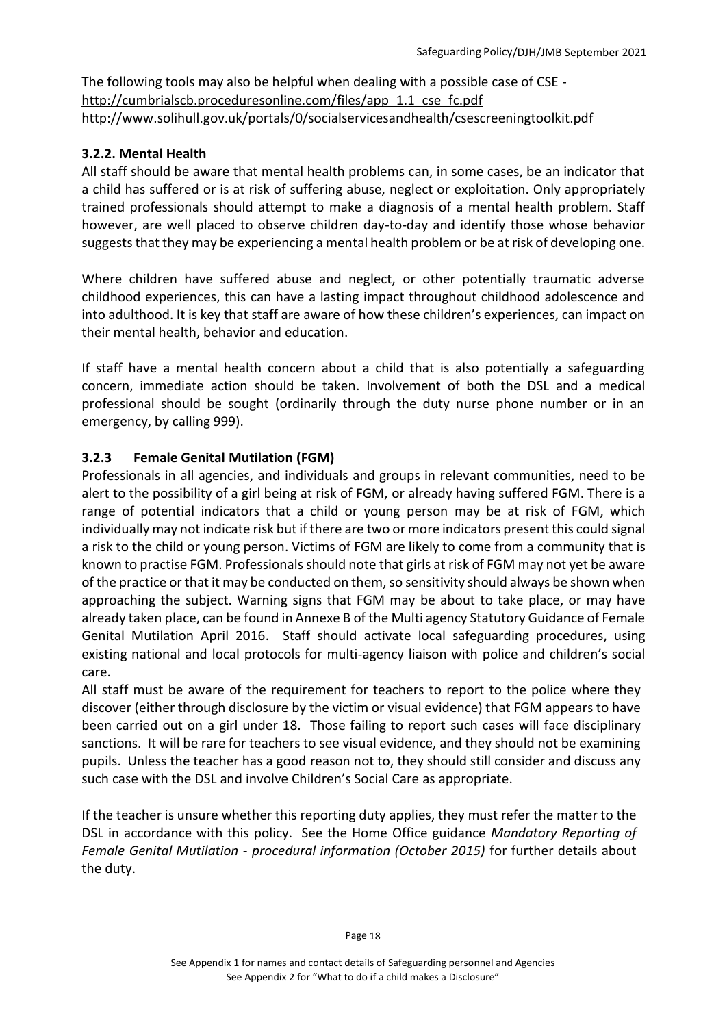The following tools may also be helpful when dealing with a possible case of CSE - 
http://cumbrialscb.proceduresonline.com/files/app_1.1_cse_fc.pdf 
http://www.solihull.gov.uk/portals/0/socialservicesandhealth/csescreeningtoolkit.pdf

### 3.2.2. Mental Health

All staff should be aware that mental health problems can, in some cases, be an indicator that a child has suffered or is at risk of suffering abuse, neglect or exploitation. Only appropriately trained professionals should attempt to make a diagnosis of a mental health problem. Staff however, are well placed to observe children day-to-day and identify those whose behavior suggests that they may be experiencing a mental health problem or be at risk of developing one.

Where children have suffered abuse and neglect, or other potentially traumatic adverse childhood experiences, this can have a lasting impact throughout childhood adolescence and into adulthood. It is key that staff are aware of how these children's experiences, can impact on their mental health, behavior and education.

If staff have a mental health concern about a child that is also potentially a safeguarding concern, immediate action should be taken. Involvement of both the DSL and a medical professional should be sought (ordinarily through the duty nurse phone number or in an emergency, by calling 999).

### 3.2.3 Female Genital Mutilation (FGM)

Professionals in all agencies, and individuals and groups in relevant communities, need to be alert to the possibility of a girl being at risk of FGM, or already having suffered FGM. There is a range of potential indicators that a child or young person may be at risk of FGM, which individually may not indicate risk but if there are two or more indicators present this could signal a risk to the child or young person. Victims of FGM are likely to come from a community that is known to practise FGM. Professionals should note that girls at risk of FGM may not yet be aware of the practice or that it may be conducted on them, so sensitivity should always be shown when approaching the subject. Warning signs that FGM may be about to take place, or may have already taken place, can be found in Annexe B of the Multi agency Statutory Guidance of Female Genital Mutilation April 2016. Staff should activate local safeguarding procedures, using existing national and local protocols for multi-agency liaison with police and children's social care.

All staff must be aware of the requirement for teachers to report to the police where they discover (either through disclosure by the victim or visual evidence) that FGM appears to have been carried out on a girl under 18. Those failing to report such cases will face disciplinary sanctions. It will be rare for teachers to see visual evidence, and they should not be examining pupils. Unless the teacher has a good reason not to, they should still consider and discuss any such case with the DSL and involve Children's Social Care as appropriate.

If the teacher is unsure whether this reporting duty applies, they must refer the matter to the DSL in accordance with this policy. See the Home Office guidance *Mandatory Reporting of Female Genital Mutilation - procedural information (October 2015)* for further details about the duty.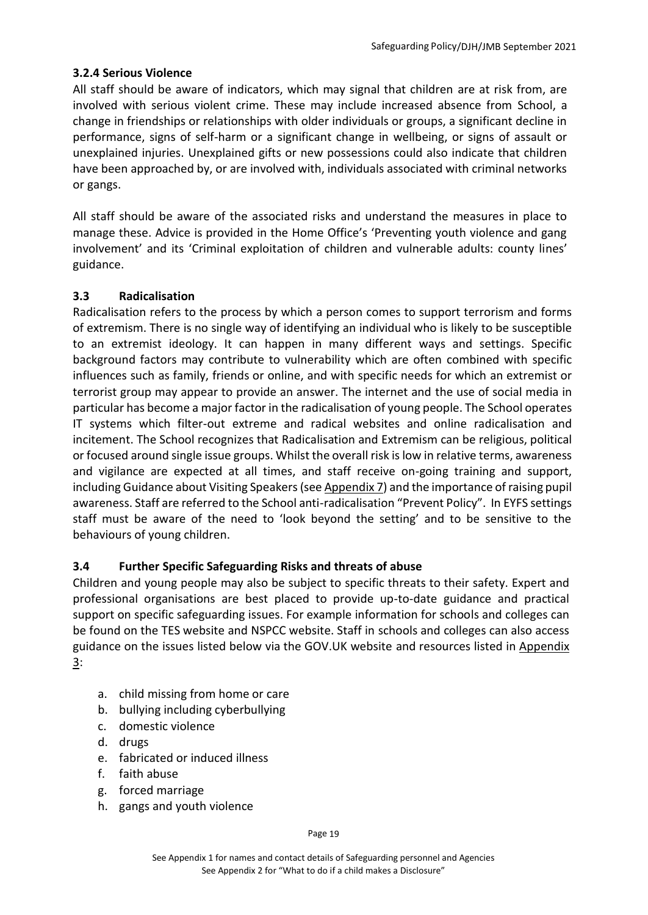### 3.2.4 Serious Violence

All staff should be aware of indicators, which may signal that children are at risk from, are involved with serious violent crime. These may include increased absence from School, a change in friendships or relationships with older individuals or groups, a significant decline in performance, signs of self-harm or a significant change in wellbeing, or signs of assault or unexplained injuries. Unexplained gifts or new possessions could also indicate that children have been approached by, or are involved with, individuals associated with criminal networks or gangs.

All staff should be aware of the associated risks and understand the measures in place to manage these. Advice is provided in the Home Office's 'Preventing youth violence and gang involvement' and its 'Criminal exploitation of children and vulnerable adults: county lines' guidance.

## 3.3 Radicalisation

Radicalisation refers to the process by which a person comes to support terrorism and forms of extremism. There is no single way of identifying an individual who is likely to be susceptible to an extremist ideology. It can happen in many different ways and settings. Specific background factors may contribute to vulnerability which are often combined with specific influences such as family, friends or online, and with specific needs for which an extremist or terrorist group may appear to provide an answer. The internet and the use of social media in particular has become a major factor in the radicalisation of young people. The School operates IT systems which filter-out extreme and radical websites and online radicalisation and incitement. The School recognizes that Radicalisation and Extremism can be religious, political or focused around single issue groups. Whilst the overall risk is low in relative terms, awareness and vigilance are expected at all times, and staff receive on-going training and support, including Guidance about Visiting Speakers (see Appendix 7) and the importance of raising pupil awareness. Staff are referred to the School anti-radicalisation "Prevent Policy". In EYFS settings staff must be aware of the need to 'look beyond the setting' and to be sensitive to the behaviours of young children.

## 3.4 Further Specific Safeguarding Risks and threats of abuse

Children and young people may also be subject to specific threats to their safety. Expert and professional organisations are best placed to provide up-to-date guidance and practical support on specific safeguarding issues. For example information for schools and colleges can be found on the TES website and NSPCC website. Staff in schools and colleges can also access guidance on the issues listed below via the GOV.UK website and resources listed in Appendix 3:

a. child missing from home or care
b. bullying including cyberbullying
c. domestic violence
d. drugs
e. fabricated or induced illness
f. faith abuse
g. forced marriage
h. gangs and youth violence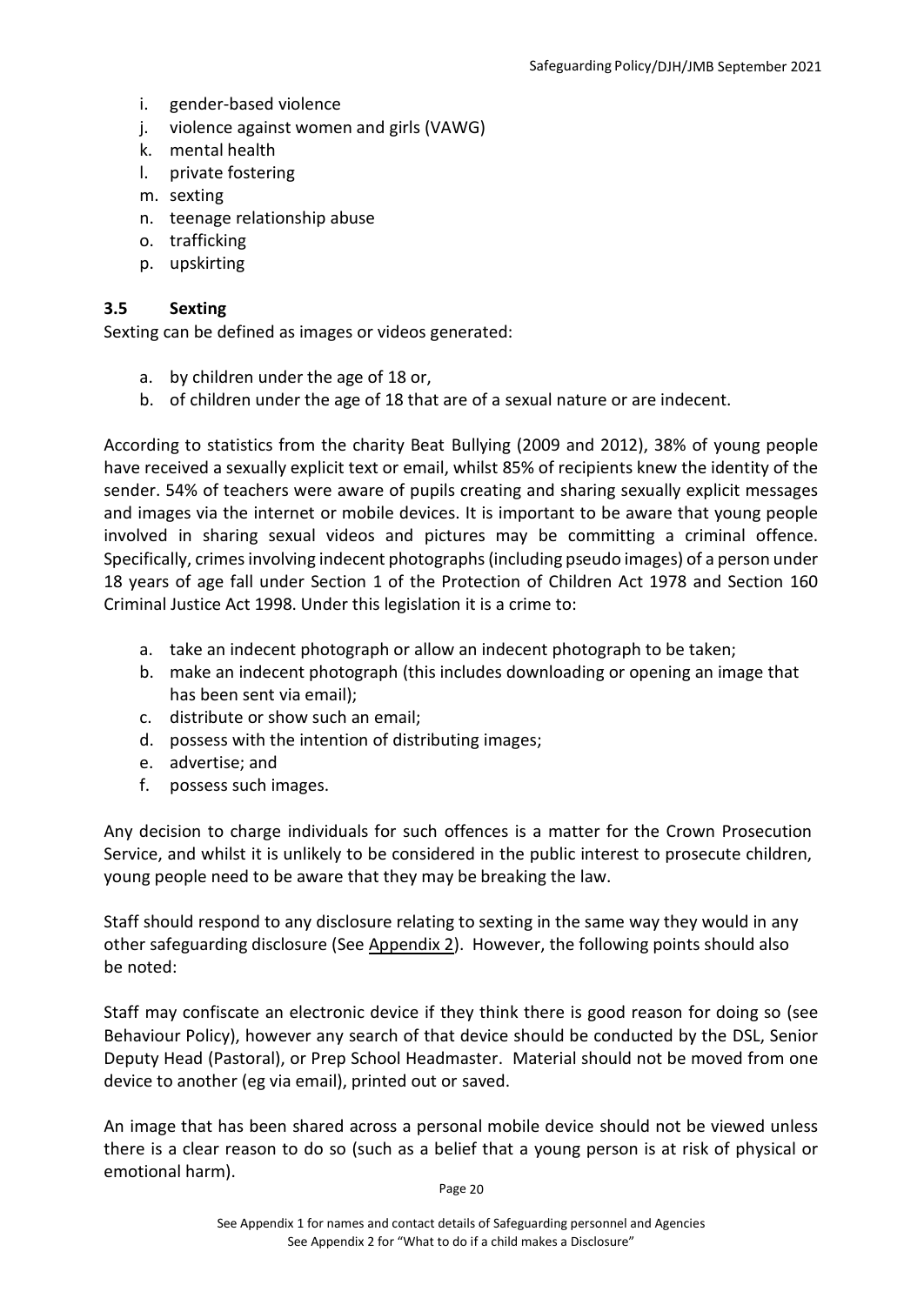i. gender-based violence
j. violence against women and girls (VAWG)
k. mental health
l. private fostering
m. sexting
n. teenage relationship abuse
o. trafficking
p. upskirting

### 3.5 Sexting

Sexting can be defined as images or videos generated:

a. by children under the age of 18 or,
b. of children under the age of 18 that are of a sexual nature or are indecent.

According to statistics from the charity Beat Bullying (2009 and 2012), 38% of young people have received a sexually explicit text or email, whilst 85% of recipients knew the identity of the sender. 54% of teachers were aware of pupils creating and sharing sexually explicit messages and images via the internet or mobile devices. It is important to be aware that young people involved in sharing sexual videos and pictures may be committing a criminal offence. Specifically, crimes involving indecent photographs (including pseudo images) of a person under 18 years of age fall under Section 1 of the Protection of Children Act 1978 and Section 160 Criminal Justice Act 1998. Under this legislation it is a crime to:

a. take an indecent photograph or allow an indecent photograph to be taken;
b. make an indecent photograph (this includes downloading or opening an image that has been sent via email);
c. distribute or show such an email;
d. possess with the intention of distributing images;
e. advertise; and
f. possess such images.

Any decision to charge individuals for such offences is a matter for the Crown Prosecution Service, and whilst it is unlikely to be considered in the public interest to prosecute children, young people need to be aware that they may be breaking the law.

Staff should respond to any disclosure relating to sexting in the same way they would in any other safeguarding disclosure (See Appendix 2). However, the following points should also be noted:

Staff may confiscate an electronic device if they think there is good reason for doing so (see Behaviour Policy), however any search of that device should be conducted by the DSL, Senior Deputy Head (Pastoral), or Prep School Headmaster. Material should not be moved from one device to another (eg via email), printed out or saved.

An image that has been shared across a personal mobile device should not be viewed unless there is a clear reason to do so (such as a belief that a young person is at risk of physical or emotional harm).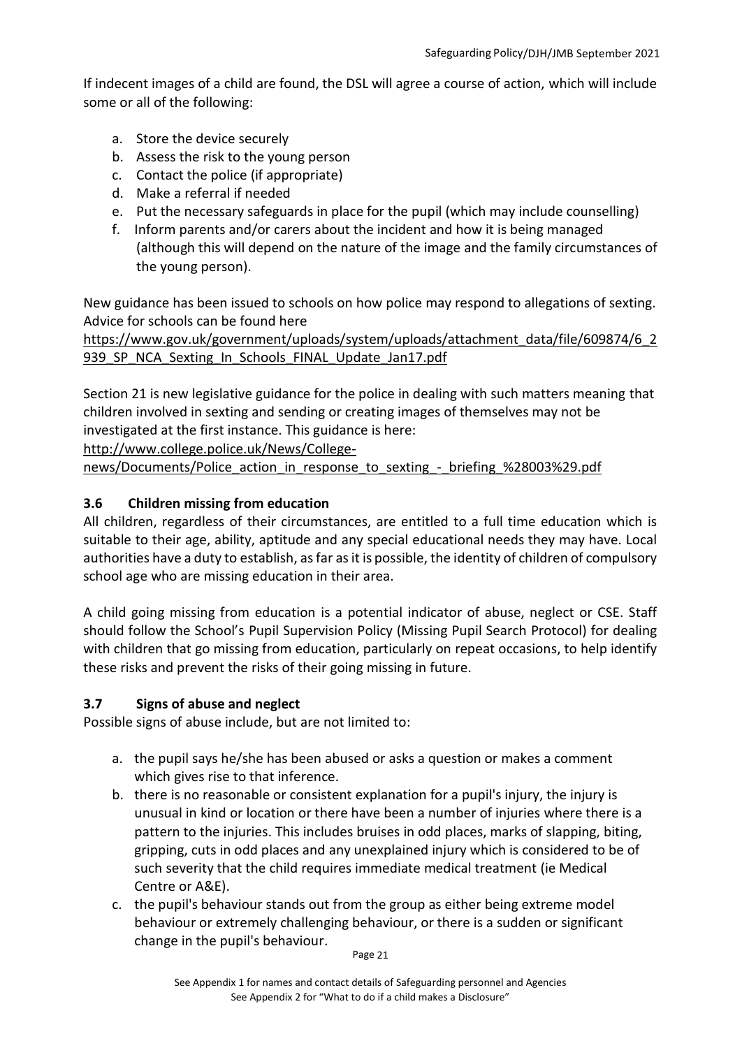If indecent images of a child are found, the DSL will agree a course of action, which will include some or all of the following:

a. Store the device securely
b. Assess the risk to the young person
c. Contact the police (if appropriate)
d. Make a referral if needed
e. Put the necessary safeguards in place for the pupil (which may include counselling)
f. Inform parents and/or carers about the incident and how it is being managed (although this will depend on the nature of the image and the family circumstances of the young person).

New guidance has been issued to schools on how police may respond to allegations of sexting. Advice for schools can be found here https://www.gov.uk/government/uploads/system/uploads/attachment_data/file/609874/6_2939_SP_NCA_Sexting_In_Schools_FINAL_Update_Jan17.pdf

Section 21 is new legislative guidance for the police in dealing with such matters meaning that children involved in sexting and sending or creating images of themselves may not be investigated at the first instance. This guidance is here:
http://www.college.police.uk/News/College-news/Documents/Police_action_in_response_to_sexting_-_briefing_%28003%29.pdf

### 3.6 Children missing from education

All children, regardless of their circumstances, are entitled to a full time education which is suitable to their age, ability, aptitude and any special educational needs they may have. Local authorities have a duty to establish, as far as it is possible, the identity of children of compulsory school age who are missing education in their area.

A child going missing from education is a potential indicator of abuse, neglect or CSE. Staff should follow the School's Pupil Supervision Policy (Missing Pupil Search Protocol) for dealing with children that go missing from education, particularly on repeat occasions, to help identify these risks and prevent the risks of their going missing in future.

### 3.7 Signs of abuse and neglect

Possible signs of abuse include, but are not limited to:

a. the pupil says he/she has been abused or asks a question or makes a comment which gives rise to that inference.
b. there is no reasonable or consistent explanation for a pupil's injury, the injury is unusual in kind or location or there have been a number of injuries where there is a pattern to the injuries. This includes bruises in odd places, marks of slapping, biting, gripping, cuts in odd places and any unexplained injury which is considered to be of such severity that the child requires immediate medical treatment (ie Medical Centre or A&E).
c. the pupil's behaviour stands out from the group as either being extreme model behaviour or extremely challenging behaviour, or there is a sudden or significant change in the pupil's behaviour.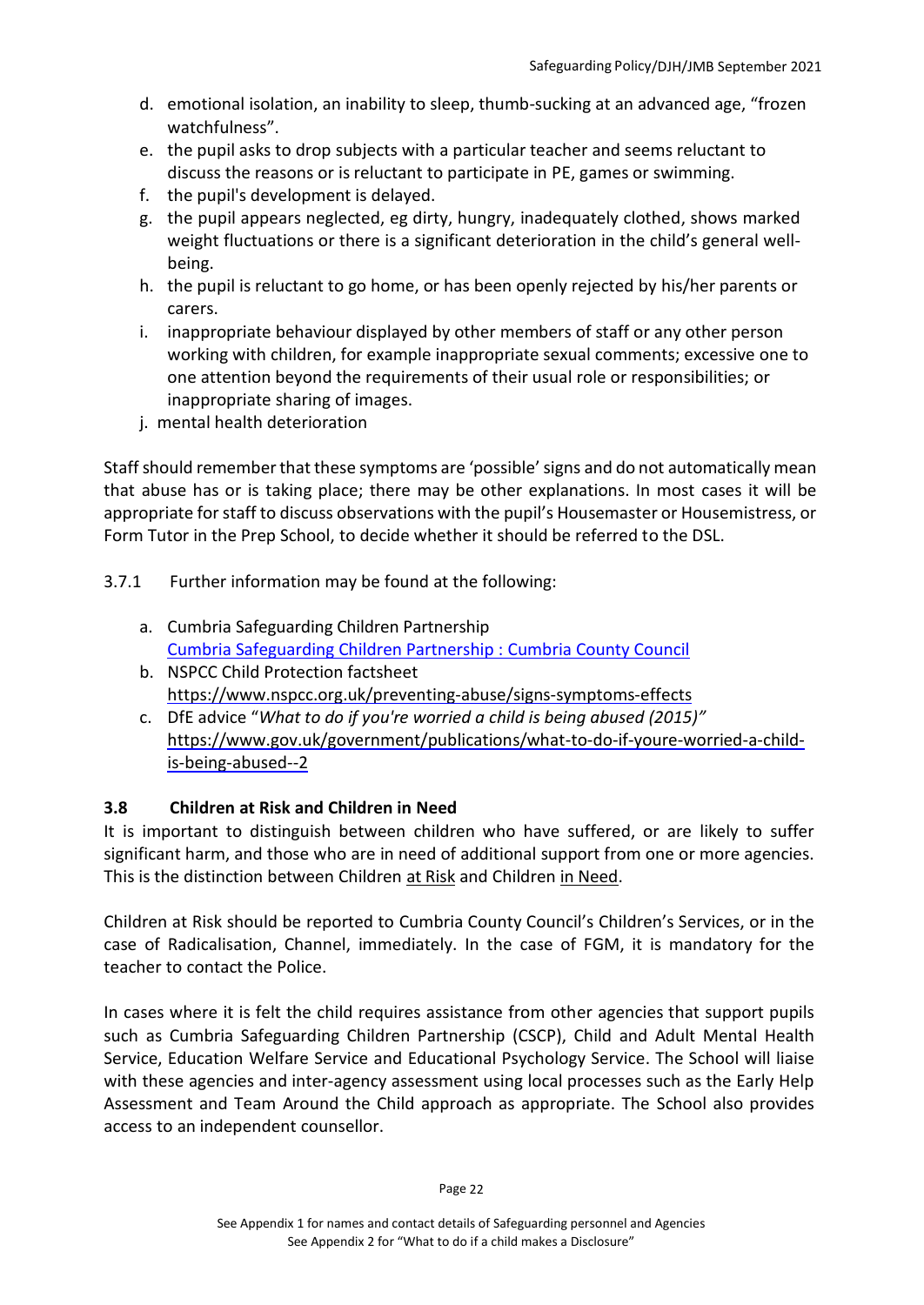d. emotional isolation, an inability to sleep, thumb-sucking at an advanced age, "frozen watchfulness".
e. the pupil asks to drop subjects with a particular teacher and seems reluctant to discuss the reasons or is reluctant to participate in PE, games or swimming.
f. the pupil's development is delayed.
g. the pupil appears neglected, eg dirty, hungry, inadequately clothed, shows marked weight fluctuations or there is a significant deterioration in the child's general well-being.
h. the pupil is reluctant to go home, or has been openly rejected by his/her parents or carers.
i. inappropriate behaviour displayed by other members of staff or any other person working with children, for example inappropriate sexual comments; excessive one to one attention beyond the requirements of their usual role or responsibilities; or inappropriate sharing of images.
j. mental health deterioration

Staff should remember that these symptoms are 'possible' signs and do not automatically mean that abuse has or is taking place; there may be other explanations. In most cases it will be appropriate for staff to discuss observations with the pupil's Housemaster or Housemistress, or Form Tutor in the Prep School, to decide whether it should be referred to the DSL.

3.7.1 Further information may be found at the following:

a. Cumbria Safeguarding Children Partnership
   [Cumbria Safeguarding Children Partnership : Cumbria County Council]
b. NSPCC Child Protection factsheet
   https://www.nspcc.org.uk/preventing-abuse/signs-symptoms-effects
c. DfE advice "*What to do if you're worried a child is being abused (2015)*"
   https://www.gov.uk/government/publications/what-to-do-if-youre-worried-a-child-is-being-abused--2

### 3.8 Children at Risk and Children in Need

It is important to distinguish between children who have suffered, or are likely to suffer significant harm, and those who are in need of additional support from one or more agencies. This is the distinction between Children at Risk and Children in Need.

Children at Risk should be reported to Cumbria County Council's Children's Services, or in the case of Radicalisation, Channel, immediately. In the case of FGM, it is mandatory for the teacher to contact the Police.

In cases where it is felt the child requires assistance from other agencies that support pupils such as Cumbria Safeguarding Children Partnership (CSCP), Child and Adult Mental Health Service, Education Welfare Service and Educational Psychology Service. The School will liaise with these agencies and inter-agency assessment using local processes such as the Early Help Assessment and Team Around the Child approach as appropriate. The School also provides access to an independent counsellor.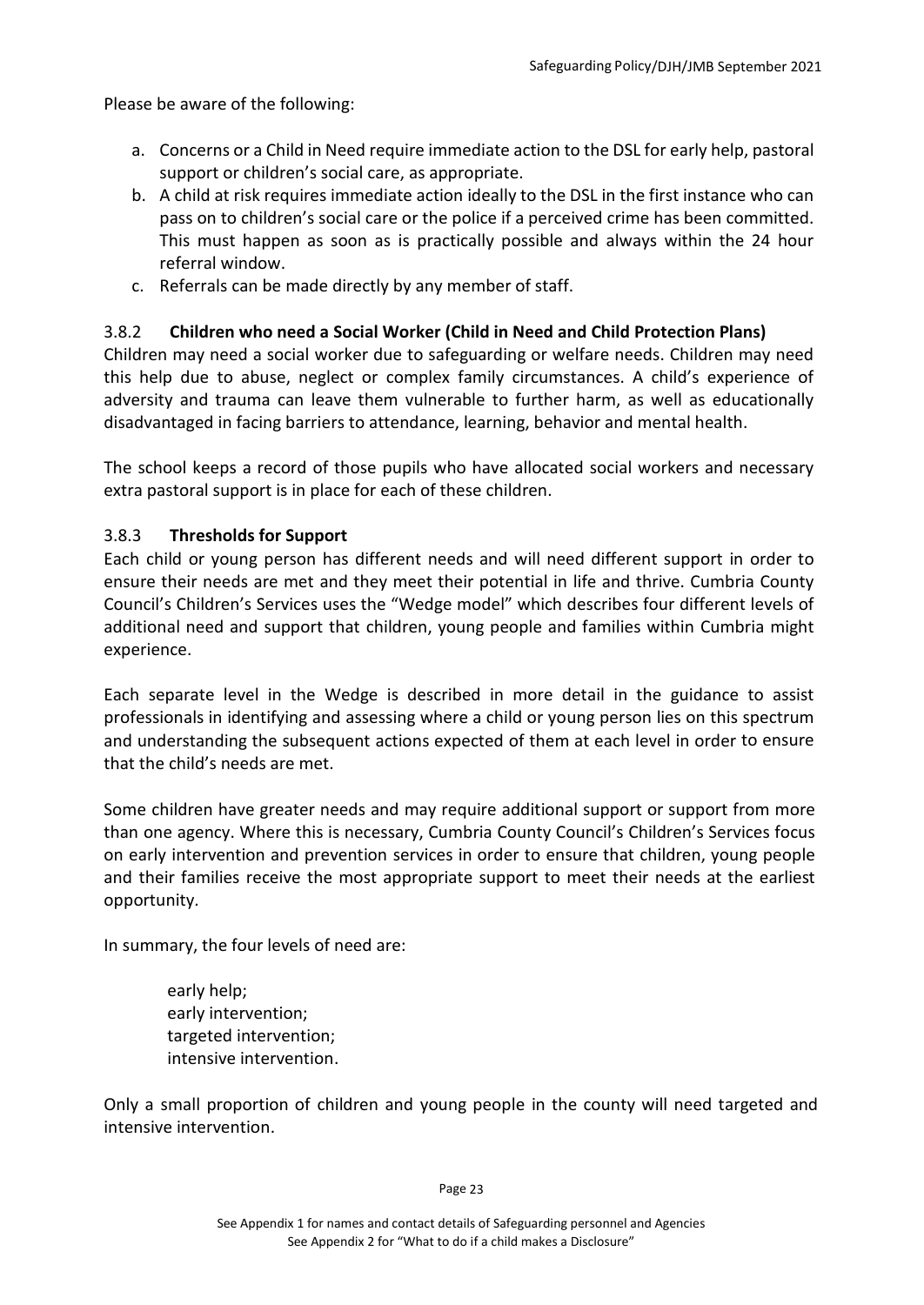Please be aware of the following:

a. Concerns or a Child in Need require immediate action to the DSL for early help, pastoral support or children's social care, as appropriate.
b. A child at risk requires immediate action ideally to the DSL in the first instance who can pass on to children's social care or the police if a perceived crime has been committed. This must happen as soon as is practically possible and always within the 24 hour referral window.
c. Referrals can be made directly by any member of staff.

### 3.8.2 Children who need a Social Worker (Child in Need and Child Protection Plans)

Children may need a social worker due to safeguarding or welfare needs. Children may need this help due to abuse, neglect or complex family circumstances. A child's experience of adversity and trauma can leave them vulnerable to further harm, as well as educationally disadvantaged in facing barriers to attendance, learning, behavior and mental health.

The school keeps a record of those pupils who have allocated social workers and necessary extra pastoral support is in place for each of these children.

### 3.8.3 Thresholds for Support

Each child or young person has different needs and will need different support in order to ensure their needs are met and they meet their potential in life and thrive. Cumbria County Council's Children's Services uses the "Wedge model" which describes four different levels of additional need and support that children, young people and families within Cumbria might experience.

Each separate level in the Wedge is described in more detail in the guidance to assist professionals in identifying and assessing where a child or young person lies on this spectrum and understanding the subsequent actions expected of them at each level in order to ensure that the child's needs are met.

Some children have greater needs and may require additional support or support from more than one agency. Where this is necessary, Cumbria County Council's Children's Services focus on early intervention and prevention services in order to ensure that children, young people and their families receive the most appropriate support to meet their needs at the earliest opportunity.

In summary, the four levels of need are:

early help;
early intervention;
targeted intervention;
intensive intervention.

Only a small proportion of children and young people in the county will need targeted and intensive intervention.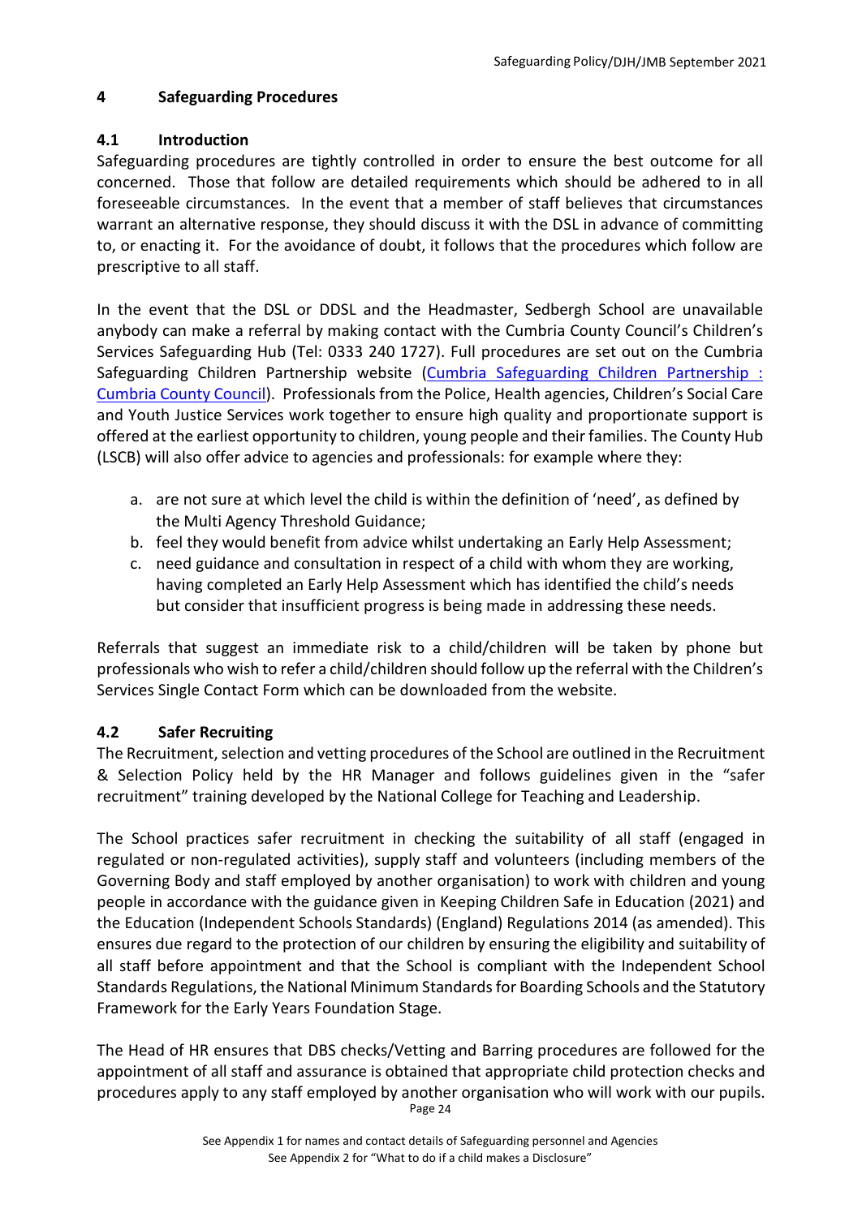## 4 Safeguarding Procedures

### 4.1 Introduction

Safeguarding procedures are tightly controlled in order to ensure the best outcome for all concerned. Those that follow are detailed requirements which should be adhered to in all foreseeable circumstances. In the event that a member of staff believes that circumstances warrant an alternative response, they should discuss it with the DSL in advance of committing to, or enacting it. For the avoidance of doubt, it follows that the procedures which follow are prescriptive to all staff.

In the event that the DSL or DDSL and the Headmaster, Sedbergh School are unavailable anybody can make a referral by making contact with the Cumbria County Council's Children's Services Safeguarding Hub (Tel: 0333 240 1727). Full procedures are set out on the Cumbria Safeguarding Children Partnership website (Cumbria Safeguarding Children Partnership : Cumbria County Council). Professionals from the Police, Health agencies, Children's Social Care and Youth Justice Services work together to ensure high quality and proportionate support is offered at the earliest opportunity to children, young people and their families. The County Hub (LSCB) will also offer advice to agencies and professionals: for example where they:

a. are not sure at which level the child is within the definition of 'need', as defined by the Multi Agency Threshold Guidance;
b. feel they would benefit from advice whilst undertaking an Early Help Assessment;
c. need guidance and consultation in respect of a child with whom they are working, having completed an Early Help Assessment which has identified the child's needs but consider that insufficient progress is being made in addressing these needs.

Referrals that suggest an immediate risk to a child/children will be taken by phone but professionals who wish to refer a child/children should follow up the referral with the Children's Services Single Contact Form which can be downloaded from the website.

### 4.2 Safer Recruiting

The Recruitment, selection and vetting procedures of the School are outlined in the Recruitment & Selection Policy held by the HR Manager and follows guidelines given in the "safer recruitment" training developed by the National College for Teaching and Leadership.

The School practices safer recruitment in checking the suitability of all staff (engaged in regulated or non-regulated activities), supply staff and volunteers (including members of the Governing Body and staff employed by another organisation) to work with children and young people in accordance with the guidance given in Keeping Children Safe in Education (2021) and the Education (Independent Schools Standards) (England) Regulations 2014 (as amended). This ensures due regard to the protection of our children by ensuring the eligibility and suitability of all staff before appointment and that the School is compliant with the Independent School Standards Regulations, the National Minimum Standards for Boarding Schools and the Statutory Framework for the Early Years Foundation Stage.

The Head of HR ensures that DBS checks/Vetting and Barring procedures are followed for the appointment of all staff and assurance is obtained that appropriate child protection checks and procedures apply to any staff employed by another organisation who will work with our pupils.

See Appendix 1 for names and contact details of Safeguarding personnel and Agencies
See Appendix 2 for "What to do if a child makes a Disclosure"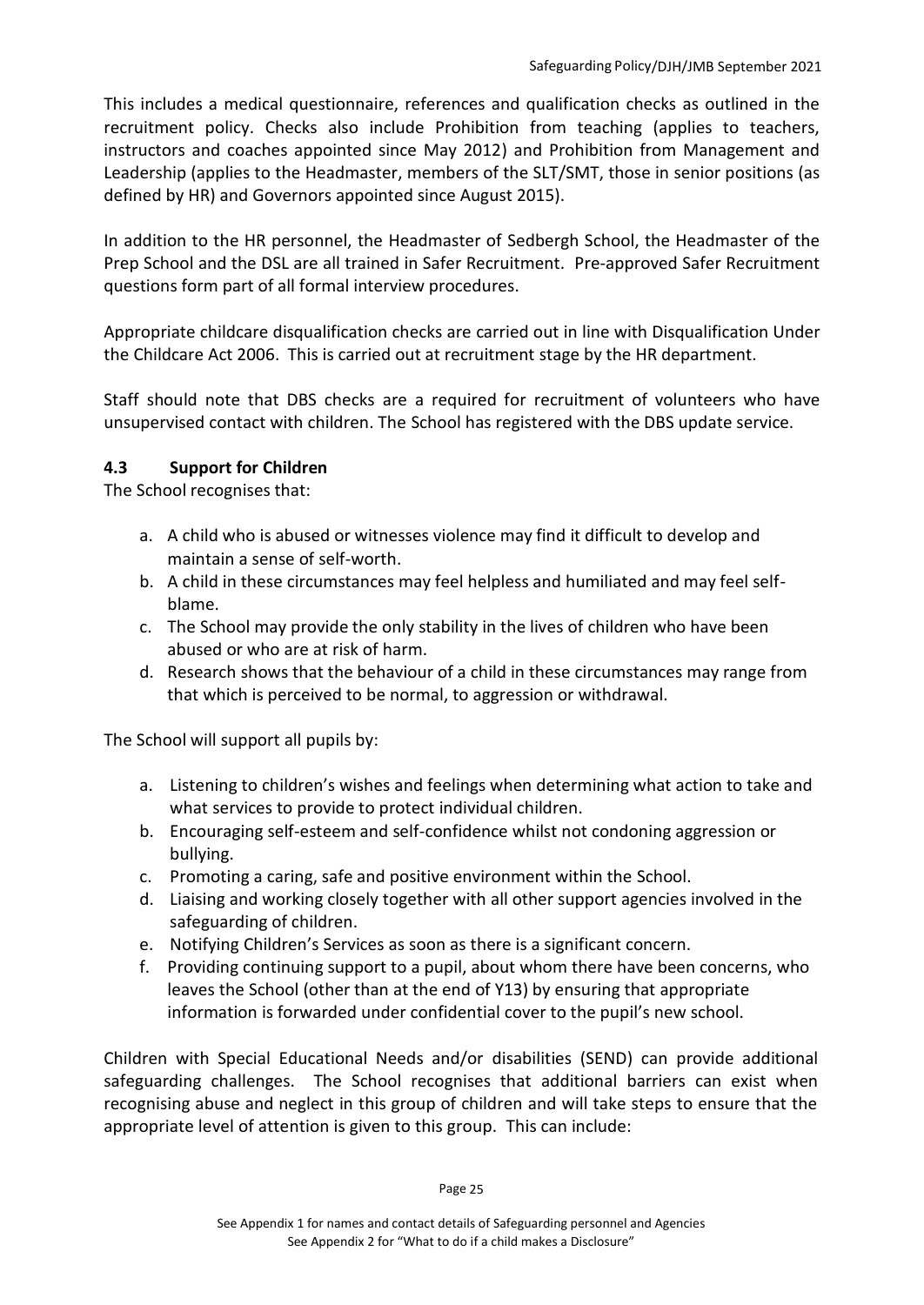This includes a medical questionnaire, references and qualification checks as outlined in the recruitment policy. Checks also include Prohibition from teaching (applies to teachers, instructors and coaches appointed since May 2012) and Prohibition from Management and Leadership (applies to the Headmaster, members of the SLT/SMT, those in senior positions (as defined by HR) and Governors appointed since August 2015).

In addition to the HR personnel, the Headmaster of Sedbergh School, the Headmaster of the Prep School and the DSL are all trained in Safer Recruitment. Pre-approved Safer Recruitment questions form part of all formal interview procedures.

Appropriate childcare disqualification checks are carried out in line with Disqualification Under the Childcare Act 2006. This is carried out at recruitment stage by the HR department.

Staff should note that DBS checks are a required for recruitment of volunteers who have unsupervised contact with children. The School has registered with the DBS update service.

### 4.3 Support for Children

The School recognises that:

a. A child who is abused or witnesses violence may find it difficult to develop and maintain a sense of self-worth.
b. A child in these circumstances may feel helpless and humiliated and may feel self-blame.
c. The School may provide the only stability in the lives of children who have been abused or who are at risk of harm.
d. Research shows that the behaviour of a child in these circumstances may range from that which is perceived to be normal, to aggression or withdrawal.

The School will support all pupils by:

a. Listening to children's wishes and feelings when determining what action to take and what services to provide to protect individual children.
b. Encouraging self-esteem and self-confidence whilst not condoning aggression or bullying.
c. Promoting a caring, safe and positive environment within the School.
d. Liaising and working closely together with all other support agencies involved in the safeguarding of children.
e. Notifying Children's Services as soon as there is a significant concern.
f. Providing continuing support to a pupil, about whom there have been concerns, who leaves the School (other than at the end of Y13) by ensuring that appropriate information is forwarded under confidential cover to the pupil's new school.

Children with Special Educational Needs and/or disabilities (SEND) can provide additional safeguarding challenges. The School recognises that additional barriers can exist when recognising abuse and neglect in this group of children and will take steps to ensure that the appropriate level of attention is given to this group. This can include: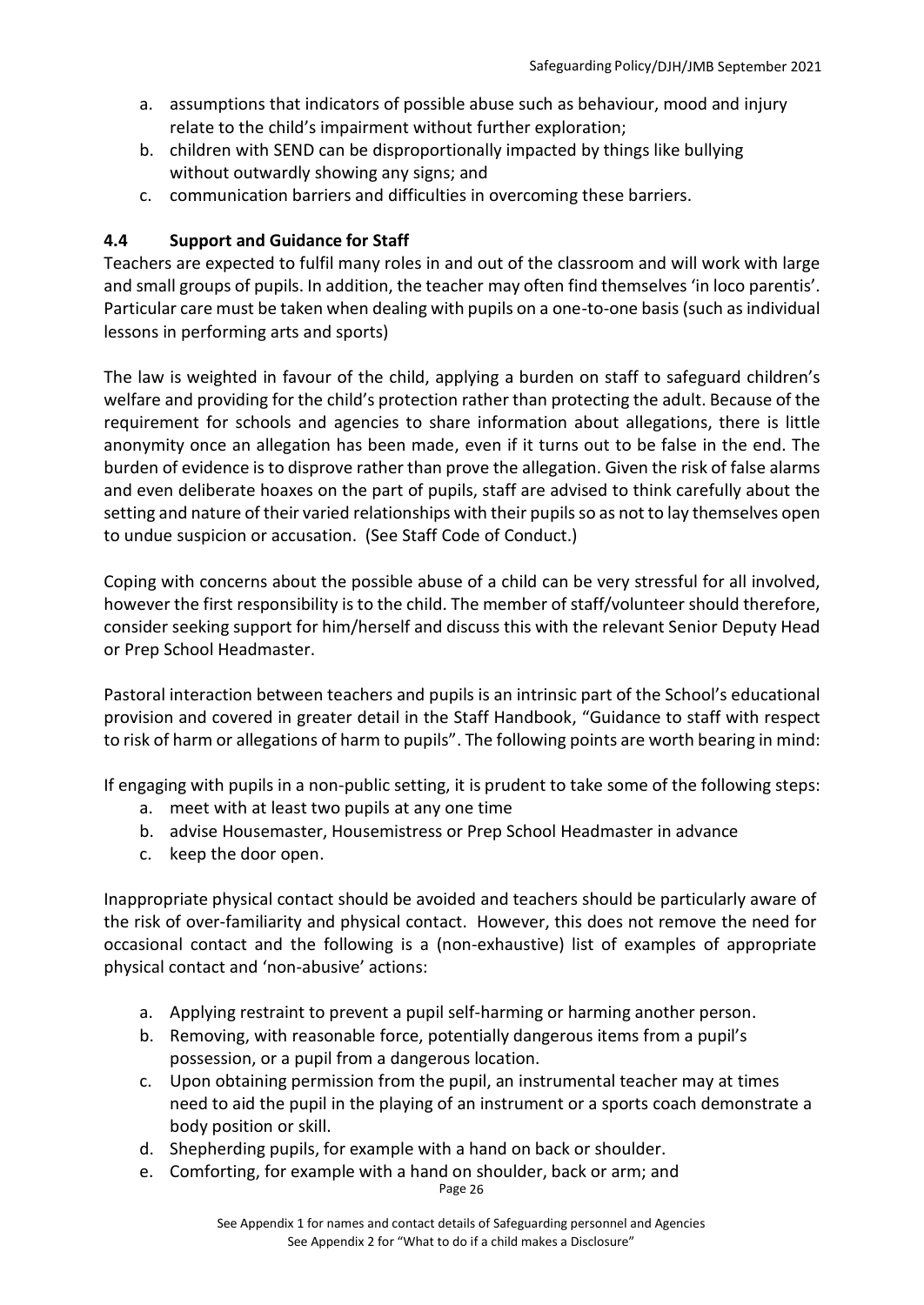a. assumptions that indicators of possible abuse such as behaviour, mood and injury relate to the child's impairment without further exploration;
b. children with SEND can be disproportionally impacted by things like bullying without outwardly showing any signs; and
c. communication barriers and difficulties in overcoming these barriers.

### 4.4 Support and Guidance for Staff

Teachers are expected to fulfil many roles in and out of the classroom and will work with large and small groups of pupils. In addition, the teacher may often find themselves 'in loco parentis'. Particular care must be taken when dealing with pupils on a one-to-one basis (such as individual lessons in performing arts and sports)

The law is weighted in favour of the child, applying a burden on staff to safeguard children's welfare and providing for the child's protection rather than protecting the adult. Because of the requirement for schools and agencies to share information about allegations, there is little anonymity once an allegation has been made, even if it turns out to be false in the end. The burden of evidence is to disprove rather than prove the allegation. Given the risk of false alarms and even deliberate hoaxes on the part of pupils, staff are advised to think carefully about the setting and nature of their varied relationships with their pupils so as not to lay themselves open to undue suspicion or accusation. (See Staff Code of Conduct.)

Coping with concerns about the possible abuse of a child can be very stressful for all involved, however the first responsibility is to the child. The member of staff/volunteer should therefore, consider seeking support for him/herself and discuss this with the relevant Senior Deputy Head or Prep School Headmaster.

Pastoral interaction between teachers and pupils is an intrinsic part of the School's educational provision and covered in greater detail in the Staff Handbook, "Guidance to staff with respect to risk of harm or allegations of harm to pupils". The following points are worth bearing in mind:

If engaging with pupils in a non-public setting, it is prudent to take some of the following steps:

a. meet with at least two pupils at any one time
b. advise Housemaster, Housemistress or Prep School Headmaster in advance
c. keep the door open.

Inappropriate physical contact should be avoided and teachers should be particularly aware of the risk of over-familiarity and physical contact. However, this does not remove the need for occasional contact and the following is a (non-exhaustive) list of examples of appropriate physical contact and 'non-abusive' actions:

a. Applying restraint to prevent a pupil self-harming or harming another person.
b. Removing, with reasonable force, potentially dangerous items from a pupil's possession, or a pupil from a dangerous location.
c. Upon obtaining permission from the pupil, an instrumental teacher may at times need to aid the pupil in the playing of an instrument or a sports coach demonstrate a body position or skill.
d. Shepherding pupils, for example with a hand on back or shoulder.
e. Comforting, for example with a hand on shoulder, back or arm; and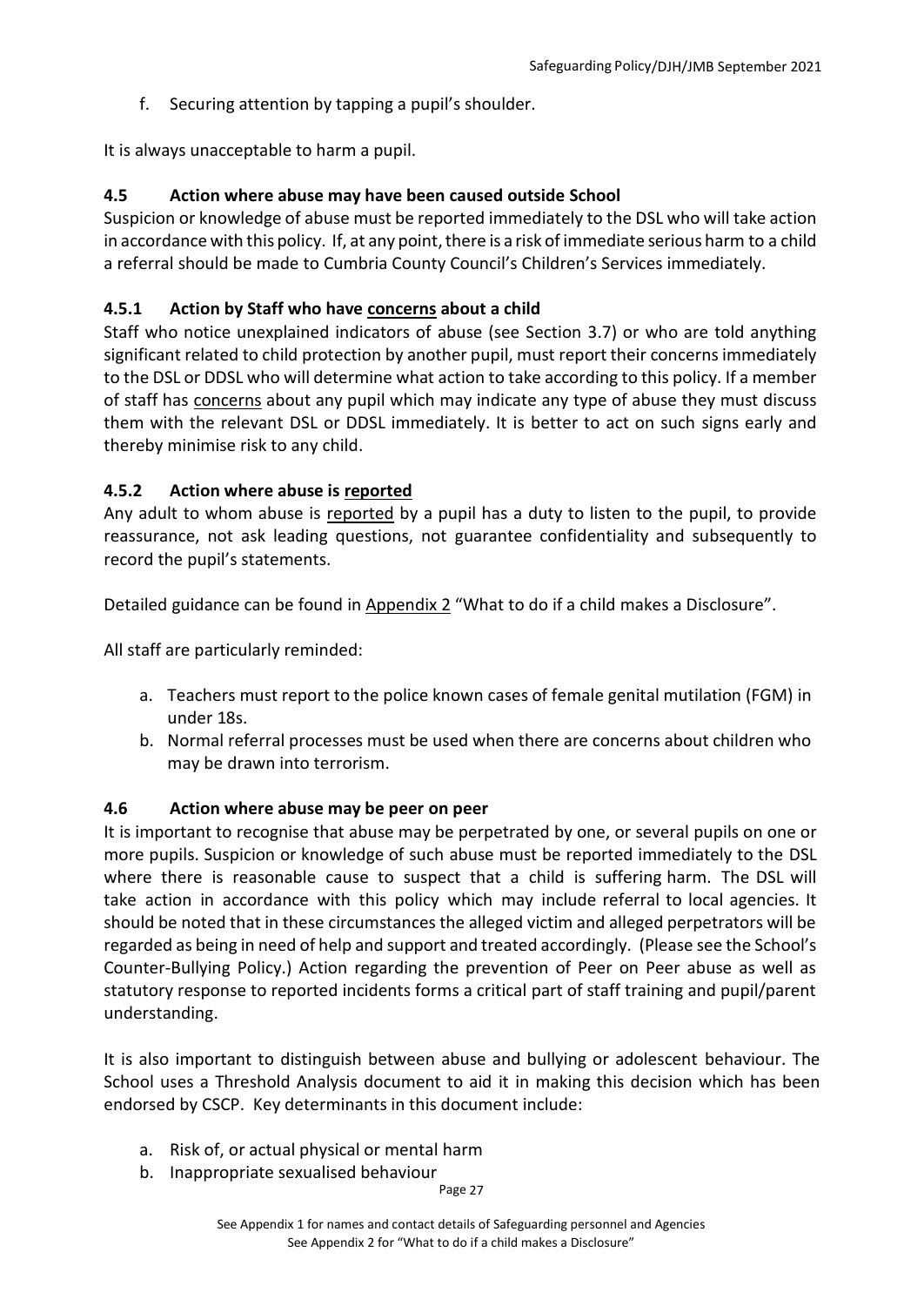f. Securing attention by tapping a pupil's shoulder.

It is always unacceptable to harm a pupil.

### 4.5 Action where abuse may have been caused outside School

Suspicion or knowledge of abuse must be reported immediately to the DSL who will take action in accordance with this policy. If, at any point, there is a risk of immediate serious harm to a child a referral should be made to Cumbria County Council's Children's Services immediately.

### 4.5.1 Action by Staff who have concerns about a child

Staff who notice unexplained indicators of abuse (see Section 3.7) or who are told anything significant related to child protection by another pupil, must report their concerns immediately to the DSL or DDSL who will determine what action to take according to this policy. If a member of staff has concerns about any pupil which may indicate any type of abuse they must discuss them with the relevant DSL or DDSL immediately. It is better to act on such signs early and thereby minimise risk to any child.

### 4.5.2 Action where abuse is reported

Any adult to whom abuse is reported by a pupil has a duty to listen to the pupil, to provide reassurance, not ask leading questions, not guarantee confidentiality and subsequently to record the pupil's statements.

Detailed guidance can be found in Appendix 2 "What to do if a child makes a Disclosure".

All staff are particularly reminded:

a. Teachers must report to the police known cases of female genital mutilation (FGM) in under 18s.
b. Normal referral processes must be used when there are concerns about children who may be drawn into terrorism.

### 4.6 Action where abuse may be peer on peer

It is important to recognise that abuse may be perpetrated by one, or several pupils on one or more pupils. Suspicion or knowledge of such abuse must be reported immediately to the DSL where there is reasonable cause to suspect that a child is suffering harm. The DSL will take action in accordance with this policy which may include referral to local agencies. It should be noted that in these circumstances the alleged victim and alleged perpetrators will be regarded as being in need of help and support and treated accordingly. (Please see the School's Counter-Bullying Policy.) Action regarding the prevention of Peer on Peer abuse as well as statutory response to reported incidents forms a critical part of staff training and pupil/parent understanding.

It is also important to distinguish between abuse and bullying or adolescent behaviour. The School uses a Threshold Analysis document to aid it in making this decision which has been endorsed by CSCP. Key determinants in this document include:

a. Risk of, or actual physical or mental harm
b. Inappropriate sexualised behaviour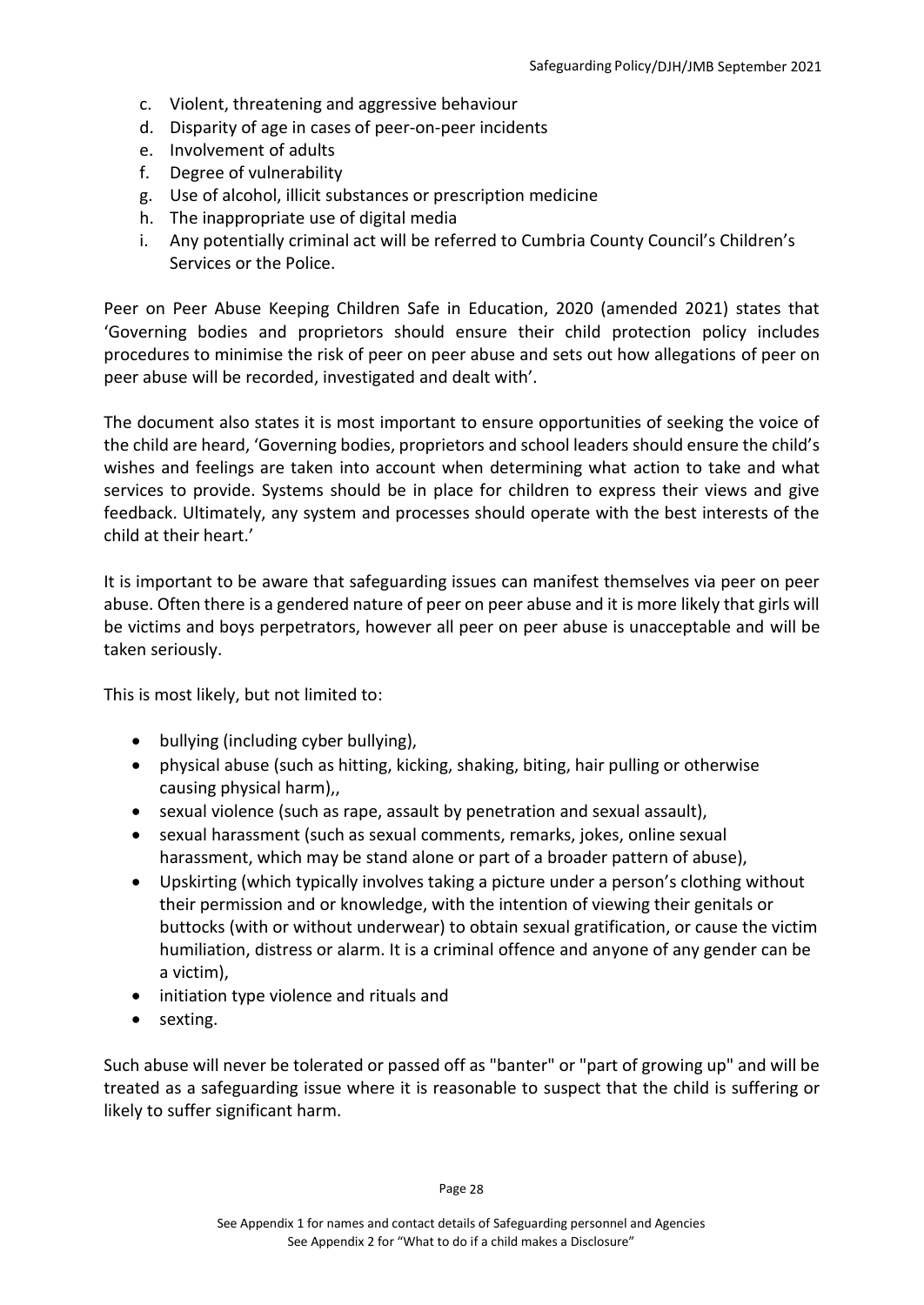c. Violent, threatening and aggressive behaviour
d. Disparity of age in cases of peer-on-peer incidents
e. Involvement of adults
f. Degree of vulnerability
g. Use of alcohol, illicit substances or prescription medicine
h. The inappropriate use of digital media
i. Any potentially criminal act will be referred to Cumbria County Council's Children's Services or the Police.

Peer on Peer Abuse Keeping Children Safe in Education, 2020 (amended 2021) states that 'Governing bodies and proprietors should ensure their child protection policy includes procedures to minimise the risk of peer on peer abuse and sets out how allegations of peer on peer abuse will be recorded, investigated and dealt with'.

The document also states it is most important to ensure opportunities of seeking the voice of the child are heard, 'Governing bodies, proprietors and school leaders should ensure the child's wishes and feelings are taken into account when determining what action to take and what services to provide. Systems should be in place for children to express their views and give feedback. Ultimately, any system and processes should operate with the best interests of the child at their heart.'

It is important to be aware that safeguarding issues can manifest themselves via peer on peer abuse. Often there is a gendered nature of peer on peer abuse and it is more likely that girls will be victims and boys perpetrators, however all peer on peer abuse is unacceptable and will be taken seriously.

This is most likely, but not limited to:

- bullying (including cyber bullying),
- physical abuse (such as hitting, kicking, shaking, biting, hair pulling or otherwise causing physical harm),,
- sexual violence (such as rape, assault by penetration and sexual assault),
- sexual harassment (such as sexual comments, remarks, jokes, online sexual harassment, which may be stand alone or part of a broader pattern of abuse),
- Upskirting (which typically involves taking a picture under a person's clothing without their permission and or knowledge, with the intention of viewing their genitals or buttocks (with or without underwear) to obtain sexual gratification, or cause the victim humiliation, distress or alarm. It is a criminal offence and anyone of any gender can be a victim),
- initiation type violence and rituals and
- sexting.

Such abuse will never be tolerated or passed off as "banter" or "part of growing up" and will be treated as a safeguarding issue where it is reasonable to suspect that the child is suffering or likely to suffer significant harm.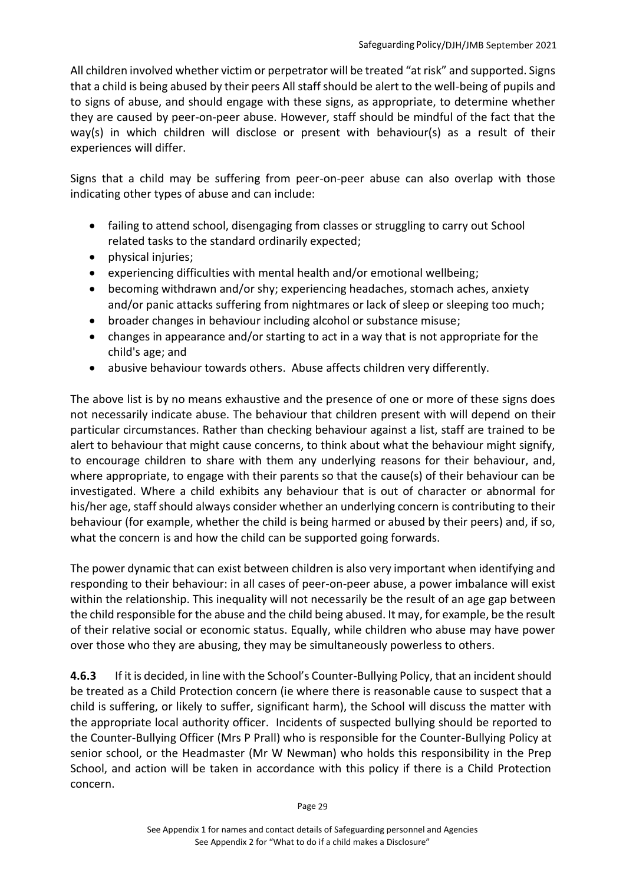All children involved whether victim or perpetrator will be treated "at risk" and supported. Signs that a child is being abused by their peers All staff should be alert to the well-being of pupils and to signs of abuse, and should engage with these signs, as appropriate, to determine whether they are caused by peer-on-peer abuse. However, staff should be mindful of the fact that the way(s) in which children will disclose or present with behaviour(s) as a result of their experiences will differ.

Signs that a child may be suffering from peer-on-peer abuse can also overlap with those indicating other types of abuse and can include:

- failing to attend school, disengaging from classes or struggling to carry out School related tasks to the standard ordinarily expected;
- physical injuries;
- experiencing difficulties with mental health and/or emotional wellbeing;
- becoming withdrawn and/or shy; experiencing headaches, stomach aches, anxiety and/or panic attacks suffering from nightmares or lack of sleep or sleeping too much;
- broader changes in behaviour including alcohol or substance misuse;
- changes in appearance and/or starting to act in a way that is not appropriate for the child's age; and
- abusive behaviour towards others. Abuse affects children very differently.

The above list is by no means exhaustive and the presence of one or more of these signs does not necessarily indicate abuse. The behaviour that children present with will depend on their particular circumstances. Rather than checking behaviour against a list, staff are trained to be alert to behaviour that might cause concerns, to think about what the behaviour might signify, to encourage children to share with them any underlying reasons for their behaviour, and, where appropriate, to engage with their parents so that the cause(s) of their behaviour can be investigated. Where a child exhibits any behaviour that is out of character or abnormal for his/her age, staff should always consider whether an underlying concern is contributing to their behaviour (for example, whether the child is being harmed or abused by their peers) and, if so, what the concern is and how the child can be supported going forwards.

The power dynamic that can exist between children is also very important when identifying and responding to their behaviour: in all cases of peer-on-peer abuse, a power imbalance will exist within the relationship. This inequality will not necessarily be the result of an age gap between the child responsible for the abuse and the child being abused. It may, for example, be the result of their relative social or economic status. Equally, while children who abuse may have power over those who they are abusing, they may be simultaneously powerless to others.

**4.6.3** If it is decided, in line with the School's Counter-Bullying Policy, that an incident should be treated as a Child Protection concern (ie where there is reasonable cause to suspect that a child is suffering, or likely to suffer, significant harm), the School will discuss the matter with the appropriate local authority officer. Incidents of suspected bullying should be reported to the Counter-Bullying Officer (Mrs P Prall) who is responsible for the Counter-Bullying Policy at senior school, or the Headmaster (Mr W Newman) who holds this responsibility in the Prep School, and action will be taken in accordance with this policy if there is a Child Protection concern.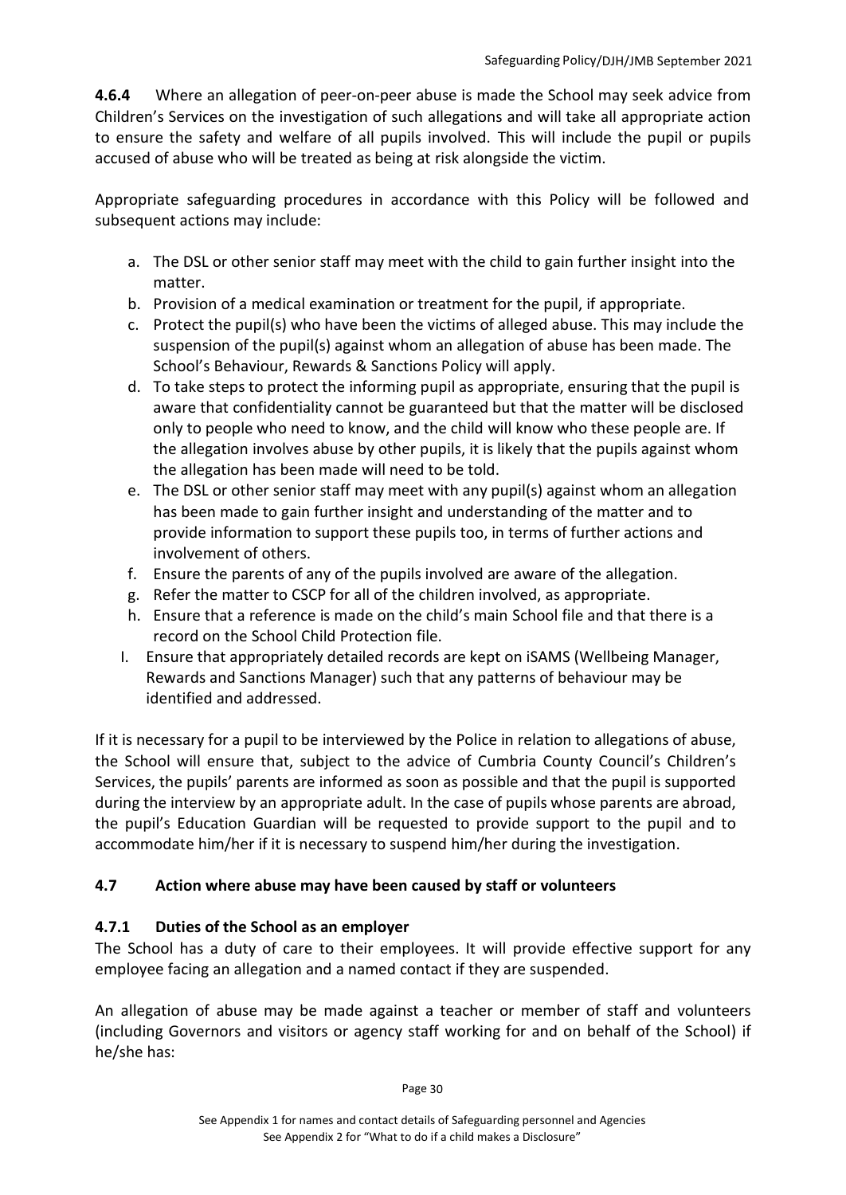**4.6.4** Where an allegation of peer-on-peer abuse is made the School may seek advice from Children's Services on the investigation of such allegations and will take all appropriate action to ensure the safety and welfare of all pupils involved. This will include the pupil or pupils accused of abuse who will be treated as being at risk alongside the victim.

Appropriate safeguarding procedures in accordance with this Policy will be followed and subsequent actions may include:

a. The DSL or other senior staff may meet with the child to gain further insight into the matter.
b. Provision of a medical examination or treatment for the pupil, if appropriate.
c. Protect the pupil(s) who have been the victims of alleged abuse. This may include the suspension of the pupil(s) against whom an allegation of abuse has been made. The School's Behaviour, Rewards & Sanctions Policy will apply.
d. To take steps to protect the informing pupil as appropriate, ensuring that the pupil is aware that confidentiality cannot be guaranteed but that the matter will be disclosed only to people who need to know, and the child will know who these people are. If the allegation involves abuse by other pupils, it is likely that the pupils against whom the allegation has been made will need to be told.
e. The DSL or other senior staff may meet with any pupil(s) against whom an allegation has been made to gain further insight and understanding of the matter and to provide information to support these pupils too, in terms of further actions and involvement of others.
f. Ensure the parents of any of the pupils involved are aware of the allegation.
g. Refer the matter to CSCP for all of the children involved, as appropriate.
h. Ensure that a reference is made on the child's main School file and that there is a record on the School Child Protection file.
I. Ensure that appropriately detailed records are kept on iSAMS (Wellbeing Manager, Rewards and Sanctions Manager) such that any patterns of behaviour may be identified and addressed.

If it is necessary for a pupil to be interviewed by the Police in relation to allegations of abuse, the School will ensure that, subject to the advice of Cumbria County Council's Children's Services, the pupils' parents are informed as soon as possible and that the pupil is supported during the interview by an appropriate adult. In the case of pupils whose parents are abroad, the pupil's Education Guardian will be requested to provide support to the pupil and to accommodate him/her if it is necessary to suspend him/her during the investigation.

### 4.7 Action where abuse may have been caused by staff or volunteers

#### 4.7.1 Duties of the School as an employer

The School has a duty of care to their employees. It will provide effective support for any employee facing an allegation and a named contact if they are suspended.

An allegation of abuse may be made against a teacher or member of staff and volunteers (including Governors and visitors or agency staff working for and on behalf of the School) if he/she has: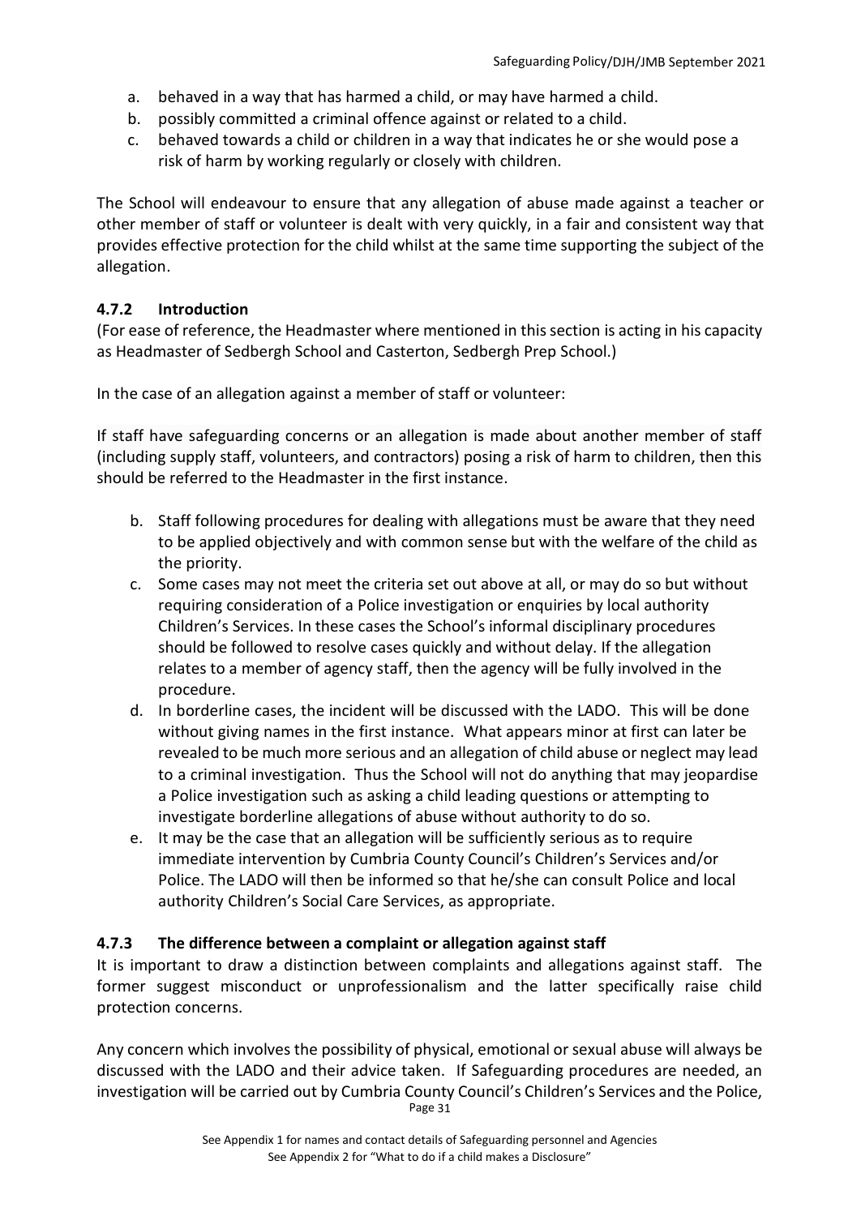a. behaved in a way that has harmed a child, or may have harmed a child.
b. possibly committed a criminal offence against or related to a child.
c. behaved towards a child or children in a way that indicates he or she would pose a risk of harm by working regularly or closely with children.

The School will endeavour to ensure that any allegation of abuse made against a teacher or other member of staff or volunteer is dealt with very quickly, in a fair and consistent way that provides effective protection for the child whilst at the same time supporting the subject of the allegation.

### 4.7.2 Introduction

(For ease of reference, the Headmaster where mentioned in this section is acting in his capacity as Headmaster of Sedbergh School and Casterton, Sedbergh Prep School.)

In the case of an allegation against a member of staff or volunteer:

If staff have safeguarding concerns or an allegation is made about another member of staff (including supply staff, volunteers, and contractors) posing a risk of harm to children, then this should be referred to the Headmaster in the first instance.

b. Staff following procedures for dealing with allegations must be aware that they need to be applied objectively and with common sense but with the welfare of the child as the priority.
c. Some cases may not meet the criteria set out above at all, or may do so but without requiring consideration of a Police investigation or enquiries by local authority Children's Services. In these cases the School's informal disciplinary procedures should be followed to resolve cases quickly and without delay. If the allegation relates to a member of agency staff, then the agency will be fully involved in the procedure.
d. In borderline cases, the incident will be discussed with the LADO. This will be done without giving names in the first instance. What appears minor at first can later be revealed to be much more serious and an allegation of child abuse or neglect may lead to a criminal investigation. Thus the School will not do anything that may jeopardise a Police investigation such as asking a child leading questions or attempting to investigate borderline allegations of abuse without authority to do so.
e. It may be the case that an allegation will be sufficiently serious as to require immediate intervention by Cumbria County Council's Children's Services and/or Police. The LADO will then be informed so that he/she can consult Police and local authority Children's Social Care Services, as appropriate.

### 4.7.3 The difference between a complaint or allegation against staff

It is important to draw a distinction between complaints and allegations against staff. The former suggest misconduct or unprofessionalism and the latter specifically raise child protection concerns.

Any concern which involves the possibility of physical, emotional or sexual abuse will always be discussed with the LADO and their advice taken. If Safeguarding procedures are needed, an investigation will be carried out by Cumbria County Council's Children's Services and the Police,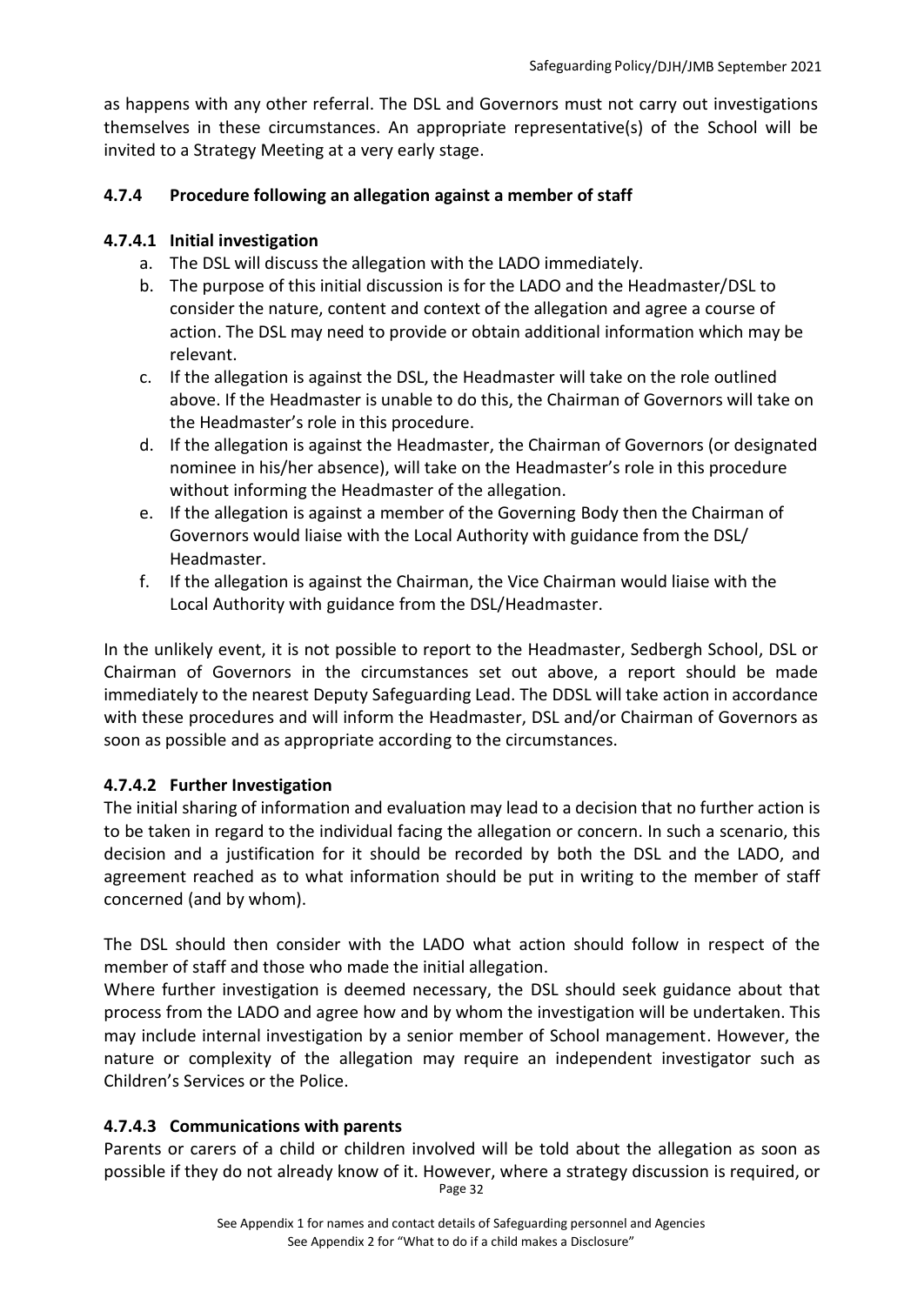as happens with any other referral. The DSL and Governors must not carry out investigations themselves in these circumstances. An appropriate representative(s) of the School will be invited to a Strategy Meeting at a very early stage.

### 4.7.4 Procedure following an allegation against a member of staff

#### 4.7.4.1 Initial investigation

a. The DSL will discuss the allegation with the LADO immediately.
b. The purpose of this initial discussion is for the LADO and the Headmaster/DSL to consider the nature, content and context of the allegation and agree a course of action. The DSL may need to provide or obtain additional information which may be relevant.
c. If the allegation is against the DSL, the Headmaster will take on the role outlined above. If the Headmaster is unable to do this, the Chairman of Governors will take on the Headmaster's role in this procedure.
d. If the allegation is against the Headmaster, the Chairman of Governors (or designated nominee in his/her absence), will take on the Headmaster's role in this procedure without informing the Headmaster of the allegation.
e. If the allegation is against a member of the Governing Body then the Chairman of Governors would liaise with the Local Authority with guidance from the DSL/ Headmaster.
f. If the allegation is against the Chairman, the Vice Chairman would liaise with the Local Authority with guidance from the DSL/Headmaster.

In the unlikely event, it is not possible to report to the Headmaster, Sedbergh School, DSL or Chairman of Governors in the circumstances set out above, a report should be made immediately to the nearest Deputy Safeguarding Lead. The DDSL will take action in accordance with these procedures and will inform the Headmaster, DSL and/or Chairman of Governors as soon as possible and as appropriate according to the circumstances.

#### 4.7.4.2 Further Investigation

The initial sharing of information and evaluation may lead to a decision that no further action is to be taken in regard to the individual facing the allegation or concern. In such a scenario, this decision and a justification for it should be recorded by both the DSL and the LADO, and agreement reached as to what information should be put in writing to the member of staff concerned (and by whom).

The DSL should then consider with the LADO what action should follow in respect of the member of staff and those who made the initial allegation.

Where further investigation is deemed necessary, the DSL should seek guidance about that process from the LADO and agree how and by whom the investigation will be undertaken. This may include internal investigation by a senior member of School management. However, the nature or complexity of the allegation may require an independent investigator such as Children's Services or the Police.

#### 4.7.4.3 Communications with parents

Parents or carers of a child or children involved will be told about the allegation as soon as possible if they do not already know of it. However, where a strategy discussion is required, or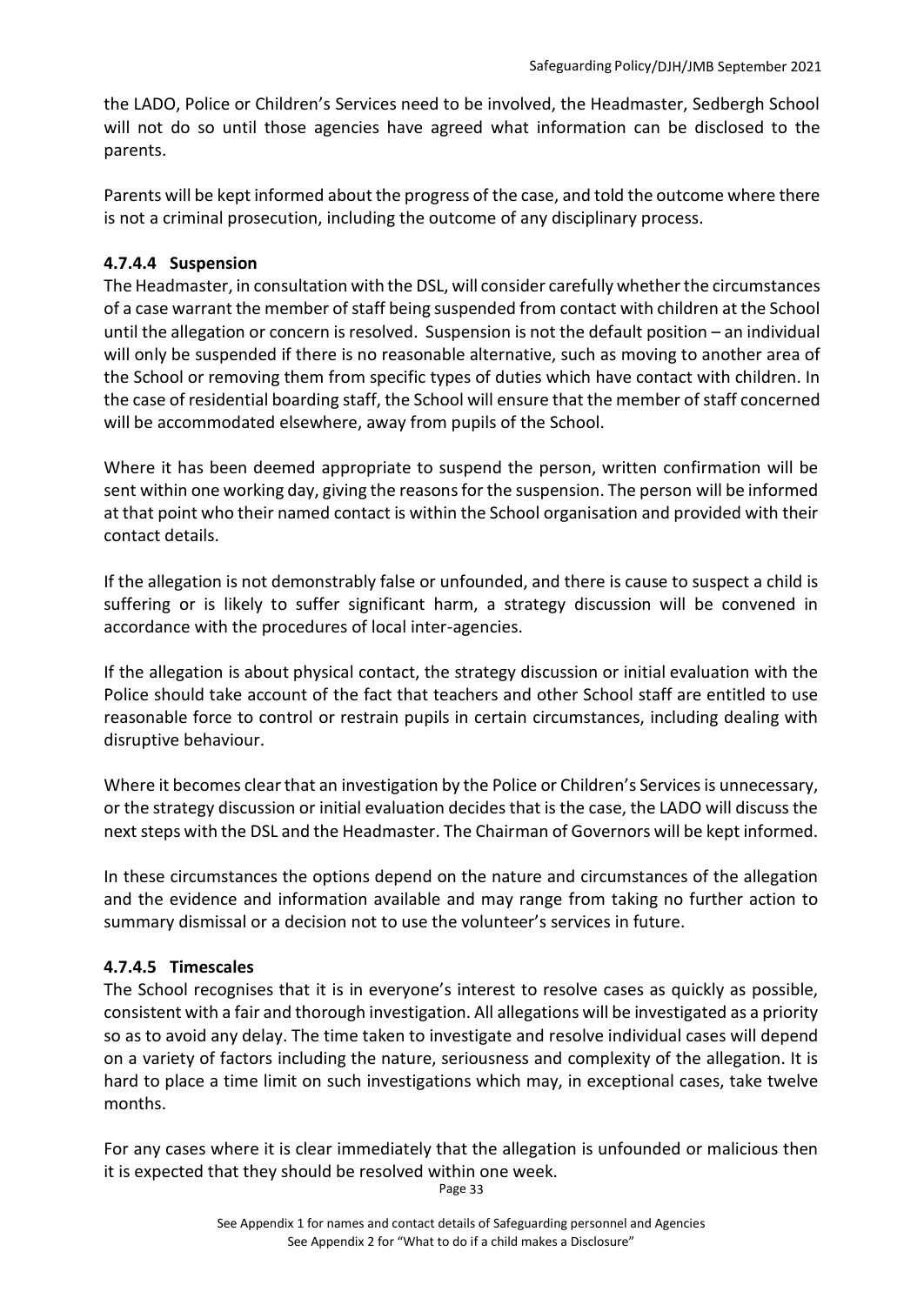the LADO, Police or Children's Services need to be involved, the Headmaster, Sedbergh School will not do so until those agencies have agreed what information can be disclosed to the parents.

Parents will be kept informed about the progress of the case, and told the outcome where there is not a criminal prosecution, including the outcome of any disciplinary process.

#### 4.7.4.4 Suspension

The Headmaster, in consultation with the DSL, will consider carefully whether the circumstances of a case warrant the member of staff being suspended from contact with children at the School until the allegation or concern is resolved. Suspension is not the default position – an individual will only be suspended if there is no reasonable alternative, such as moving to another area of the School or removing them from specific types of duties which have contact with children. In the case of residential boarding staff, the School will ensure that the member of staff concerned will be accommodated elsewhere, away from pupils of the School.

Where it has been deemed appropriate to suspend the person, written confirmation will be sent within one working day, giving the reasons for the suspension. The person will be informed at that point who their named contact is within the School organisation and provided with their contact details.

If the allegation is not demonstrably false or unfounded, and there is cause to suspect a child is suffering or is likely to suffer significant harm, a strategy discussion will be convened in accordance with the procedures of local inter-agencies.

If the allegation is about physical contact, the strategy discussion or initial evaluation with the Police should take account of the fact that teachers and other School staff are entitled to use reasonable force to control or restrain pupils in certain circumstances, including dealing with disruptive behaviour.

Where it becomes clear that an investigation by the Police or Children's Services is unnecessary, or the strategy discussion or initial evaluation decides that is the case, the LADO will discuss the next steps with the DSL and the Headmaster. The Chairman of Governors will be kept informed.

In these circumstances the options depend on the nature and circumstances of the allegation and the evidence and information available and may range from taking no further action to summary dismissal or a decision not to use the volunteer's services in future.

#### 4.7.4.5 Timescales

The School recognises that it is in everyone's interest to resolve cases as quickly as possible, consistent with a fair and thorough investigation. All allegations will be investigated as a priority so as to avoid any delay. The time taken to investigate and resolve individual cases will depend on a variety of factors including the nature, seriousness and complexity of the allegation. It is hard to place a time limit on such investigations which may, in exceptional cases, take twelve months.

For any cases where it is clear immediately that the allegation is unfounded or malicious then it is expected that they should be resolved within one week.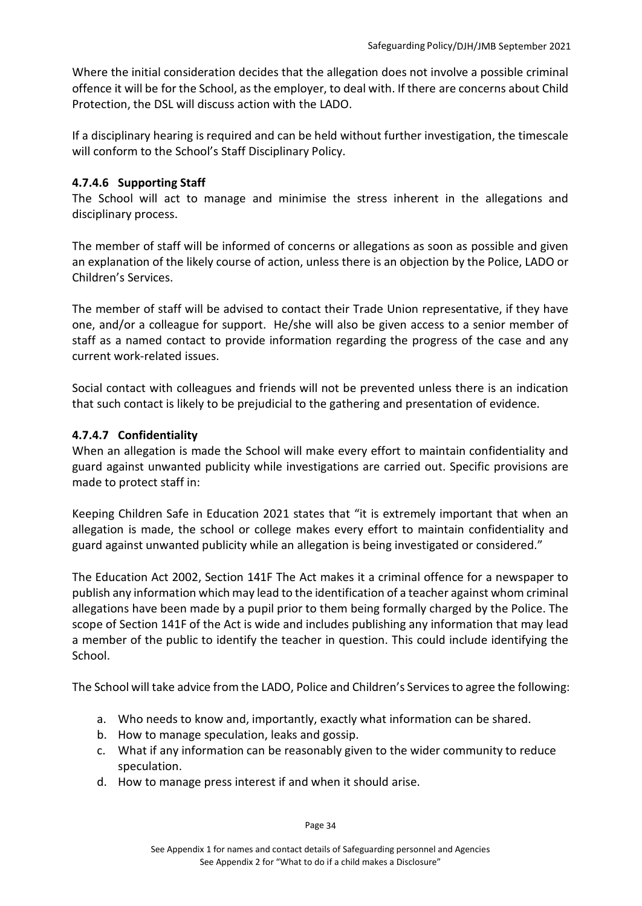Where the initial consideration decides that the allegation does not involve a possible criminal offence it will be for the School, as the employer, to deal with. If there are concerns about Child Protection, the DSL will discuss action with the LADO.

If a disciplinary hearing is required and can be held without further investigation, the timescale will conform to the School's Staff Disciplinary Policy.

#### 4.7.4.6 Supporting Staff

The School will act to manage and minimise the stress inherent in the allegations and disciplinary process.

The member of staff will be informed of concerns or allegations as soon as possible and given an explanation of the likely course of action, unless there is an objection by the Police, LADO or Children's Services.

The member of staff will be advised to contact their Trade Union representative, if they have one, and/or a colleague for support. He/she will also be given access to a senior member of staff as a named contact to provide information regarding the progress of the case and any current work-related issues.

Social contact with colleagues and friends will not be prevented unless there is an indication that such contact is likely to be prejudicial to the gathering and presentation of evidence.

#### 4.7.4.7 Confidentiality

When an allegation is made the School will make every effort to maintain confidentiality and guard against unwanted publicity while investigations are carried out. Specific provisions are made to protect staff in:

Keeping Children Safe in Education 2021 states that "it is extremely important that when an allegation is made, the school or college makes every effort to maintain confidentiality and guard against unwanted publicity while an allegation is being investigated or considered."

The Education Act 2002, Section 141F The Act makes it a criminal offence for a newspaper to publish any information which may lead to the identification of a teacher against whom criminal allegations have been made by a pupil prior to them being formally charged by the Police. The scope of Section 141F of the Act is wide and includes publishing any information that may lead a member of the public to identify the teacher in question. This could include identifying the School.

The School will take advice from the LADO, Police and Children's Services to agree the following:

a. Who needs to know and, importantly, exactly what information can be shared.
b. How to manage speculation, leaks and gossip.
c. What if any information can be reasonably given to the wider community to reduce speculation.
d. How to manage press interest if and when it should arise.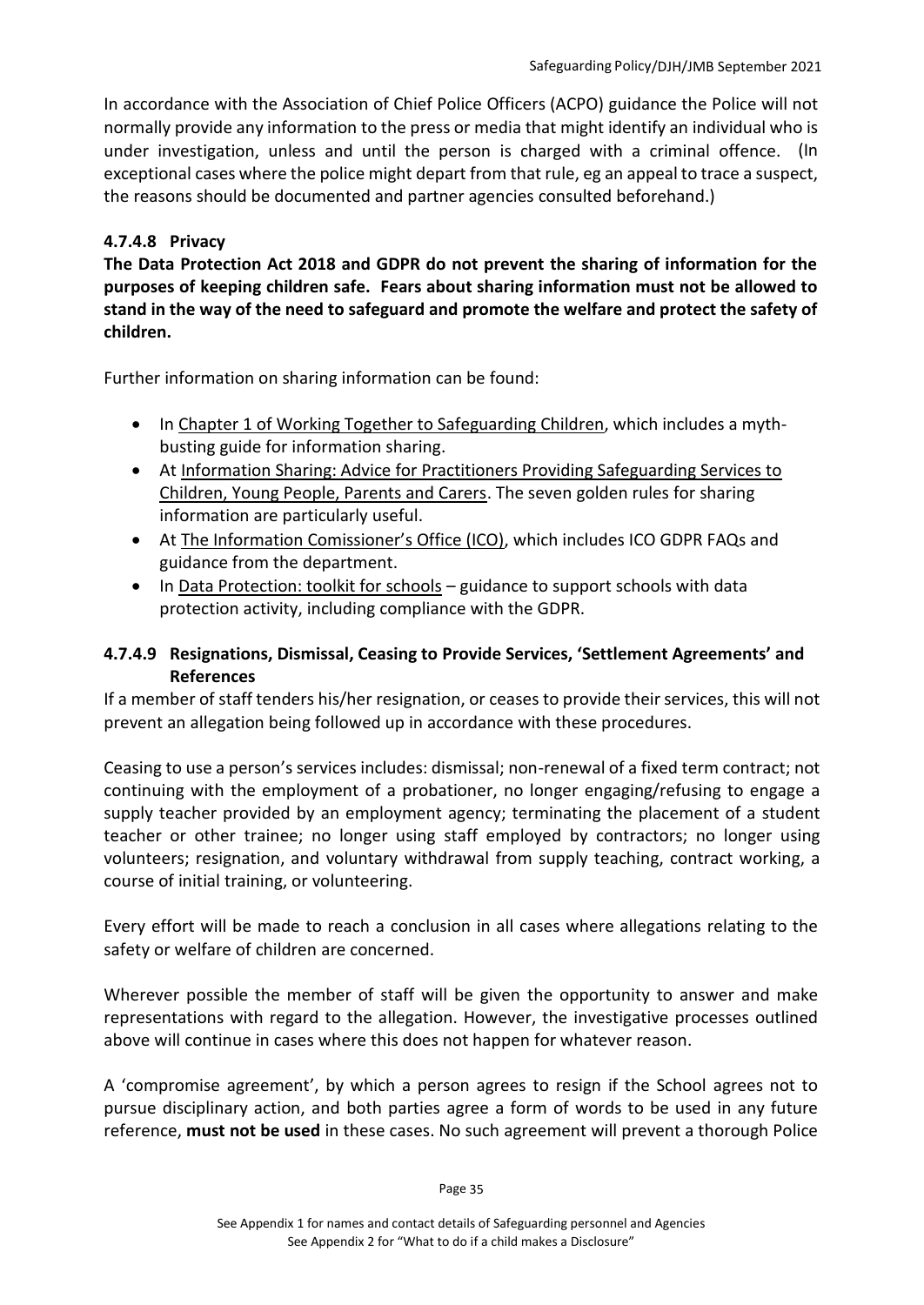In accordance with the Association of Chief Police Officers (ACPO) guidance the Police will not normally provide any information to the press or media that might identify an individual who is under investigation, unless and until the person is charged with a criminal offence. (In exceptional cases where the police might depart from that rule, eg an appeal to trace a suspect, the reasons should be documented and partner agencies consulted beforehand.)

#### 4.7.4.8 Privacy

**The Data Protection Act 2018 and GDPR do not prevent the sharing of information for the purposes of keeping children safe. Fears about sharing information must not be allowed to stand in the way of the need to safeguard and promote the welfare and protect the safety of children.**

Further information on sharing information can be found:

- In Chapter 1 of Working Together to Safeguarding Children, which includes a myth-busting guide for information sharing.
- At Information Sharing: Advice for Practitioners Providing Safeguarding Services to Children, Young People, Parents and Carers. The seven golden rules for sharing information are particularly useful.
- At The Information Comissioner's Office (ICO), which includes ICO GDPR FAQs and guidance from the department.
- In Data Protection: toolkit for schools – guidance to support schools with data protection activity, including compliance with the GDPR.

#### 4.7.4.9 Resignations, Dismissal, Ceasing to Provide Services, 'Settlement Agreements' and References

If a member of staff tenders his/her resignation, or ceases to provide their services, this will not prevent an allegation being followed up in accordance with these procedures.

Ceasing to use a person's services includes: dismissal; non-renewal of a fixed term contract; not continuing with the employment of a probationer, no longer engaging/refusing to engage a supply teacher provided by an employment agency; terminating the placement of a student teacher or other trainee; no longer using staff employed by contractors; no longer using volunteers; resignation, and voluntary withdrawal from supply teaching, contract working, a course of initial training, or volunteering.

Every effort will be made to reach a conclusion in all cases where allegations relating to the safety or welfare of children are concerned.

Wherever possible the member of staff will be given the opportunity to answer and make representations with regard to the allegation. However, the investigative processes outlined above will continue in cases where this does not happen for whatever reason.

A 'compromise agreement', by which a person agrees to resign if the School agrees not to pursue disciplinary action, and both parties agree a form of words to be used in any future reference, **must not be used** in these cases. No such agreement will prevent a thorough Police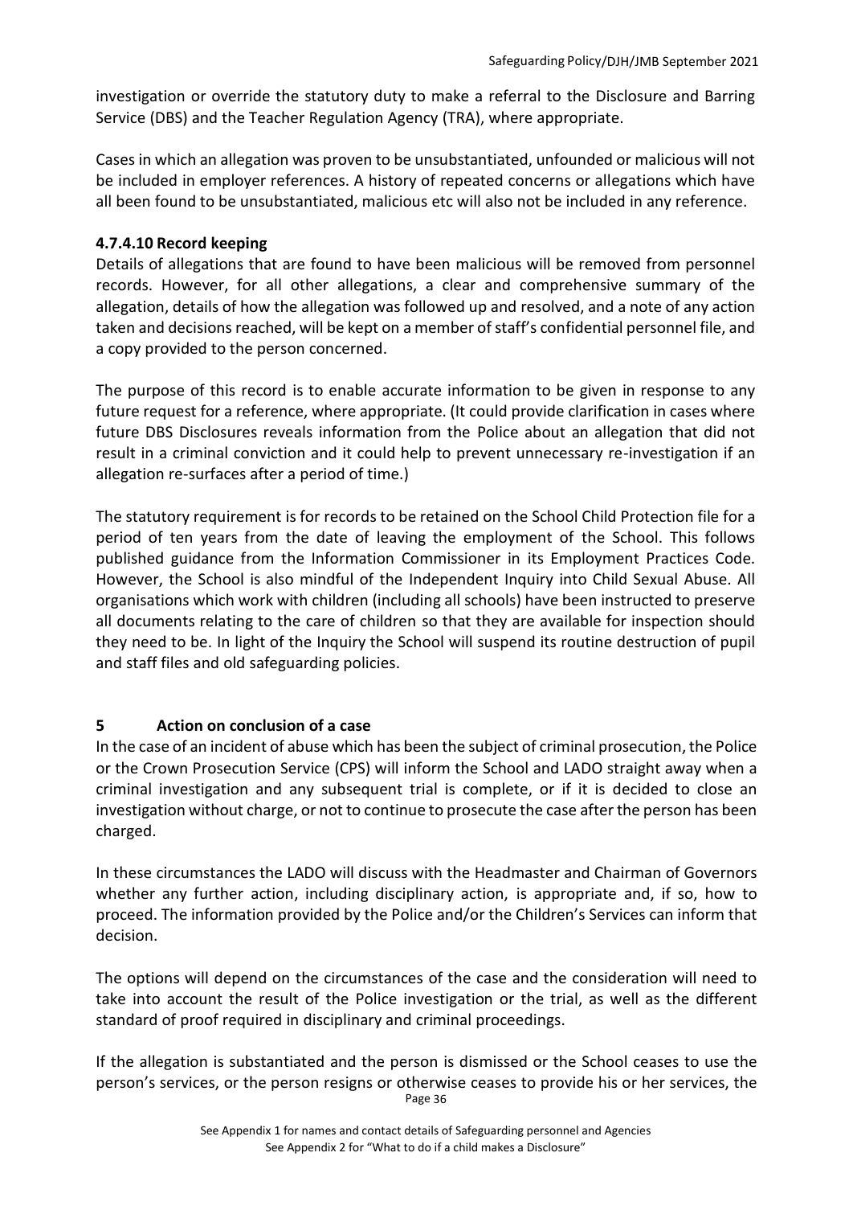investigation or override the statutory duty to make a referral to the Disclosure and Barring Service (DBS) and the Teacher Regulation Agency (TRA), where appropriate.

Cases in which an allegation was proven to be unsubstantiated, unfounded or malicious will not be included in employer references. A history of repeated concerns or allegations which have all been found to be unsubstantiated, malicious etc will also not be included in any reference.

#### 4.7.4.10 Record keeping

Details of allegations that are found to have been malicious will be removed from personnel records. However, for all other allegations, a clear and comprehensive summary of the allegation, details of how the allegation was followed up and resolved, and a note of any action taken and decisions reached, will be kept on a member of staff's confidential personnel file, and a copy provided to the person concerned.

The purpose of this record is to enable accurate information to be given in response to any future request for a reference, where appropriate. (It could provide clarification in cases where future DBS Disclosures reveals information from the Police about an allegation that did not result in a criminal conviction and it could help to prevent unnecessary re-investigation if an allegation re-surfaces after a period of time.)

The statutory requirement is for records to be retained on the School Child Protection file for a period of ten years from the date of leaving the employment of the School. This follows published guidance from the Information Commissioner in its Employment Practices Code. However, the School is also mindful of the Independent Inquiry into Child Sexual Abuse. All organisations which work with children (including all schools) have been instructed to preserve all documents relating to the care of children so that they are available for inspection should they need to be. In light of the Inquiry the School will suspend its routine destruction of pupil and staff files and old safeguarding policies.

## 5 Action on conclusion of a case

In the case of an incident of abuse which has been the subject of criminal prosecution, the Police or the Crown Prosecution Service (CPS) will inform the School and LADO straight away when a criminal investigation and any subsequent trial is complete, or if it is decided to close an investigation without charge, or not to continue to prosecute the case after the person has been charged.

In these circumstances the LADO will discuss with the Headmaster and Chairman of Governors whether any further action, including disciplinary action, is appropriate and, if so, how to proceed. The information provided by the Police and/or the Children's Services can inform that decision.

The options will depend on the circumstances of the case and the consideration will need to take into account the result of the Police investigation or the trial, as well as the different standard of proof required in disciplinary and criminal proceedings.

If the allegation is substantiated and the person is dismissed or the School ceases to use the person's services, or the person resigns or otherwise ceases to provide his or her services, the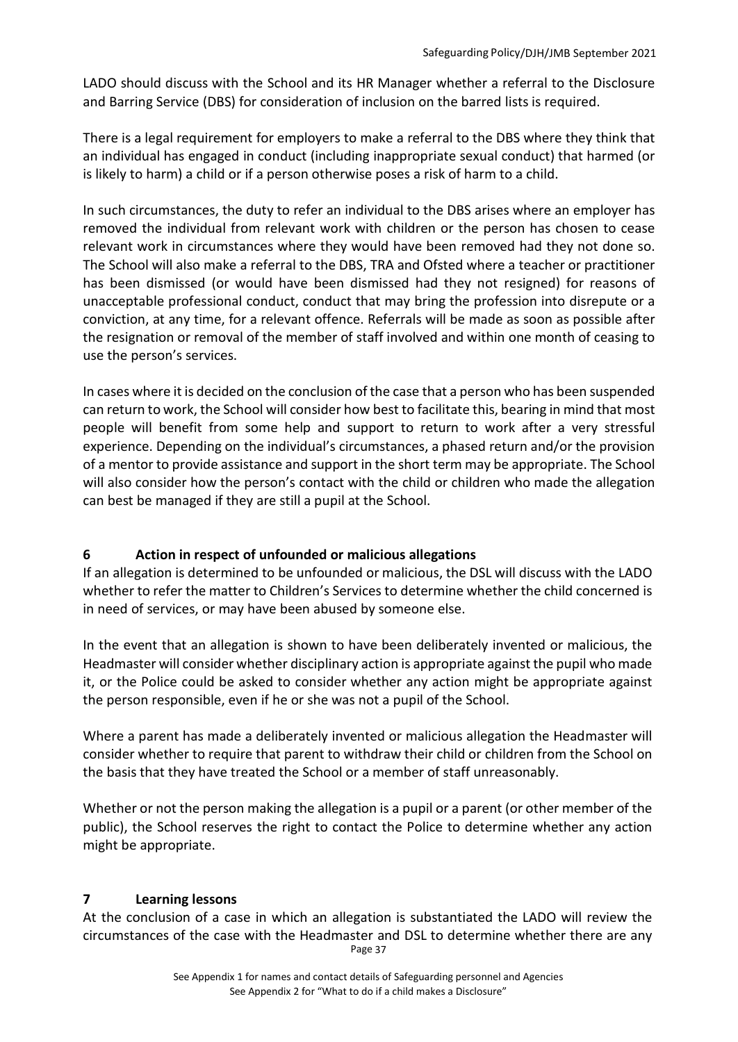LADO should discuss with the School and its HR Manager whether a referral to the Disclosure and Barring Service (DBS) for consideration of inclusion on the barred lists is required.

There is a legal requirement for employers to make a referral to the DBS where they think that an individual has engaged in conduct (including inappropriate sexual conduct) that harmed (or is likely to harm) a child or if a person otherwise poses a risk of harm to a child.

In such circumstances, the duty to refer an individual to the DBS arises where an employer has removed the individual from relevant work with children or the person has chosen to cease relevant work in circumstances where they would have been removed had they not done so. The School will also make a referral to the DBS, TRA and Ofsted where a teacher or practitioner has been dismissed (or would have been dismissed had they not resigned) for reasons of unacceptable professional conduct, conduct that may bring the profession into disrepute or a conviction, at any time, for a relevant offence. Referrals will be made as soon as possible after the resignation or removal of the member of staff involved and within one month of ceasing to use the person's services.

In cases where it is decided on the conclusion of the case that a person who has been suspended can return to work, the School will consider how best to facilitate this, bearing in mind that most people will benefit from some help and support to return to work after a very stressful experience. Depending on the individual's circumstances, a phased return and/or the provision of a mentor to provide assistance and support in the short term may be appropriate. The School will also consider how the person's contact with the child or children who made the allegation can best be managed if they are still a pupil at the School.

## 6 Action in respect of unfounded or malicious allegations

If an allegation is determined to be unfounded or malicious, the DSL will discuss with the LADO whether to refer the matter to Children's Services to determine whether the child concerned is in need of services, or may have been abused by someone else.

In the event that an allegation is shown to have been deliberately invented or malicious, the Headmaster will consider whether disciplinary action is appropriate against the pupil who made it, or the Police could be asked to consider whether any action might be appropriate against the person responsible, even if he or she was not a pupil of the School.

Where a parent has made a deliberately invented or malicious allegation the Headmaster will consider whether to require that parent to withdraw their child or children from the School on the basis that they have treated the School or a member of staff unreasonably.

Whether or not the person making the allegation is a pupil or a parent (or other member of the public), the School reserves the right to contact the Police to determine whether any action might be appropriate.

## 7 Learning lessons

At the conclusion of a case in which an allegation is substantiated the LADO will review the circumstances of the case with the Headmaster and DSL to determine whether there are any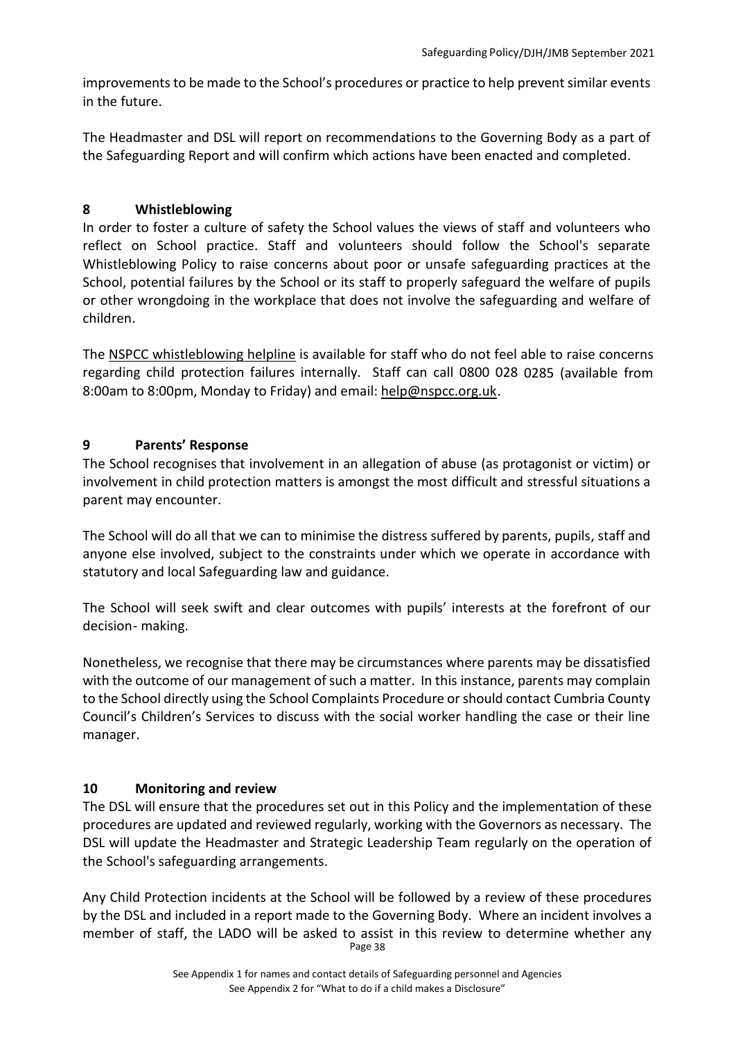improvements to be made to the School's procedures or practice to help prevent similar events in the future.

The Headmaster and DSL will report on recommendations to the Governing Body as a part of the Safeguarding Report and will confirm which actions have been enacted and completed.

## 8 Whistleblowing

In order to foster a culture of safety the School values the views of staff and volunteers who reflect on School practice. Staff and volunteers should follow the School's separate Whistleblowing Policy to raise concerns about poor or unsafe safeguarding practices at the School, potential failures by the School or its staff to properly safeguard the welfare of pupils or other wrongdoing in the workplace that does not involve the safeguarding and welfare of children.

The NSPCC whistleblowing helpline is available for staff who do not feel able to raise concerns regarding child protection failures internally. Staff can call 0800 028 0285 (available from 8:00am to 8:00pm, Monday to Friday) and email: help@nspcc.org.uk.

## 9 Parents' Response

The School recognises that involvement in an allegation of abuse (as protagonist or victim) or involvement in child protection matters is amongst the most difficult and stressful situations a parent may encounter.

The School will do all that we can to minimise the distress suffered by parents, pupils, staff and anyone else involved, subject to the constraints under which we operate in accordance with statutory and local Safeguarding law and guidance.

The School will seek swift and clear outcomes with pupils' interests at the forefront of our decision- making.

Nonetheless, we recognise that there may be circumstances where parents may be dissatisfied with the outcome of our management of such a matter. In this instance, parents may complain to the School directly using the School Complaints Procedure or should contact Cumbria County Council's Children's Services to discuss with the social worker handling the case or their line manager.

## 10 Monitoring and review

The DSL will ensure that the procedures set out in this Policy and the implementation of these procedures are updated and reviewed regularly, working with the Governors as necessary. The DSL will update the Headmaster and Strategic Leadership Team regularly on the operation of the School's safeguarding arrangements.

Any Child Protection incidents at the School will be followed by a review of these procedures by the DSL and included in a report made to the Governing Body. Where an incident involves a member of staff, the LADO will be asked to assist in this review to determine whether any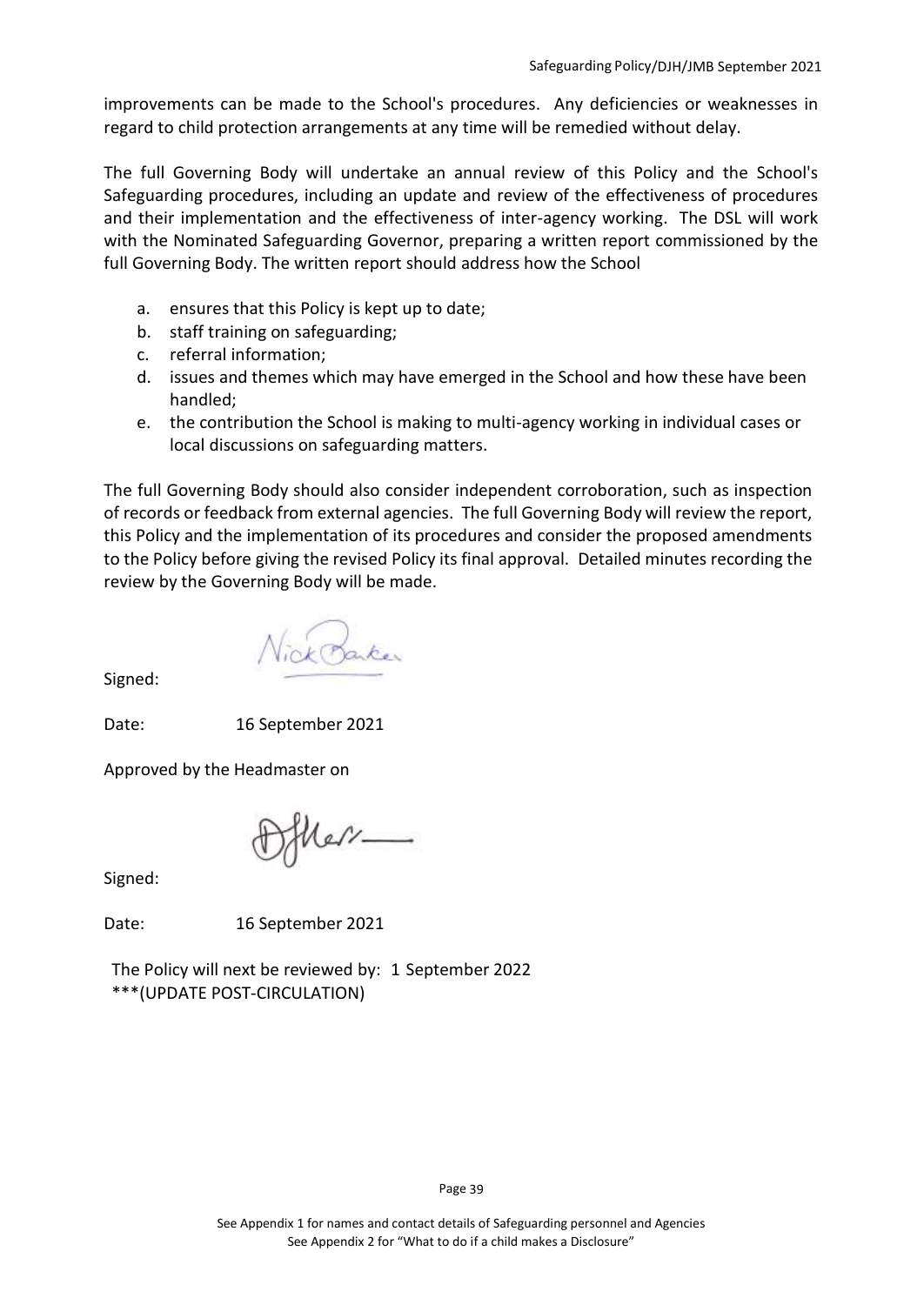improvements can be made to the School's procedures. Any deficiencies or weaknesses in regard to child protection arrangements at any time will be remedied without delay.

The full Governing Body will undertake an annual review of this Policy and the School's Safeguarding procedures, including an update and review of the effectiveness of procedures and their implementation and the effectiveness of inter-agency working. The DSL will work with the Nominated Safeguarding Governor, preparing a written report commissioned by the full Governing Body. The written report should address how the School

a. ensures that this Policy is kept up to date;
b. staff training on safeguarding;
c. referral information;
d. issues and themes which may have emerged in the School and how these have been handled;
e. the contribution the School is making to multi-agency working in individual cases or local discussions on safeguarding matters.

The full Governing Body should also consider independent corroboration, such as inspection of records or feedback from external agencies. The full Governing Body will review the report, this Policy and the implementation of its procedures and consider the proposed amendments to the Policy before giving the revised Policy its final approval. Detailed minutes recording the review by the Governing Body will be made.

Signed: Nick Barker

Date: 16 September 2021

Approved by the Headmaster on

Signed:

Date: 16 September 2021

The Policy will next be reviewed by: 1 September 2022
***(UPDATE POST-CIRCULATION)

See Appendix 1 for names and contact details of Safeguarding personnel and Agencies
See Appendix 2 for "What to do if a child makes a Disclosure"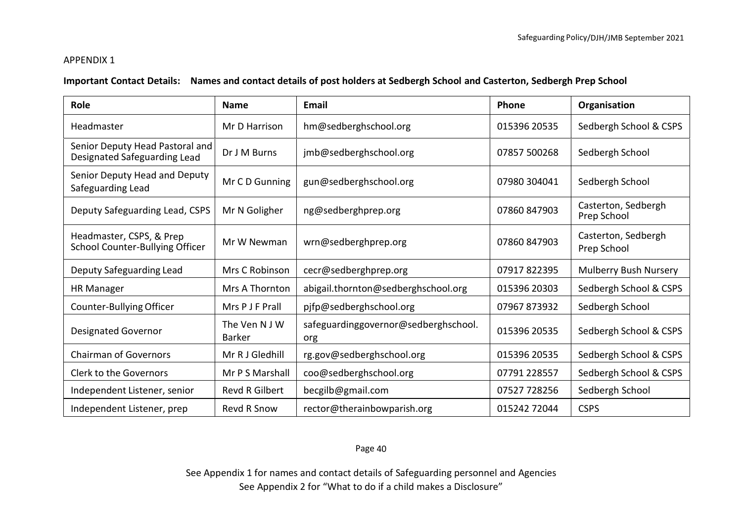APPENDIX 1

**Important Contact Details: Names and contact details of post holders at Sedbergh School and Casterton, Sedbergh Prep School**

| Role | Name | Email | Phone | Organisation |
|---|---|---|---|---|
| Headmaster | Mr D Harrison | hm@sedberghschool.org | 015396 20535 | Sedbergh School & CSPS |
| Senior Deputy Head Pastoral and Designated Safeguarding Lead | Dr J M Burns | jmb@sedberghschool.org | 07857 500268 | Sedbergh School |
| Senior Deputy Head and Deputy Safeguarding Lead | Mr C D Gunning | gun@sedberghschool.org | 07980 304041 | Sedbergh School |
| Deputy Safeguarding Lead, CSPS | Mr N Goligher | ng@sedberghprep.org | 07860 847903 | Casterton, Sedbergh Prep School |
| Headmaster, CSPS, & Prep School Counter-Bullying Officer | Mr W Newman | wrn@sedberghprep.org | 07860 847903 | Casterton, Sedbergh Prep School |
| Deputy Safeguarding Lead | Mrs C Robinson | cecr@sedberghprep.org | 07917 822395 | Mulberry Bush Nursery |
| HR Manager | Mrs A Thornton | abigail.thornton@sedberghschool.org | 015396 20303 | Sedbergh School & CSPS |
| Counter-Bullying Officer | Mrs P J F Prall | pjfp@sedberghschool.org | 07967 873932 | Sedbergh School |
| Designated Governor | The Ven N J W Barker | safeguardinggovernor@sedberghschool.org | 015396 20535 | Sedbergh School & CSPS |
| Chairman of Governors | Mr R J Gledhill | rg.gov@sedberghschool.org | 015396 20535 | Sedbergh School & CSPS |
| Clerk to the Governors | Mr P S Marshall | coo@sedberghschool.org | 07791 228557 | Sedbergh School & CSPS |
| Independent Listener, senior | Revd R Gilbert | becgilb@gmail.com | 07527 728256 | Sedbergh School |
| Independent Listener, prep | Revd R Snow | rector@therainbowparish.org | 015242 72044 | CSPS |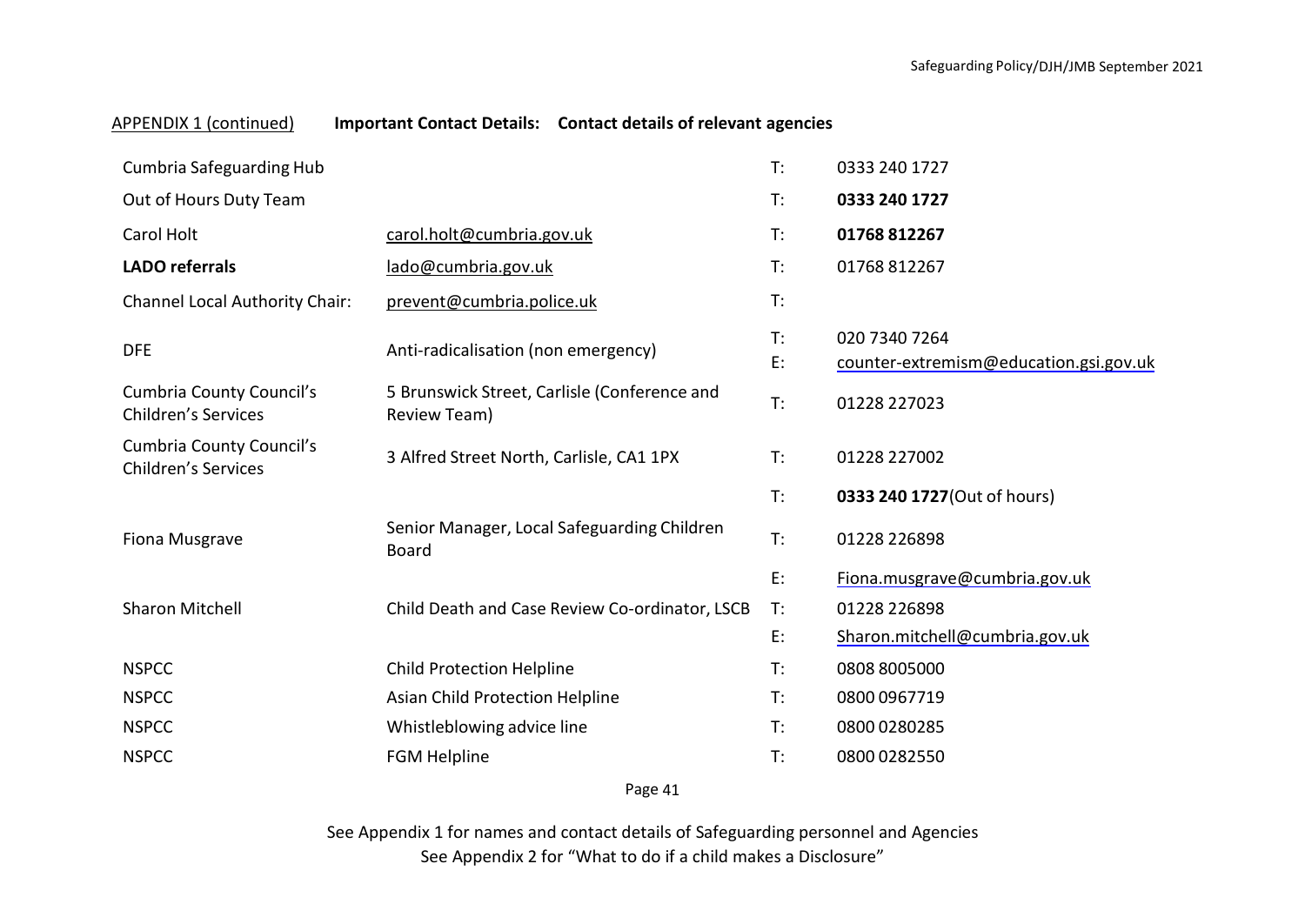APPENDIX 1 (continued) **Important Contact Details: Contact details of relevant agencies**

| | | | |
|---|---|---|---|
| Cumbria Safeguarding Hub | | T: | 0333 240 1727 |
| Out of Hours Duty Team | | T: | **0333 240 1727** |
| Carol Holt | carol.holt@cumbria.gov.uk | T: | **01768 812267** |
| **LADO referrals** | lado@cumbria.gov.uk | T: | 01768 812267 |
| Channel Local Authority Chair: | prevent@cumbria.police.uk | T: | |
| DFE | Anti-radicalisation (non emergency) | T: | 020 7340 7264 |
| | | E: | counter-extremism@education.gsi.gov.uk |
| Cumbria County Council's Children's Services | 5 Brunswick Street, Carlisle (Conference and Review Team) | T: | 01228 227023 |
| Cumbria County Council's Children's Services | 3 Alfred Street North, Carlisle, CA1 1PX | T: | 01228 227002 |
| | | T: | **0333 240 1727**(Out of hours) |
| Fiona Musgrave | Senior Manager, Local Safeguarding Children Board | T: | 01228 226898 |
| | | E: | Fiona.musgrave@cumbria.gov.uk |
| Sharon Mitchell | Child Death and Case Review Co-ordinator, LSCB | T: | 01228 226898 |
| | | E: | Sharon.mitchell@cumbria.gov.uk |
| NSPCC | Child Protection Helpline | T: | 0808 8005000 |
| NSPCC | Asian Child Protection Helpline | T: | 0800 0967719 |
| NSPCC | Whistleblowing advice line | T: | 0800 0280285 |
| NSPCC | FGM Helpline | T: | 0800 0282550 |

See Appendix 1 for names and contact details of Safeguarding personnel and Agencies
See Appendix 2 for "What to do if a child makes a Disclosure"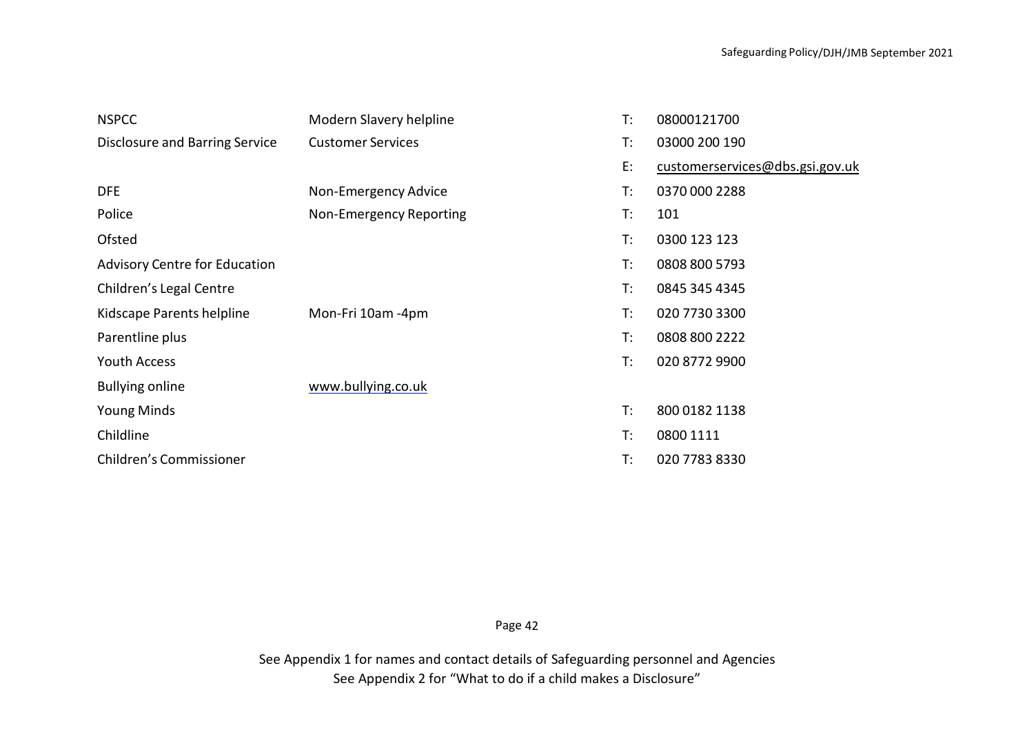| | | | |
|---|---|---|---|
| NSPCC | Modern Slavery helpline | T: | 08000121700 |
| Disclosure and Barring Service | Customer Services | T: | 03000 200 190 |
| | | E: | customerservices@dbs.gsi.gov.uk |
| DFE | Non-Emergency Advice | T: | 0370 000 2288 |
| Police | Non-Emergency Reporting | T: | 101 |
| Ofsted | | T: | 0300 123 123 |
| Advisory Centre for Education | | T: | 0808 800 5793 |
| Children's Legal Centre | | T: | 0845 345 4345 |
| Kidscape Parents helpline | Mon-Fri 10am -4pm | T: | 020 7730 3300 |
| Parentline plus | | T: | 0808 800 2222 |
| Youth Access | | T: | 020 8772 9900 |
| Bullying online | www.bullying.co.uk | | |
| Young Minds | | T: | 800 0182 1138 |
| Childline | | T: | 0800 1111 |
| Children's Commissioner | | T: | 020 7783 8330 |

See Appendix 1 for names and contact details of Safeguarding personnel and Agencies
See Appendix 2 for "What to do if a child makes a Disclosure"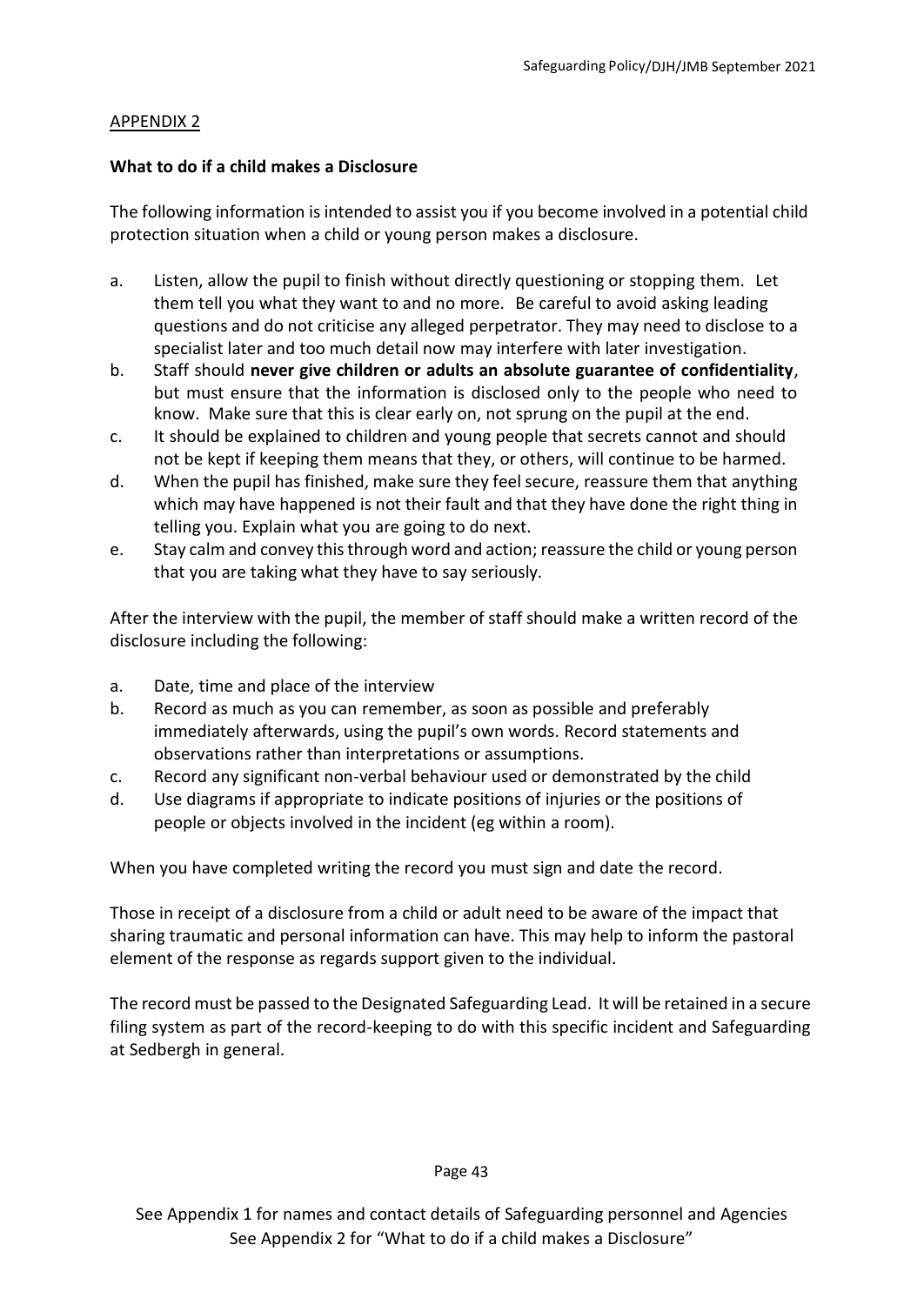APPENDIX 2

**What to do if a child makes a Disclosure**

The following information is intended to assist you if you become involved in a potential child protection situation when a child or young person makes a disclosure.

a. Listen, allow the pupil to finish without directly questioning or stopping them. Let them tell you what they want to and no more. Be careful to avoid asking leading questions and do not criticise any alleged perpetrator. They may need to disclose to a specialist later and too much detail now may interfere with later investigation.
b. Staff should **never give children or adults an absolute guarantee of confidentiality**, but must ensure that the information is disclosed only to the people who need to know. Make sure that this is clear early on, not sprung on the pupil at the end.
c. It should be explained to children and young people that secrets cannot and should not be kept if keeping them means that they, or others, will continue to be harmed.
d. When the pupil has finished, make sure they feel secure, reassure them that anything which may have happened is not their fault and that they have done the right thing in telling you. Explain what you are going to do next.
e. Stay calm and convey this through word and action; reassure the child or young person that you are taking what they have to say seriously.

After the interview with the pupil, the member of staff should make a written record of the disclosure including the following:

a. Date, time and place of the interview
b. Record as much as you can remember, as soon as possible and preferably immediately afterwards, using the pupil's own words. Record statements and observations rather than interpretations or assumptions.
c. Record any significant non-verbal behaviour used or demonstrated by the child
d. Use diagrams if appropriate to indicate positions of injuries or the positions of people or objects involved in the incident (eg within a room).

When you have completed writing the record you must sign and date the record.

Those in receipt of a disclosure from a child or adult need to be aware of the impact that sharing traumatic and personal information can have. This may help to inform the pastoral element of the response as regards support given to the individual.

The record must be passed to the Designated Safeguarding Lead. It will be retained in a secure filing system as part of the record-keeping to do with this specific incident and Safeguarding at Sedbergh in general.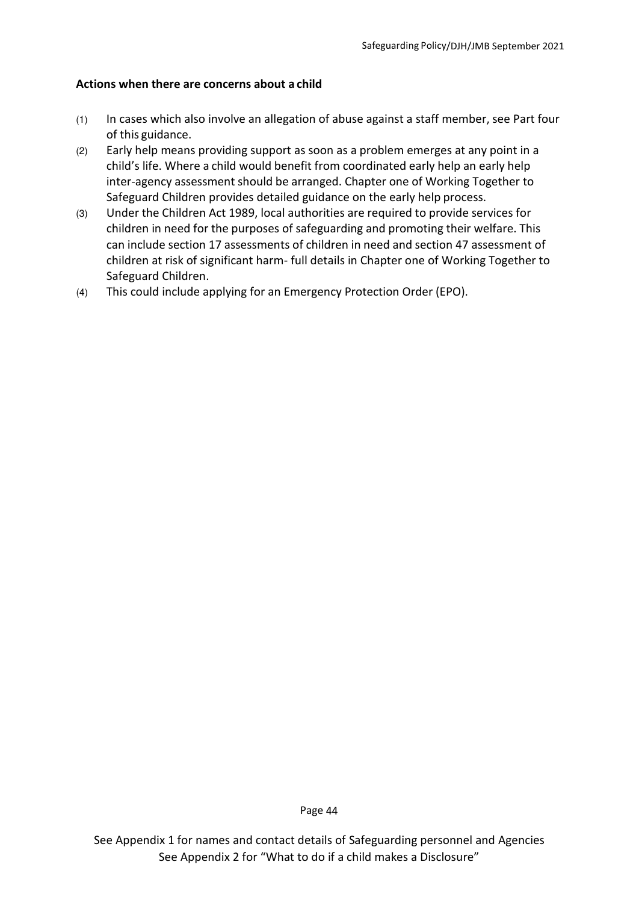**Actions when there are concerns about a child**

(1) In cases which also involve an allegation of abuse against a staff member, see Part four of this guidance.

(2) Early help means providing support as soon as a problem emerges at any point in a child's life. Where a child would benefit from coordinated early help an early help inter-agency assessment should be arranged. Chapter one of Working Together to Safeguard Children provides detailed guidance on the early help process.

(3) Under the Children Act 1989, local authorities are required to provide services for children in need for the purposes of safeguarding and promoting their welfare. This can include section 17 assessments of children in need and section 47 assessment of children at risk of significant harm- full details in Chapter one of Working Together to Safeguard Children.

(4) This could include applying for an Emergency Protection Order (EPO).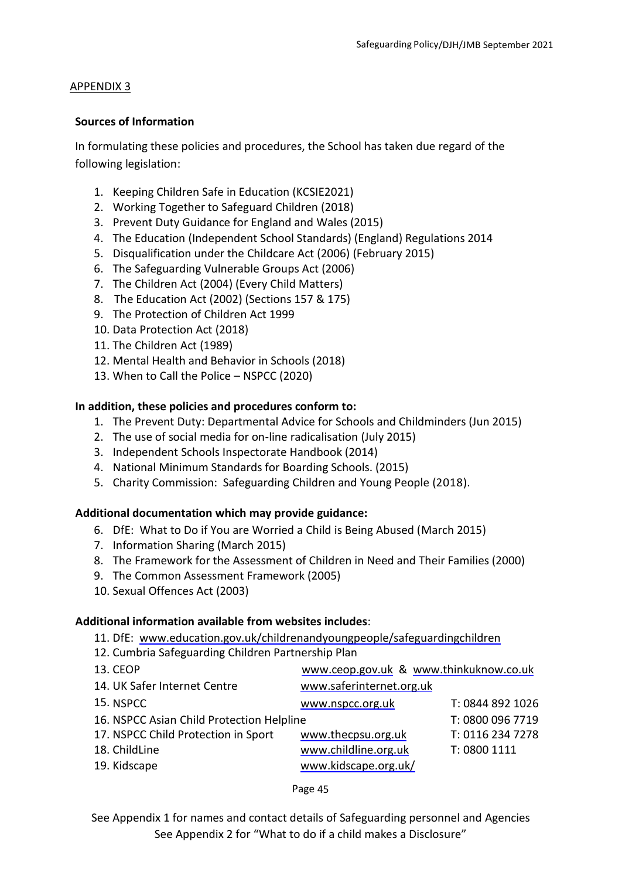APPENDIX 3

**Sources of Information**

In formulating these policies and procedures, the School has taken due regard of the following legislation:

1. Keeping Children Safe in Education (KCSIE2021)
2. Working Together to Safeguard Children (2018)
3. Prevent Duty Guidance for England and Wales (2015)
4. The Education (Independent School Standards) (England) Regulations 2014
5. Disqualification under the Childcare Act (2006) (February 2015)
6. The Safeguarding Vulnerable Groups Act (2006)
7. The Children Act (2004) (Every Child Matters)
8. The Education Act (2002) (Sections 157 & 175)
9. The Protection of Children Act 1999
10. Data Protection Act (2018)
11. The Children Act (1989)
12. Mental Health and Behavior in Schools (2018)
13. When to Call the Police – NSPCC (2020)

**In addition, these policies and procedures conform to:**

1. The Prevent Duty: Departmental Advice for Schools and Childminders (Jun 2015)
2. The use of social media for on-line radicalisation (July 2015)
3. Independent Schools Inspectorate Handbook (2014)
4. National Minimum Standards for Boarding Schools. (2015)
5. Charity Commission: Safeguarding Children and Young People (2018).

**Additional documentation which may provide guidance:**

6. DfE: What to Do if You are Worried a Child is Being Abused (March 2015)
7. Information Sharing (March 2015)
8. The Framework for the Assessment of Children in Need and Their Families (2000)
9. The Common Assessment Framework (2005)
10. Sexual Offences Act (2003)

**Additional information available from websites includes**:

11. DfE: www.education.gov.uk/childrenandyoungpeople/safeguardingchildren
12. Cumbria Safeguarding Children Partnership Plan
13. CEOP www.ceop.gov.uk & www.thinkuknow.co.uk
14. UK Safer Internet Centre www.saferinternet.org.uk
15. NSPCC www.nspcc.org.uk T: 0844 892 1026
16. NSPCC Asian Child Protection Helpline T: 0800 096 7719
17. NSPCC Child Protection in Sport www.thecpsu.org.uk T: 0116 234 7278
18. ChildLine www.childline.org.uk T: 0800 1111
19. Kidscape www.kidscape.org.uk/

See Appendix 1 for names and contact details of Safeguarding personnel and Agencies
See Appendix 2 for "What to do if a child makes a Disclosure"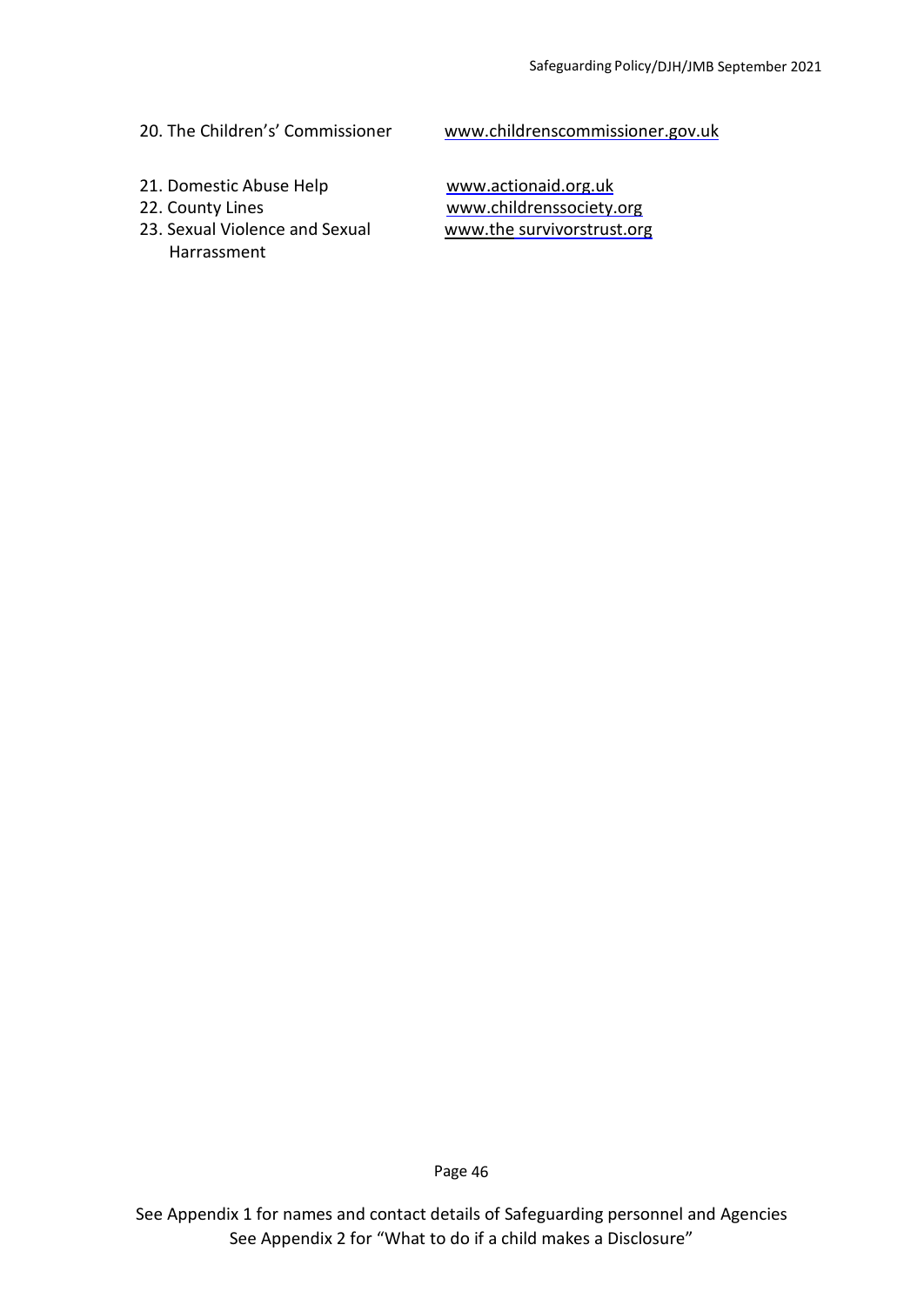20. The Children's' Commissioner www.childrenscommissioner.gov.uk

21. Domestic Abuse Help www.actionaid.org.uk
22. County Lines www.childrenssociety.org
23. Sexual Violence and Sexual Harrassment www.the survivorstrust.org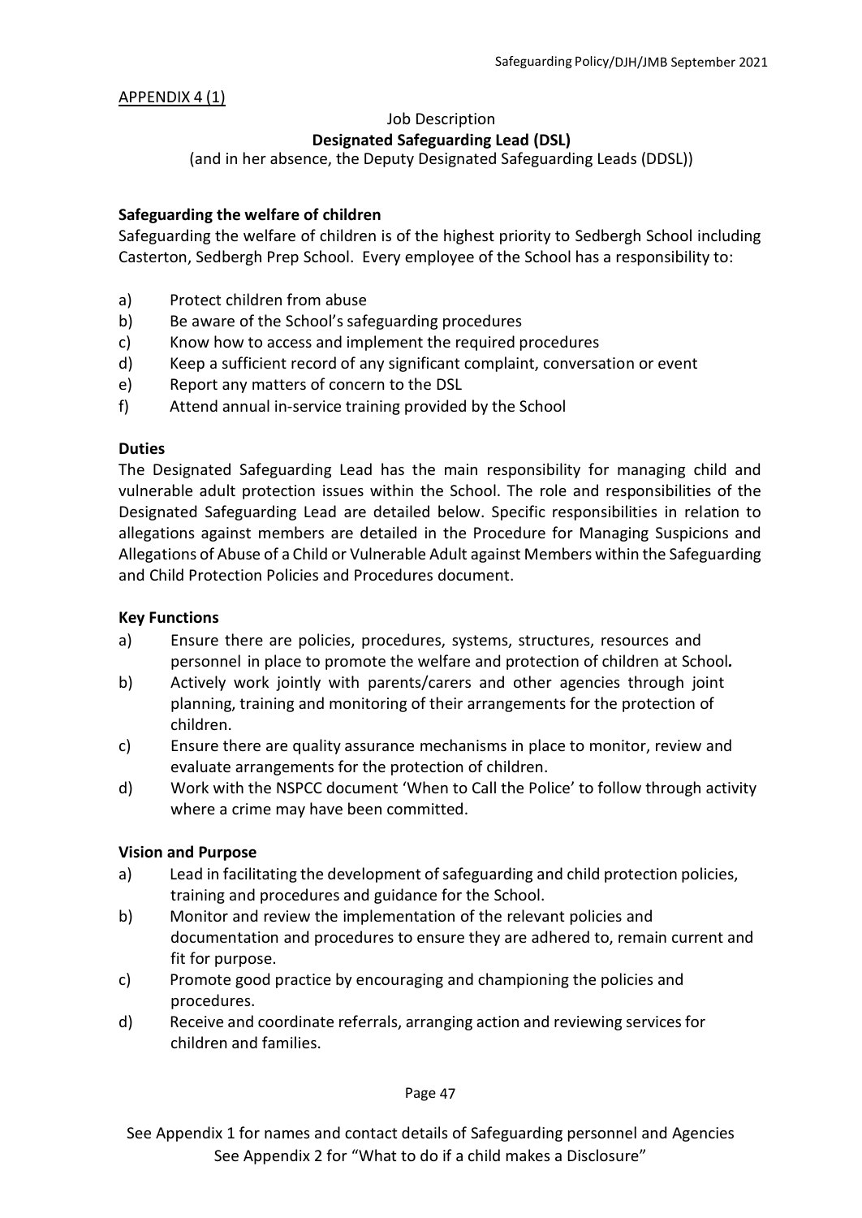APPENDIX 4 (1)

Job Description

**Designated Safeguarding Lead (DSL)**

(and in her absence, the Deputy Designated Safeguarding Leads (DDSL))

**Safeguarding the welfare of children**

Safeguarding the welfare of children is of the highest priority to Sedbergh School including Casterton, Sedbergh Prep School. Every employee of the School has a responsibility to:

a) Protect children from abuse
b) Be aware of the School's safeguarding procedures
c) Know how to access and implement the required procedures
d) Keep a sufficient record of any significant complaint, conversation or event
e) Report any matters of concern to the DSL
f) Attend annual in-service training provided by the School

**Duties**

The Designated Safeguarding Lead has the main responsibility for managing child and vulnerable adult protection issues within the School. The role and responsibilities of the Designated Safeguarding Lead are detailed below. Specific responsibilities in relation to allegations against members are detailed in the Procedure for Managing Suspicions and Allegations of Abuse of a Child or Vulnerable Adult against Members within the Safeguarding and Child Protection Policies and Procedures document.

**Key Functions**

a) Ensure there are policies, procedures, systems, structures, resources and personnel in place to promote the welfare and protection of children at School.
b) Actively work jointly with parents/carers and other agencies through joint planning, training and monitoring of their arrangements for the protection of children.
c) Ensure there are quality assurance mechanisms in place to monitor, review and evaluate arrangements for the protection of children.
d) Work with the NSPCC document 'When to Call the Police' to follow through activity where a crime may have been committed.

**Vision and Purpose**

a) Lead in facilitating the development of safeguarding and child protection policies, training and procedures and guidance for the School.
b) Monitor and review the implementation of the relevant policies and documentation and procedures to ensure they are adhered to, remain current and fit for purpose.
c) Promote good practice by encouraging and championing the policies and procedures.
d) Receive and coordinate referrals, arranging action and reviewing services for children and families.

See Appendix 1 for names and contact details of Safeguarding personnel and Agencies
See Appendix 2 for "What to do if a child makes a Disclosure"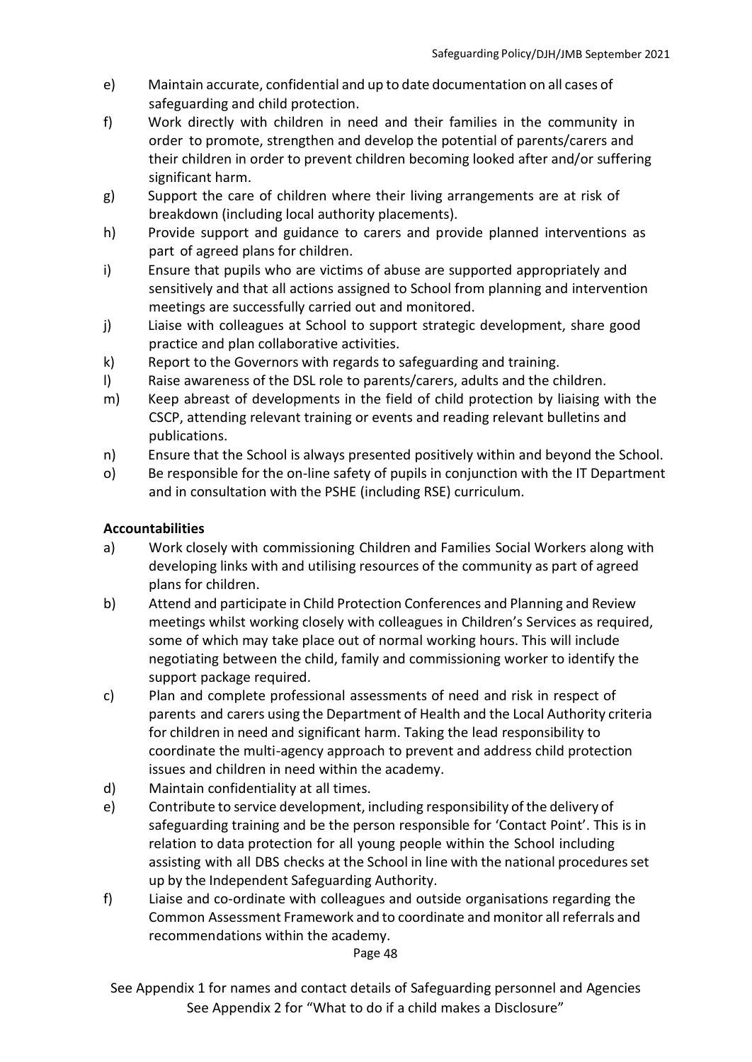e) Maintain accurate, confidential and up to date documentation on all cases of safeguarding and child protection.
f) Work directly with children in need and their families in the community in order to promote, strengthen and develop the potential of parents/carers and their children in order to prevent children becoming looked after and/or suffering significant harm.
g) Support the care of children where their living arrangements are at risk of breakdown (including local authority placements).
h) Provide support and guidance to carers and provide planned interventions as part of agreed plans for children.
i) Ensure that pupils who are victims of abuse are supported appropriately and sensitively and that all actions assigned to School from planning and intervention meetings are successfully carried out and monitored.
j) Liaise with colleagues at School to support strategic development, share good practice and plan collaborative activities.
k) Report to the Governors with regards to safeguarding and training.
l) Raise awareness of the DSL role to parents/carers, adults and the children.
m) Keep abreast of developments in the field of child protection by liaising with the CSCP, attending relevant training or events and reading relevant bulletins and publications.
n) Ensure that the School is always presented positively within and beyond the School.
o) Be responsible for the on-line safety of pupils in conjunction with the IT Department and in consultation with the PSHE (including RSE) curriculum.

**Accountabilities**

a) Work closely with commissioning Children and Families Social Workers along with developing links with and utilising resources of the community as part of agreed plans for children.
b) Attend and participate in Child Protection Conferences and Planning and Review meetings whilst working closely with colleagues in Children's Services as required, some of which may take place out of normal working hours. This will include negotiating between the child, family and commissioning worker to identify the support package required.
c) Plan and complete professional assessments of need and risk in respect of parents and carers using the Department of Health and the Local Authority criteria for children in need and significant harm. Taking the lead responsibility to coordinate the multi-agency approach to prevent and address child protection issues and children in need within the academy.
d) Maintain confidentiality at all times.
e) Contribute to service development, including responsibility of the delivery of safeguarding training and be the person responsible for 'Contact Point'. This is in relation to data protection for all young people within the School including assisting with all DBS checks at the School in line with the national procedures set up by the Independent Safeguarding Authority.
f) Liaise and co-ordinate with colleagues and outside organisations regarding the Common Assessment Framework and to coordinate and monitor all referrals and recommendations within the academy.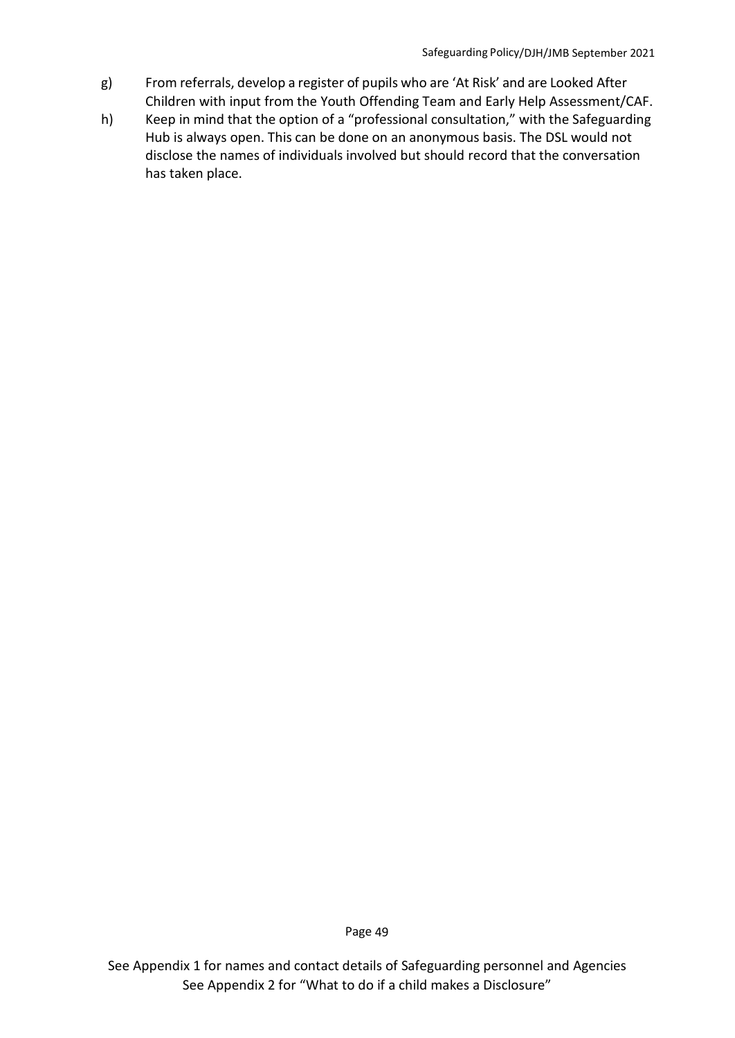g) From referrals, develop a register of pupils who are 'At Risk' and are Looked After Children with input from the Youth Offending Team and Early Help Assessment/CAF.

h) Keep in mind that the option of a "professional consultation," with the Safeguarding Hub is always open. This can be done on an anonymous basis. The DSL would not disclose the names of individuals involved but should record that the conversation has taken place.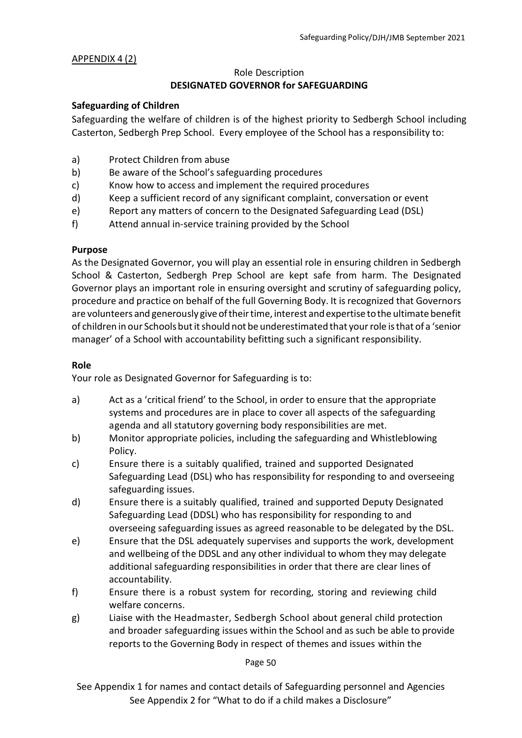APPENDIX 4 (2)

Role Description

**DESIGNATED GOVERNOR for SAFEGUARDING**

**Safeguarding of Children**

Safeguarding the welfare of children is of the highest priority to Sedbergh School including Casterton, Sedbergh Prep School. Every employee of the School has a responsibility to:

a) Protect Children from abuse
b) Be aware of the School's safeguarding procedures
c) Know how to access and implement the required procedures
d) Keep a sufficient record of any significant complaint, conversation or event
e) Report any matters of concern to the Designated Safeguarding Lead (DSL)
f) Attend annual in-service training provided by the School

**Purpose**

As the Designated Governor, you will play an essential role in ensuring children in Sedbergh School & Casterton, Sedbergh Prep School are kept safe from harm. The Designated Governor plays an important role in ensuring oversight and scrutiny of safeguarding policy, procedure and practice on behalf of the full Governing Body. It is recognized that Governors are volunteers and generously give of their time, interest and expertise to the ultimate benefit of children in our Schools but it should not be underestimated that your role is that of a 'senior manager' of a School with accountability befitting such a significant responsibility.

**Role**

Your role as Designated Governor for Safeguarding is to:

a) Act as a 'critical friend' to the School, in order to ensure that the appropriate systems and procedures are in place to cover all aspects of the safeguarding agenda and all statutory governing body responsibilities are met.
b) Monitor appropriate policies, including the safeguarding and Whistleblowing Policy.
c) Ensure there is a suitably qualified, trained and supported Designated Safeguarding Lead (DSL) who has responsibility for responding to and overseeing safeguarding issues.
d) Ensure there is a suitably qualified, trained and supported Deputy Designated Safeguarding Lead (DDSL) who has responsibility for responding to and overseeing safeguarding issues as agreed reasonable to be delegated by the DSL.
e) Ensure that the DSL adequately supervises and supports the work, development and wellbeing of the DDSL and any other individual to whom they may delegate additional safeguarding responsibilities in order that there are clear lines of accountability.
f) Ensure there is a robust system for recording, storing and reviewing child welfare concerns.
g) Liaise with the Headmaster, Sedbergh School about general child protection and broader safeguarding issues within the School and as such be able to provide reports to the Governing Body in respect of themes and issues within the

See Appendix 1 for names and contact details of Safeguarding personnel and Agencies
See Appendix 2 for "What to do if a child makes a Disclosure"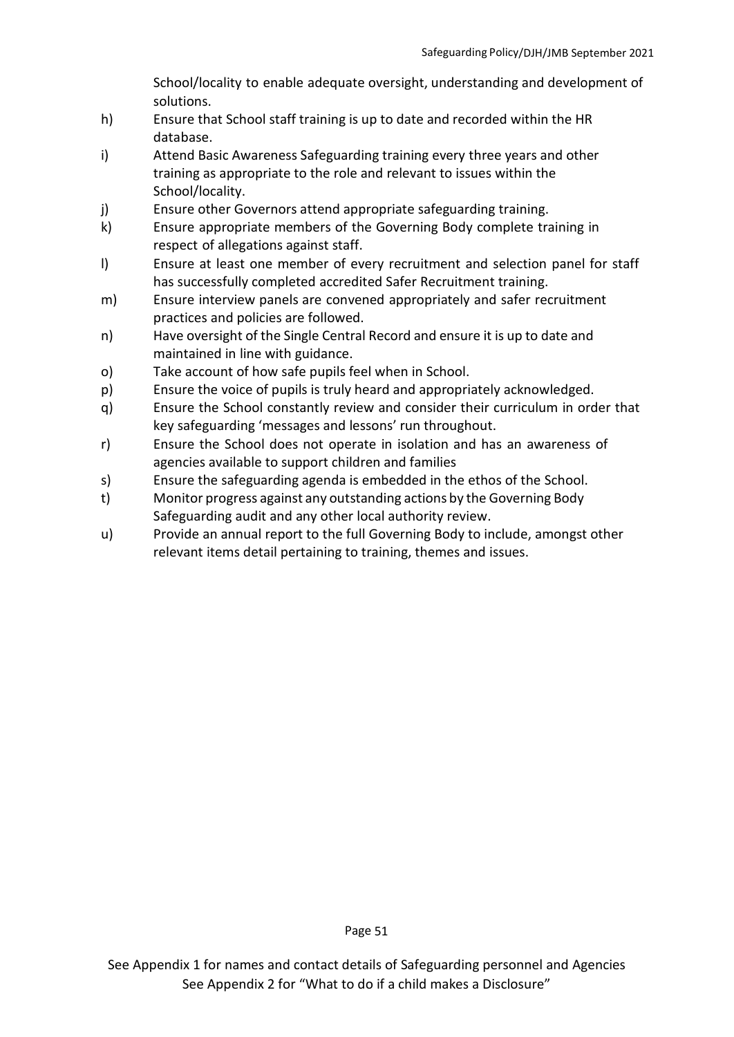School/locality to enable adequate oversight, understanding and development of solutions.

h) Ensure that School staff training is up to date and recorded within the HR database.

i) Attend Basic Awareness Safeguarding training every three years and other training as appropriate to the role and relevant to issues within the School/locality.

j) Ensure other Governors attend appropriate safeguarding training.

k) Ensure appropriate members of the Governing Body complete training in respect of allegations against staff.

l) Ensure at least one member of every recruitment and selection panel for staff has successfully completed accredited Safer Recruitment training.

m) Ensure interview panels are convened appropriately and safer recruitment practices and policies are followed.

n) Have oversight of the Single Central Record and ensure it is up to date and maintained in line with guidance.

o) Take account of how safe pupils feel when in School.

p) Ensure the voice of pupils is truly heard and appropriately acknowledged.

q) Ensure the School constantly review and consider their curriculum in order that key safeguarding 'messages and lessons' run throughout.

r) Ensure the School does not operate in isolation and has an awareness of agencies available to support children and families

s) Ensure the safeguarding agenda is embedded in the ethos of the School.

t) Monitor progress against any outstanding actions by the Governing Body Safeguarding audit and any other local authority review.

u) Provide an annual report to the full Governing Body to include, amongst other relevant items detail pertaining to training, themes and issues.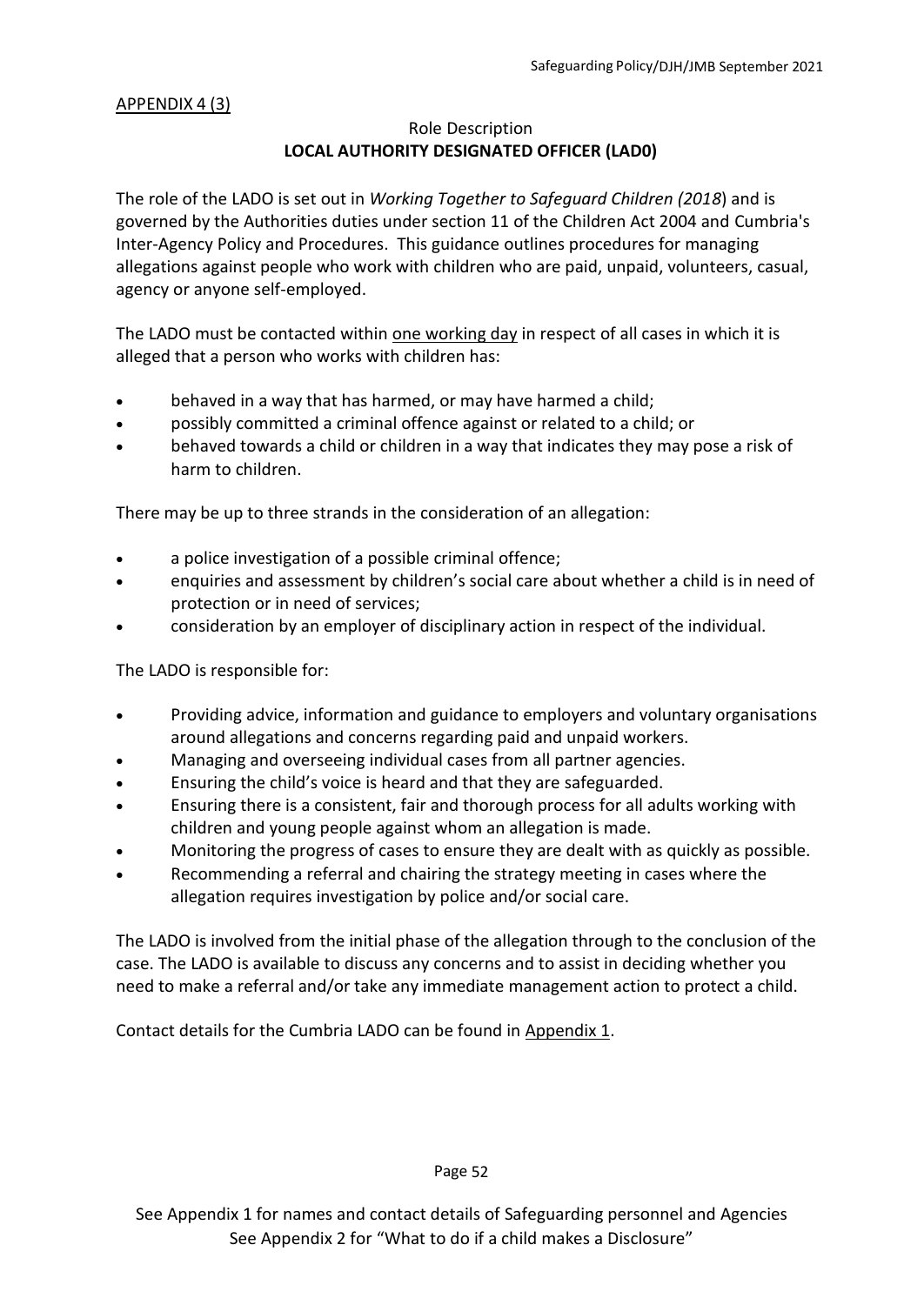APPENDIX 4 (3)

Role Description

## LOCAL AUTHORITY DESIGNATED OFFICER (LAD0)

The role of the LADO is set out in *Working Together to Safeguard Children (2018*) and is governed by the Authorities duties under section 11 of the Children Act 2004 and Cumbria's Inter-Agency Policy and Procedures. This guidance outlines procedures for managing allegations against people who work with children who are paid, unpaid, volunteers, casual, agency or anyone self-employed.

The LADO must be contacted within <u>one working day</u> in respect of all cases in which it is alleged that a person who works with children has:

- behaved in a way that has harmed, or may have harmed a child;
- possibly committed a criminal offence against or related to a child; or
- behaved towards a child or children in a way that indicates they may pose a risk of harm to children.

There may be up to three strands in the consideration of an allegation:

- a police investigation of a possible criminal offence;
- enquiries and assessment by children's social care about whether a child is in need of protection or in need of services;
- consideration by an employer of disciplinary action in respect of the individual.

The LADO is responsible for:

- Providing advice, information and guidance to employers and voluntary organisations around allegations and concerns regarding paid and unpaid workers.
- Managing and overseeing individual cases from all partner agencies.
- Ensuring the child's voice is heard and that they are safeguarded.
- Ensuring there is a consistent, fair and thorough process for all adults working with children and young people against whom an allegation is made.
- Monitoring the progress of cases to ensure they are dealt with as quickly as possible.
- Recommending a referral and chairing the strategy meeting in cases where the allegation requires investigation by police and/or social care.

The LADO is involved from the initial phase of the allegation through to the conclusion of the case. The LADO is available to discuss any concerns and to assist in deciding whether you need to make a referral and/or take any immediate management action to protect a child.

Contact details for the Cumbria LADO can be found in <u>Appendix 1</u>.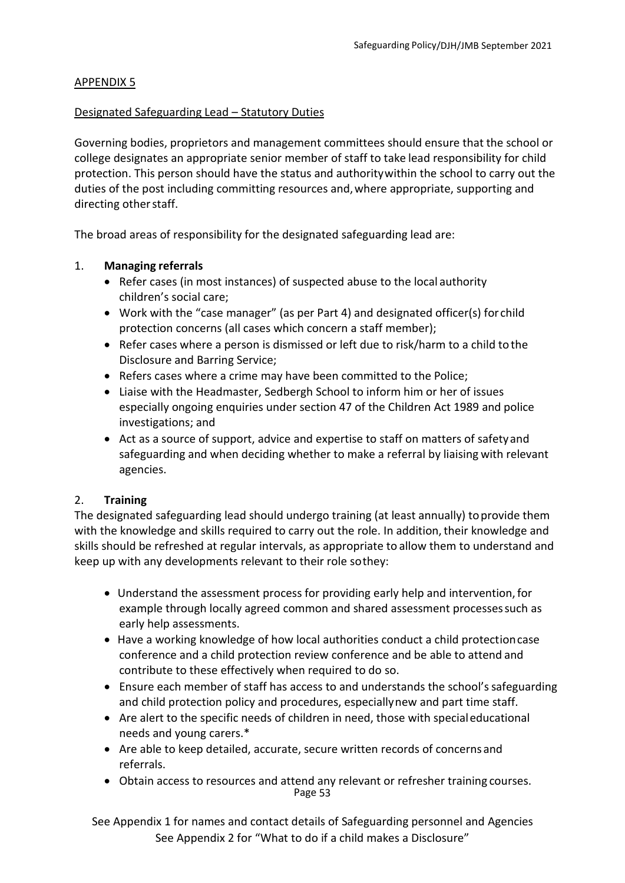## APPENDIX 5

### Designated Safeguarding Lead – Statutory Duties

Governing bodies, proprietors and management committees should ensure that the school or college designates an appropriate senior member of staff to take lead responsibility for child protection. This person should have the status and authority within the school to carry out the duties of the post including committing resources and, where appropriate, supporting and directing other staff.

The broad areas of responsibility for the designated safeguarding lead are:

1. **Managing referrals**
   - Refer cases (in most instances) of suspected abuse to the local authority children's social care;
   - Work with the "case manager" (as per Part 4) and designated officer(s) for child protection concerns (all cases which concern a staff member);
   - Refer cases where a person is dismissed or left due to risk/harm to a child to the Disclosure and Barring Service;
   - Refers cases where a crime may have been committed to the Police;
   - Liaise with the Headmaster, Sedbergh School to inform him or her of issues especially ongoing enquiries under section 47 of the Children Act 1989 and police investigations; and
   - Act as a source of support, advice and expertise to staff on matters of safety and safeguarding and when deciding whether to make a referral by liaising with relevant agencies.

2. **Training**

The designated safeguarding lead should undergo training (at least annually) to provide them with the knowledge and skills required to carry out the role. In addition, their knowledge and skills should be refreshed at regular intervals, as appropriate to allow them to understand and keep up with any developments relevant to their role so they:

- Understand the assessment process for providing early help and intervention, for example through locally agreed common and shared assessment processes such as early help assessments.
- Have a working knowledge of how local authorities conduct a child protection case conference and a child protection review conference and be able to attend and contribute to these effectively when required to do so.
- Ensure each member of staff has access to and understands the school's safeguarding and child protection policy and procedures, especially new and part time staff.
- Are alert to the specific needs of children in need, those with special educational needs and young carers.*
- Are able to keep detailed, accurate, secure written records of concerns and referrals.
- Obtain access to resources and attend any relevant or refresher training courses.

See Appendix 1 for names and contact details of Safeguarding personnel and Agencies
See Appendix 2 for "What to do if a child makes a Disclosure"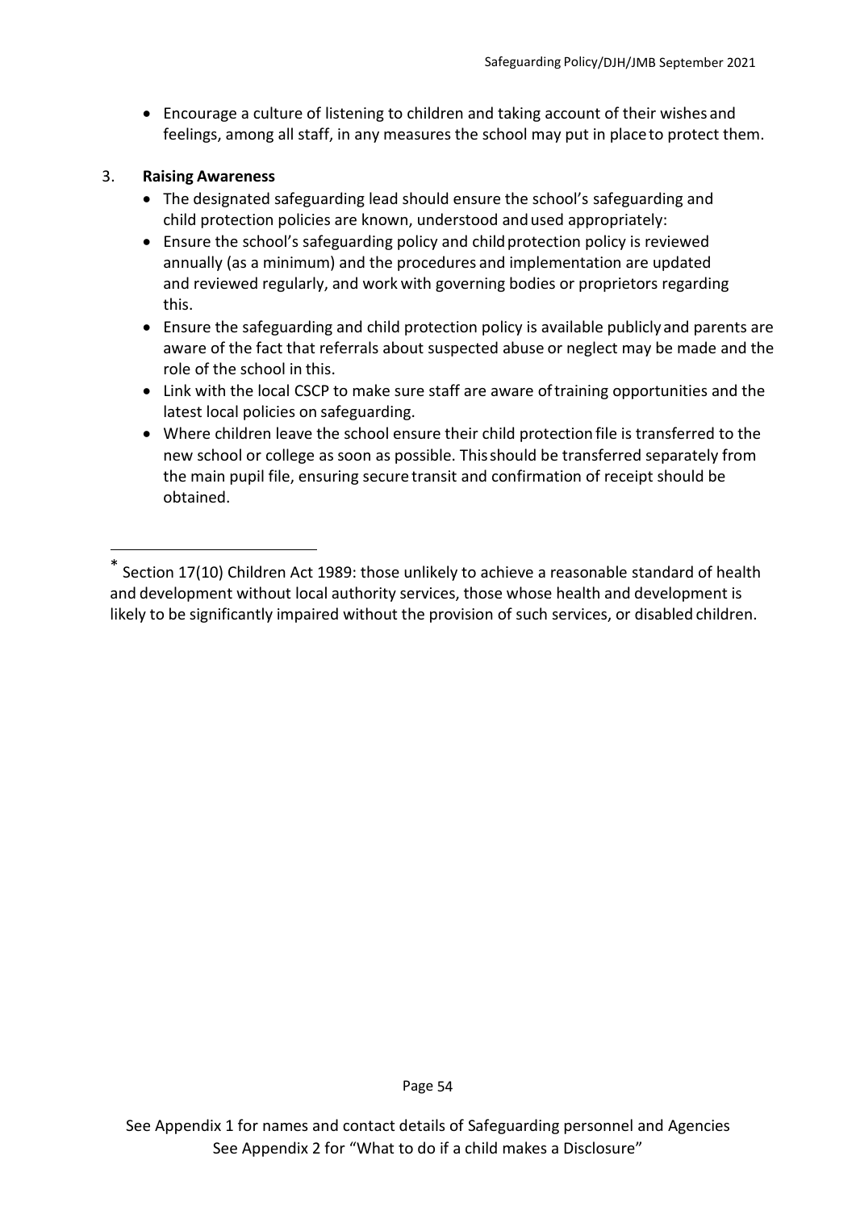- Encourage a culture of listening to children and taking account of their wishes and feelings, among all staff, in any measures the school may put in place to protect them.

3. **Raising Awareness**
   - The designated safeguarding lead should ensure the school's safeguarding and child protection policies are known, understood and used appropriately:
   - Ensure the school's safeguarding policy and child protection policy is reviewed annually (as a minimum) and the procedures and implementation are updated and reviewed regularly, and work with governing bodies or proprietors regarding this.
   - Ensure the safeguarding and child protection policy is available publicly and parents are aware of the fact that referrals about suspected abuse or neglect may be made and the role of the school in this.
   - Link with the local CSCP to make sure staff are aware of training opportunities and the latest local policies on safeguarding.
   - Where children leave the school ensure their child protection file is transferred to the new school or college as soon as possible. This should be transferred separately from the main pupil file, ensuring secure transit and confirmation of receipt should be obtained.

---

* Section 17(10) Children Act 1989: those unlikely to achieve a reasonable standard of health and development without local authority services, those whose health and development is likely to be significantly impaired without the provision of such services, or disabled children.

See Appendix 1 for names and contact details of Safeguarding personnel and Agencies
See Appendix 2 for "What to do if a child makes a Disclosure"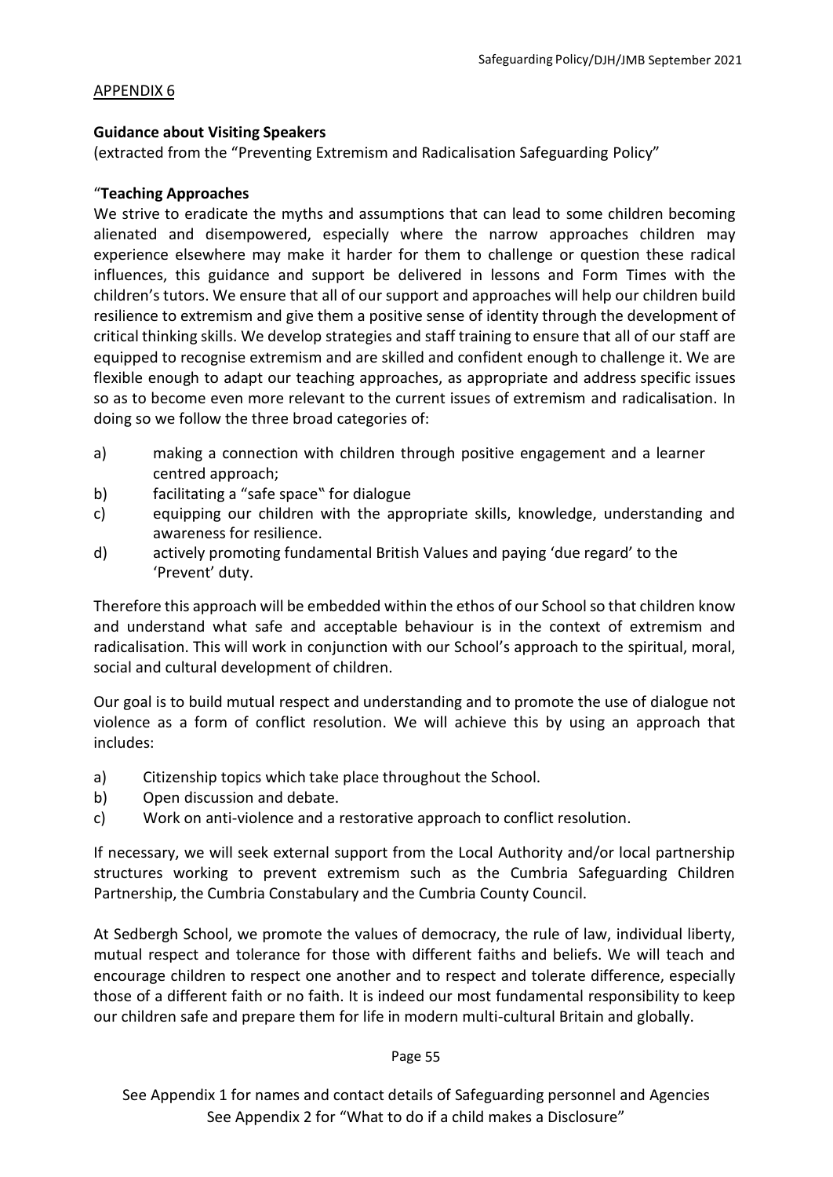APPENDIX 6

**Guidance about Visiting Speakers**

(extracted from the "Preventing Extremism and Radicalisation Safeguarding Policy"

"**Teaching Approaches**

We strive to eradicate the myths and assumptions that can lead to some children becoming alienated and disempowered, especially where the narrow approaches children may experience elsewhere may make it harder for them to challenge or question these radical influences, this guidance and support be delivered in lessons and Form Times with the children's tutors. We ensure that all of our support and approaches will help our children build resilience to extremism and give them a positive sense of identity through the development of critical thinking skills. We develop strategies and staff training to ensure that all of our staff are equipped to recognise extremism and are skilled and confident enough to challenge it. We are flexible enough to adapt our teaching approaches, as appropriate and address specific issues so as to become even more relevant to the current issues of extremism and radicalisation. In doing so we follow the three broad categories of:

a) making a connection with children through positive engagement and a learner centred approach;
b) facilitating a "safe space‟ for dialogue
c) equipping our children with the appropriate skills, knowledge, understanding and awareness for resilience.
d) actively promoting fundamental British Values and paying 'due regard' to the 'Prevent' duty.

Therefore this approach will be embedded within the ethos of our School so that children know and understand what safe and acceptable behaviour is in the context of extremism and radicalisation. This will work in conjunction with our School's approach to the spiritual, moral, social and cultural development of children.

Our goal is to build mutual respect and understanding and to promote the use of dialogue not violence as a form of conflict resolution. We will achieve this by using an approach that includes:

a) Citizenship topics which take place throughout the School.
b) Open discussion and debate.
c) Work on anti-violence and a restorative approach to conflict resolution.

If necessary, we will seek external support from the Local Authority and/or local partnership structures working to prevent extremism such as the Cumbria Safeguarding Children Partnership, the Cumbria Constabulary and the Cumbria County Council.

At Sedbergh School, we promote the values of democracy, the rule of law, individual liberty, mutual respect and tolerance for those with different faiths and beliefs. We will teach and encourage children to respect one another and to respect and tolerate difference, especially those of a different faith or no faith. It is indeed our most fundamental responsibility to keep our children safe and prepare them for life in modern multi-cultural Britain and globally.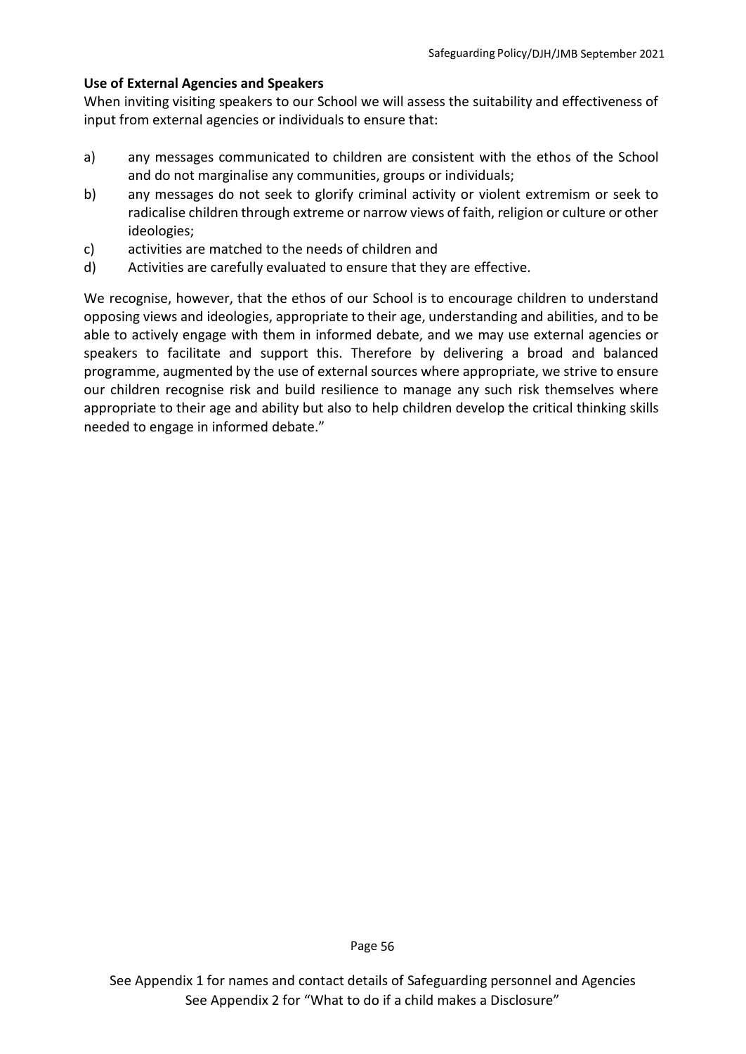**Use of External Agencies and Speakers**

When inviting visiting speakers to our School we will assess the suitability and effectiveness of input from external agencies or individuals to ensure that:

a) any messages communicated to children are consistent with the ethos of the School and do not marginalise any communities, groups or individuals;

b) any messages do not seek to glorify criminal activity or violent extremism or seek to radicalise children through extreme or narrow views of faith, religion or culture or other ideologies;

c) activities are matched to the needs of children and

d) Activities are carefully evaluated to ensure that they are effective.

We recognise, however, that the ethos of our School is to encourage children to understand opposing views and ideologies, appropriate to their age, understanding and abilities, and to be able to actively engage with them in informed debate, and we may use external agencies or speakers to facilitate and support this. Therefore by delivering a broad and balanced programme, augmented by the use of external sources where appropriate, we strive to ensure our children recognise risk and build resilience to manage any such risk themselves where appropriate to their age and ability but also to help children develop the critical thinking skills needed to engage in informed debate."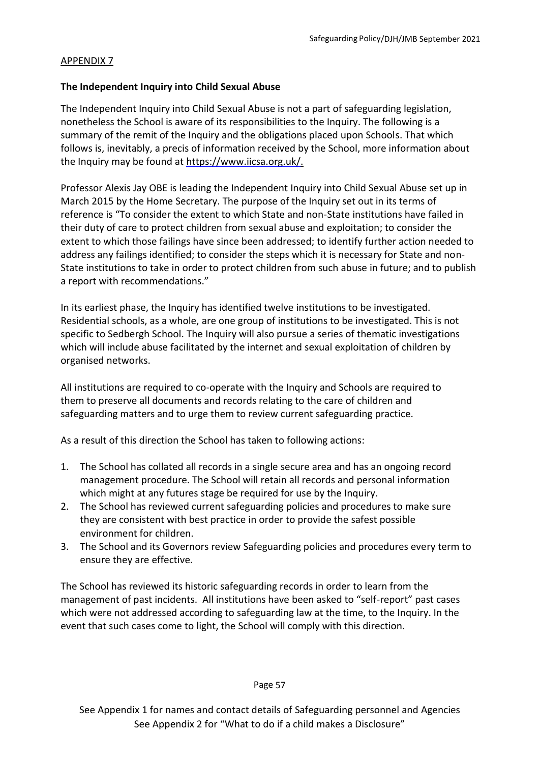APPENDIX 7

**The Independent Inquiry into Child Sexual Abuse**

The Independent Inquiry into Child Sexual Abuse is not a part of safeguarding legislation, nonetheless the School is aware of its responsibilities to the Inquiry. The following is a summary of the remit of the Inquiry and the obligations placed upon Schools. That which follows is, inevitably, a precis of information received by the School, more information about the Inquiry may be found at https://www.iicsa.org.uk/.

Professor Alexis Jay OBE is leading the Independent Inquiry into Child Sexual Abuse set up in March 2015 by the Home Secretary. The purpose of the Inquiry set out in its terms of reference is "To consider the extent to which State and non-State institutions have failed in their duty of care to protect children from sexual abuse and exploitation; to consider the extent to which those failings have since been addressed; to identify further action needed to address any failings identified; to consider the steps which it is necessary for State and non-State institutions to take in order to protect children from such abuse in future; and to publish a report with recommendations."

In its earliest phase, the Inquiry has identified twelve institutions to be investigated. Residential schools, as a whole, are one group of institutions to be investigated. This is not specific to Sedbergh School. The Inquiry will also pursue a series of thematic investigations which will include abuse facilitated by the internet and sexual exploitation of children by organised networks.

All institutions are required to co-operate with the Inquiry and Schools are required to them to preserve all documents and records relating to the care of children and safeguarding matters and to urge them to review current safeguarding practice.

As a result of this direction the School has taken to following actions:

1. The School has collated all records in a single secure area and has an ongoing record management procedure. The School will retain all records and personal information which might at any futures stage be required for use by the Inquiry.
2. The School has reviewed current safeguarding policies and procedures to make sure they are consistent with best practice in order to provide the safest possible environment for children.
3. The School and its Governors review Safeguarding policies and procedures every term to ensure they are effective.

The School has reviewed its historic safeguarding records in order to learn from the management of past incidents. All institutions have been asked to "self-report" past cases which were not addressed according to safeguarding law at the time, to the Inquiry. In the event that such cases come to light, the School will comply with this direction.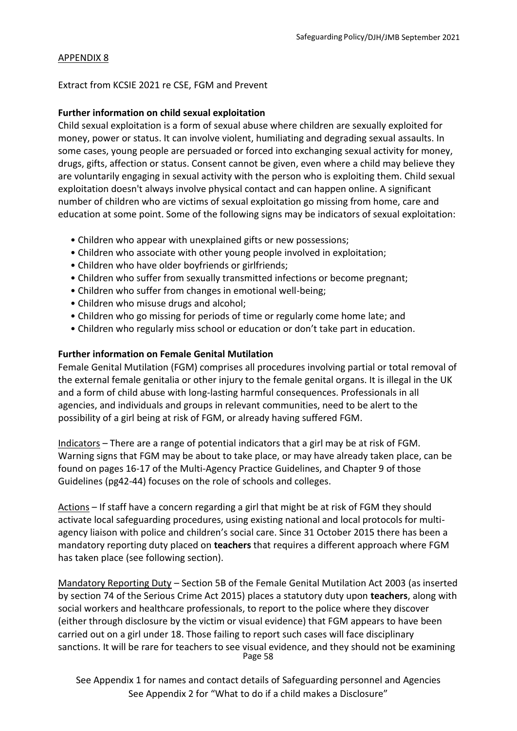APPENDIX 8

Extract from KCSIE 2021 re CSE, FGM and Prevent

**Further information on child sexual exploitation**

Child sexual exploitation is a form of sexual abuse where children are sexually exploited for money, power or status. It can involve violent, humiliating and degrading sexual assaults. In some cases, young people are persuaded or forced into exchanging sexual activity for money, drugs, gifts, affection or status. Consent cannot be given, even where a child may believe they are voluntarily engaging in sexual activity with the person who is exploiting them. Child sexual exploitation doesn't always involve physical contact and can happen online. A significant number of children who are victims of sexual exploitation go missing from home, care and education at some point. Some of the following signs may be indicators of sexual exploitation:

- Children who appear with unexplained gifts or new possessions;
- Children who associate with other young people involved in exploitation;
- Children who have older boyfriends or girlfriends;
- Children who suffer from sexually transmitted infections or become pregnant;
- Children who suffer from changes in emotional well-being;
- Children who misuse drugs and alcohol;
- Children who go missing for periods of time or regularly come home late; and
- Children who regularly miss school or education or don't take part in education.

**Further information on Female Genital Mutilation**

Female Genital Mutilation (FGM) comprises all procedures involving partial or total removal of the external female genitalia or other injury to the female genital organs. It is illegal in the UK and a form of child abuse with long-lasting harmful consequences. Professionals in all agencies, and individuals and groups in relevant communities, need to be alert to the possibility of a girl being at risk of FGM, or already having suffered FGM.

Indicators – There are a range of potential indicators that a girl may be at risk of FGM. Warning signs that FGM may be about to take place, or may have already taken place, can be found on pages 16-17 of the Multi-Agency Practice Guidelines, and Chapter 9 of those Guidelines (pg42-44) focuses on the role of schools and colleges.

Actions – If staff have a concern regarding a girl that might be at risk of FGM they should activate local safeguarding procedures, using existing national and local protocols for multi-agency liaison with police and children's social care. Since 31 October 2015 there has been a mandatory reporting duty placed on **teachers** that requires a different approach where FGM has taken place (see following section).

Mandatory Reporting Duty – Section 5B of the Female Genital Mutilation Act 2003 (as inserted by section 74 of the Serious Crime Act 2015) places a statutory duty upon **teachers**, along with social workers and healthcare professionals, to report to the police where they discover (either through disclosure by the victim or visual evidence) that FGM appears to have been carried out on a girl under 18. Those failing to report such cases will face disciplinary sanctions. It will be rare for teachers to see visual evidence, and they should not be examining

See Appendix 1 for names and contact details of Safeguarding personnel and Agencies
See Appendix 2 for "What to do if a child makes a Disclosure"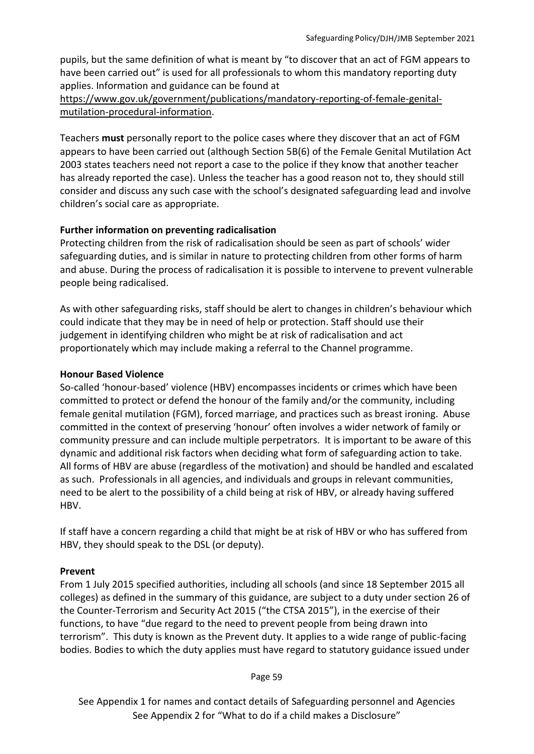pupils, but the same definition of what is meant by "to discover that an act of FGM appears to have been carried out" is used for all professionals to whom this mandatory reporting duty applies. Information and guidance can be found at https://www.gov.uk/government/publications/mandatory-reporting-of-female-genital-mutilation-procedural-information.

Teachers **must** personally report to the police cases where they discover that an act of FGM appears to have been carried out (although Section 5B(6) of the Female Genital Mutilation Act 2003 states teachers need not report a case to the police if they know that another teacher has already reported the case). Unless the teacher has a good reason not to, they should still consider and discuss any such case with the school's designated safeguarding lead and involve children's social care as appropriate.

**Further information on preventing radicalisation**

Protecting children from the risk of radicalisation should be seen as part of schools' wider safeguarding duties, and is similar in nature to protecting children from other forms of harm and abuse. During the process of radicalisation it is possible to intervene to prevent vulnerable people being radicalised.

As with other safeguarding risks, staff should be alert to changes in children's behaviour which could indicate that they may be in need of help or protection. Staff should use their judgement in identifying children who might be at risk of radicalisation and act proportionately which may include making a referral to the Channel programme.

**Honour Based Violence**

So-called 'honour-based' violence (HBV) encompasses incidents or crimes which have been committed to protect or defend the honour of the family and/or the community, including female genital mutilation (FGM), forced marriage, and practices such as breast ironing. Abuse committed in the context of preserving 'honour' often involves a wider network of family or community pressure and can include multiple perpetrators. It is important to be aware of this dynamic and additional risk factors when deciding what form of safeguarding action to take. All forms of HBV are abuse (regardless of the motivation) and should be handled and escalated as such. Professionals in all agencies, and individuals and groups in relevant communities, need to be alert to the possibility of a child being at risk of HBV, or already having suffered HBV.

If staff have a concern regarding a child that might be at risk of HBV or who has suffered from HBV, they should speak to the DSL (or deputy).

**Prevent**

From 1 July 2015 specified authorities, including all schools (and since 18 September 2015 all colleges) as defined in the summary of this guidance, are subject to a duty under section 26 of the Counter-Terrorism and Security Act 2015 ("the CTSA 2015"), in the exercise of their functions, to have "due regard to the need to prevent people from being drawn into terrorism". This duty is known as the Prevent duty. It applies to a wide range of public-facing bodies. Bodies to which the duty applies must have regard to statutory guidance issued under

See Appendix 1 for names and contact details of Safeguarding personnel and Agencies
See Appendix 2 for "What to do if a child makes a Disclosure"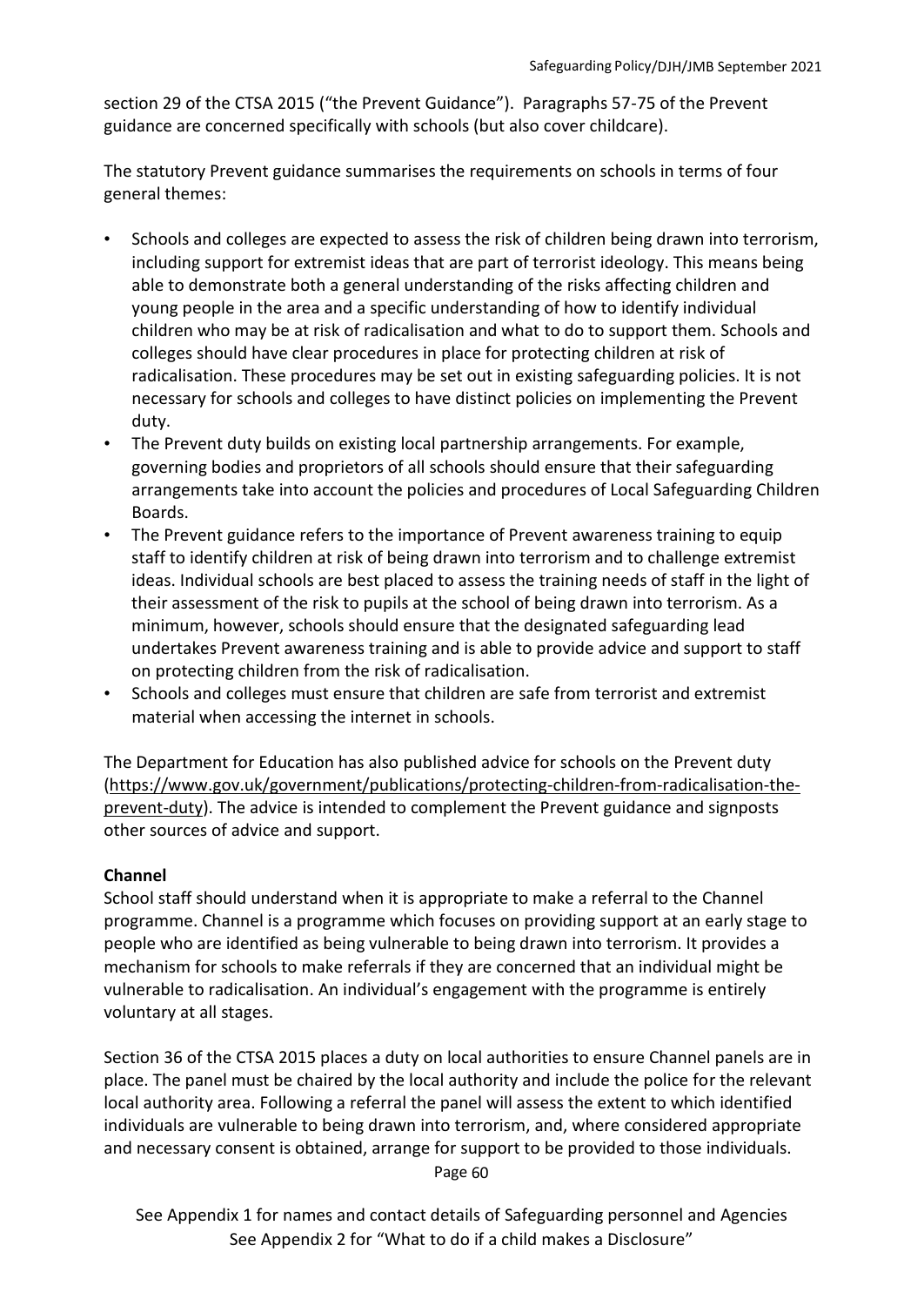section 29 of the CTSA 2015 ("the Prevent Guidance"). Paragraphs 57-75 of the Prevent guidance are concerned specifically with schools (but also cover childcare).

The statutory Prevent guidance summarises the requirements on schools in terms of four general themes:

- Schools and colleges are expected to assess the risk of children being drawn into terrorism, including support for extremist ideas that are part of terrorist ideology. This means being able to demonstrate both a general understanding of the risks affecting children and young people in the area and a specific understanding of how to identify individual children who may be at risk of radicalisation and what to do to support them. Schools and colleges should have clear procedures in place for protecting children at risk of radicalisation. These procedures may be set out in existing safeguarding policies. It is not necessary for schools and colleges to have distinct policies on implementing the Prevent duty.
- The Prevent duty builds on existing local partnership arrangements. For example, governing bodies and proprietors of all schools should ensure that their safeguarding arrangements take into account the policies and procedures of Local Safeguarding Children Boards.
- The Prevent guidance refers to the importance of Prevent awareness training to equip staff to identify children at risk of being drawn into terrorism and to challenge extremist ideas. Individual schools are best placed to assess the training needs of staff in the light of their assessment of the risk to pupils at the school of being drawn into terrorism. As a minimum, however, schools should ensure that the designated safeguarding lead undertakes Prevent awareness training and is able to provide advice and support to staff on protecting children from the risk of radicalisation.
- Schools and colleges must ensure that children are safe from terrorist and extremist material when accessing the internet in schools.

The Department for Education has also published advice for schools on the Prevent duty (https://www.gov.uk/government/publications/protecting-children-from-radicalisation-the-prevent-duty). The advice is intended to complement the Prevent guidance and signposts other sources of advice and support.

**Channel**

School staff should understand when it is appropriate to make a referral to the Channel programme. Channel is a programme which focuses on providing support at an early stage to people who are identified as being vulnerable to being drawn into terrorism. It provides a mechanism for schools to make referrals if they are concerned that an individual might be vulnerable to radicalisation. An individual's engagement with the programme is entirely voluntary at all stages.

Section 36 of the CTSA 2015 places a duty on local authorities to ensure Channel panels are in place. The panel must be chaired by the local authority and include the police for the relevant local authority area. Following a referral the panel will assess the extent to which identified individuals are vulnerable to being drawn into terrorism, and, where considered appropriate and necessary consent is obtained, arrange for support to be provided to those individuals.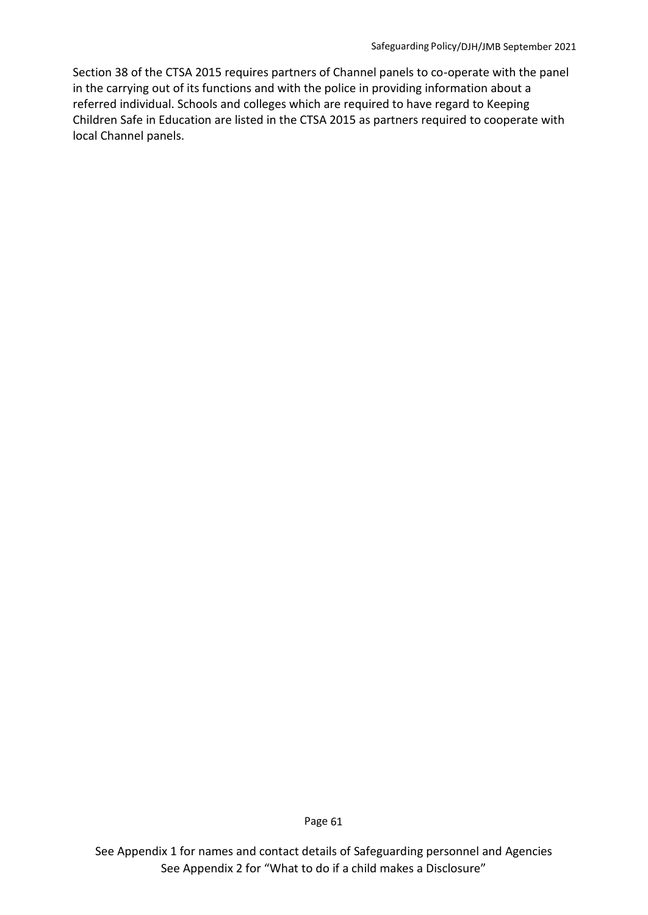Section 38 of the CTSA 2015 requires partners of Channel panels to co-operate with the panel in the carrying out of its functions and with the police in providing information about a referred individual. Schools and colleges which are required to have regard to Keeping Children Safe in Education are listed in the CTSA 2015 as partners required to cooperate with local Channel panels.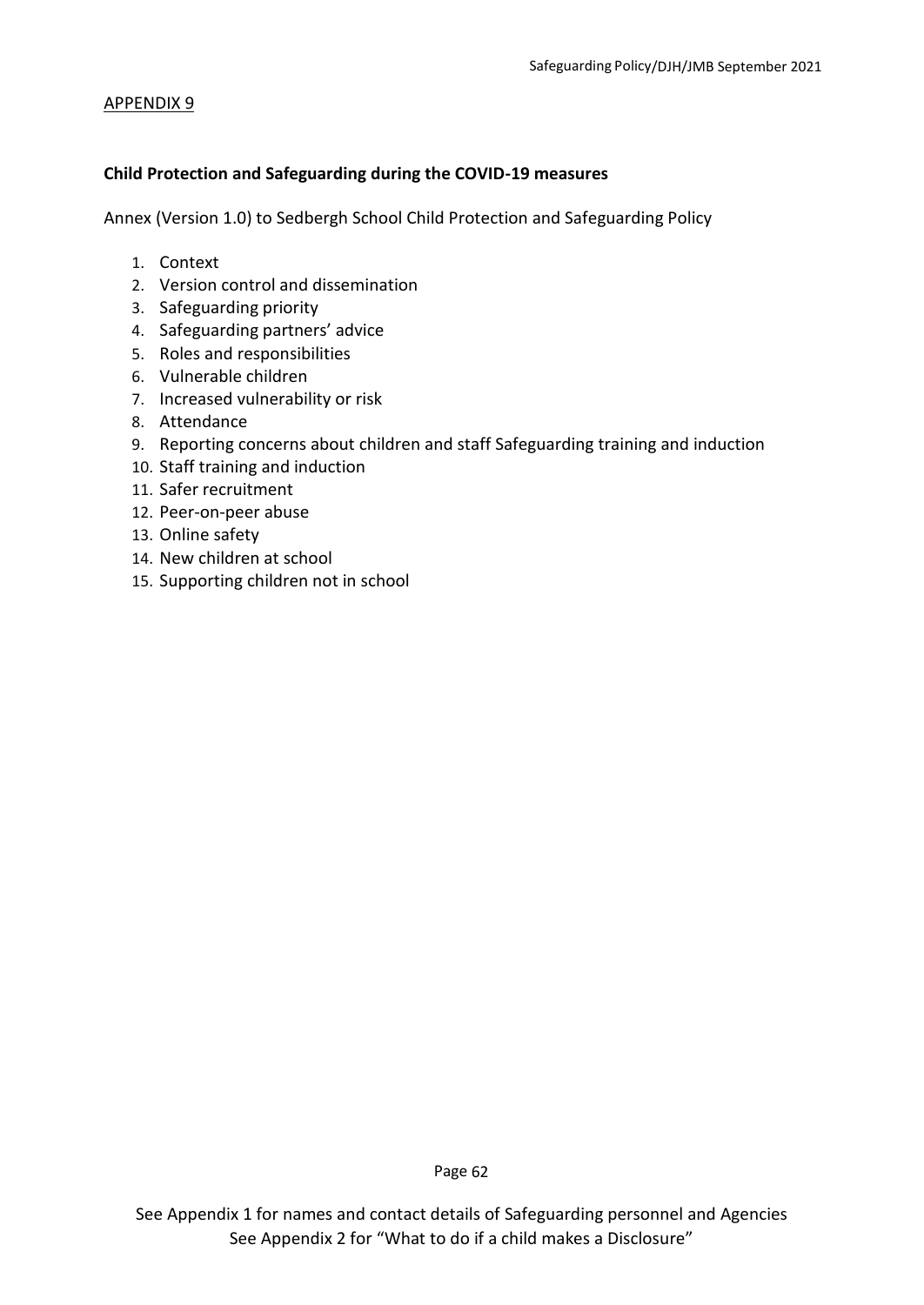APPENDIX 9

## Child Protection and Safeguarding during the COVID-19 measures

Annex (Version 1.0) to Sedbergh School Child Protection and Safeguarding Policy

1. Context
2. Version control and dissemination
3. Safeguarding priority
4. Safeguarding partners' advice
5. Roles and responsibilities
6. Vulnerable children
7. Increased vulnerability or risk
8. Attendance
9. Reporting concerns about children and staff Safeguarding training and induction
10. Staff training and induction
11. Safer recruitment
12. Peer-on-peer abuse
13. Online safety
14. New children at school
15. Supporting children not in school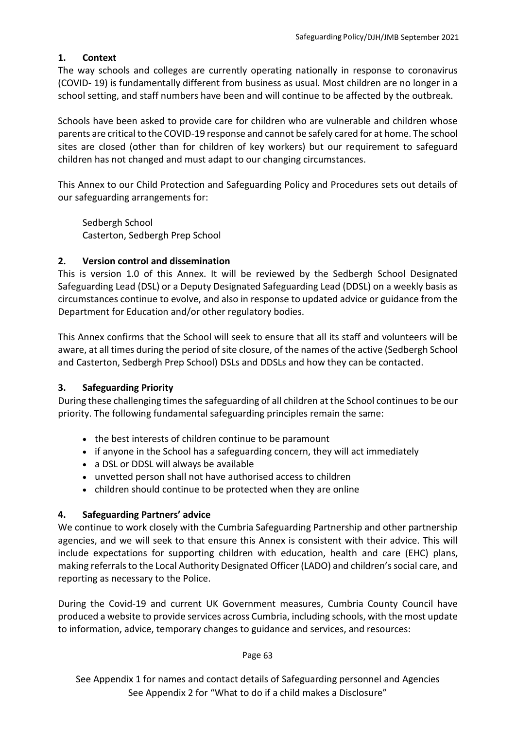## 1. Context

The way schools and colleges are currently operating nationally in response to coronavirus (COVID- 19) is fundamentally different from business as usual. Most children are no longer in a school setting, and staff numbers have been and will continue to be affected by the outbreak.

Schools have been asked to provide care for children who are vulnerable and children whose parents are critical to the COVID-19 response and cannot be safely cared for at home. The school sites are closed (other than for children of key workers) but our requirement to safeguard children has not changed and must adapt to our changing circumstances.

This Annex to our Child Protection and Safeguarding Policy and Procedures sets out details of our safeguarding arrangements for:

Sedbergh School
Casterton, Sedbergh Prep School

## 2. Version control and dissemination

This is version 1.0 of this Annex. It will be reviewed by the Sedbergh School Designated Safeguarding Lead (DSL) or a Deputy Designated Safeguarding Lead (DDSL) on a weekly basis as circumstances continue to evolve, and also in response to updated advice or guidance from the Department for Education and/or other regulatory bodies.

This Annex confirms that the School will seek to ensure that all its staff and volunteers will be aware, at all times during the period of site closure, of the names of the active (Sedbergh School and Casterton, Sedbergh Prep School) DSLs and DDSLs and how they can be contacted.

## 3. Safeguarding Priority

During these challenging times the safeguarding of all children at the School continues to be our priority. The following fundamental safeguarding principles remain the same:

- the best interests of children continue to be paramount
- if anyone in the School has a safeguarding concern, they will act immediately
- a DSL or DDSL will always be available
- unvetted person shall not have authorised access to children
- children should continue to be protected when they are online

## 4. Safeguarding Partners' advice

We continue to work closely with the Cumbria Safeguarding Partnership and other partnership agencies, and we will seek to that ensure this Annex is consistent with their advice. This will include expectations for supporting children with education, health and care (EHC) plans, making referrals to the Local Authority Designated Officer (LADO) and children's social care, and reporting as necessary to the Police.

During the Covid-19 and current UK Government measures, Cumbria County Council have produced a website to provide services across Cumbria, including schools, with the most update to information, advice, temporary changes to guidance and services, and resources:

See Appendix 1 for names and contact details of Safeguarding personnel and Agencies
See Appendix 2 for "What to do if a child makes a Disclosure"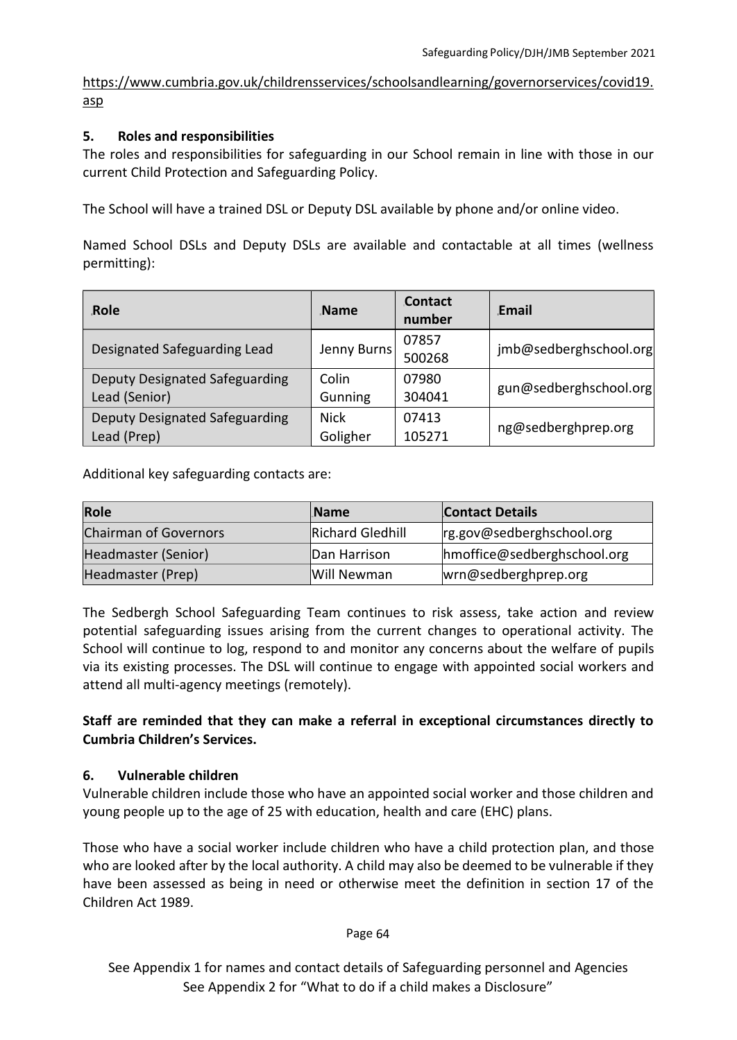https://www.cumbria.gov.uk/childrensservices/schoolsandlearning/governorservices/covid19.asp

## 5. Roles and responsibilities

The roles and responsibilities for safeguarding in our School remain in line with those in our current Child Protection and Safeguarding Policy.

The School will have a trained DSL or Deputy DSL available by phone and/or online video.

Named School DSLs and Deputy DSLs are available and contactable at all times (wellness permitting):

| Role | Name | Contact number | Email |
|---|---|---|---|
| Designated Safeguarding Lead | Jenny Burns | 07857 500268 | jmb@sedberghschool.org |
| Deputy Designated Safeguarding Lead (Senior) | Colin Gunning | 07980 304041 | gun@sedberghschool.org |
| Deputy Designated Safeguarding Lead (Prep) | Nick Goligher | 07413 105271 | ng@sedberghprep.org |

Additional key safeguarding contacts are:

| Role | Name | Contact Details |
|---|---|---|
| Chairman of Governors | Richard Gledhill | rg.gov@sedberghschool.org |
| Headmaster (Senior) | Dan Harrison | hmoffice@sedberghschool.org |
| Headmaster (Prep) | Will Newman | wrn@sedberghprep.org |

The Sedbergh School Safeguarding Team continues to risk assess, take action and review potential safeguarding issues arising from the current changes to operational activity. The School will continue to log, respond to and monitor any concerns about the welfare of pupils via its existing processes. The DSL will continue to engage with appointed social workers and attend all multi-agency meetings (remotely).

**Staff are reminded that they can make a referral in exceptional circumstances directly to Cumbria Children's Services.**

## 6. Vulnerable children

Vulnerable children include those who have an appointed social worker and those children and young people up to the age of 25 with education, health and care (EHC) plans.

Those who have a social worker include children who have a child protection plan, and those who are looked after by the local authority. A child may also be deemed to be vulnerable if they have been assessed as being in need or otherwise meet the definition in section 17 of the Children Act 1989.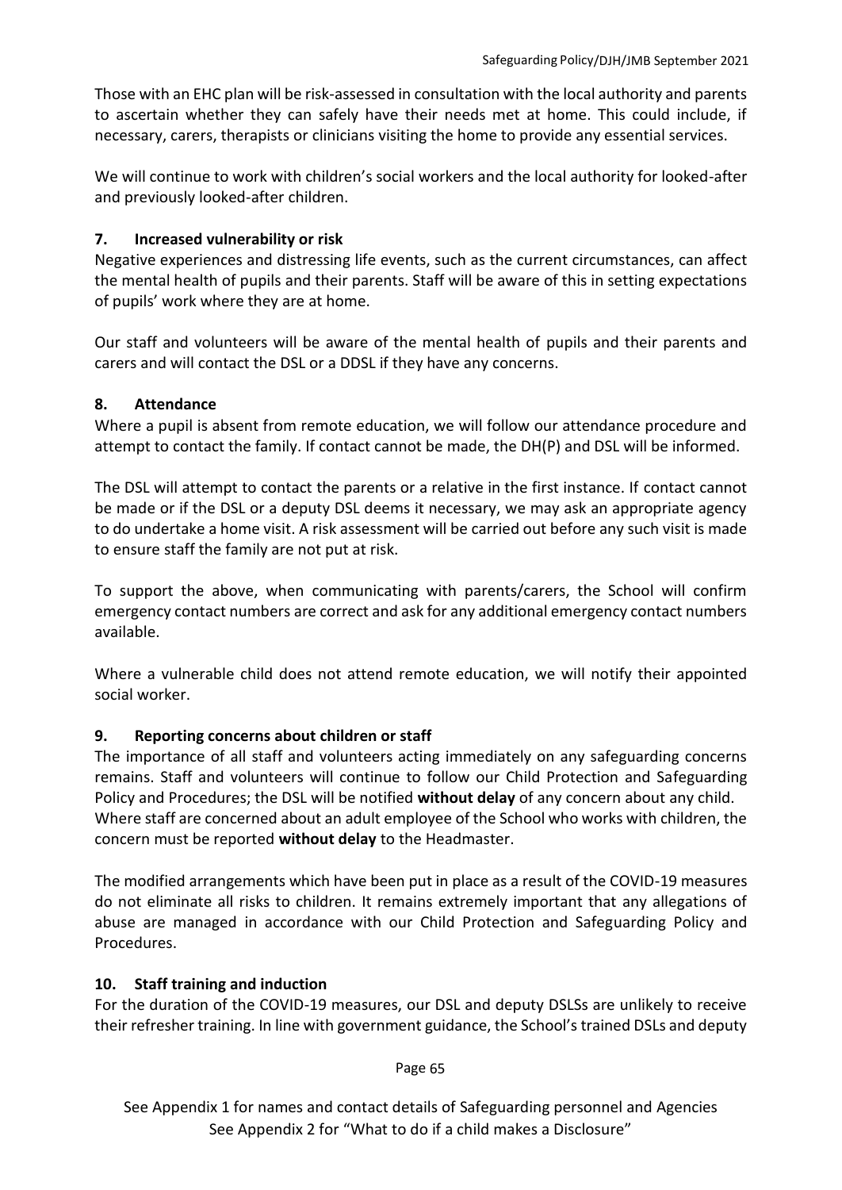Those with an EHC plan will be risk-assessed in consultation with the local authority and parents to ascertain whether they can safely have their needs met at home. This could include, if necessary, carers, therapists or clinicians visiting the home to provide any essential services.

We will continue to work with children's social workers and the local authority for looked-after and previously looked-after children.

### 7. Increased vulnerability or risk

Negative experiences and distressing life events, such as the current circumstances, can affect the mental health of pupils and their parents. Staff will be aware of this in setting expectations of pupils' work where they are at home.

Our staff and volunteers will be aware of the mental health of pupils and their parents and carers and will contact the DSL or a DDSL if they have any concerns.

### 8. Attendance

Where a pupil is absent from remote education, we will follow our attendance procedure and attempt to contact the family. If contact cannot be made, the DH(P) and DSL will be informed.

The DSL will attempt to contact the parents or a relative in the first instance. If contact cannot be made or if the DSL or a deputy DSL deems it necessary, we may ask an appropriate agency to do undertake a home visit. A risk assessment will be carried out before any such visit is made to ensure staff the family are not put at risk.

To support the above, when communicating with parents/carers, the School will confirm emergency contact numbers are correct and ask for any additional emergency contact numbers available.

Where a vulnerable child does not attend remote education, we will notify their appointed social worker.

### 9. Reporting concerns about children or staff

The importance of all staff and volunteers acting immediately on any safeguarding concerns remains. Staff and volunteers will continue to follow our Child Protection and Safeguarding Policy and Procedures; the DSL will be notified **without delay** of any concern about any child. Where staff are concerned about an adult employee of the School who works with children, the concern must be reported **without delay** to the Headmaster.

The modified arrangements which have been put in place as a result of the COVID-19 measures do not eliminate all risks to children. It remains extremely important that any allegations of abuse are managed in accordance with our Child Protection and Safeguarding Policy and Procedures.

### 10. Staff training and induction

For the duration of the COVID-19 measures, our DSL and deputy DSLSs are unlikely to receive their refresher training. In line with government guidance, the School's trained DSLs and deputy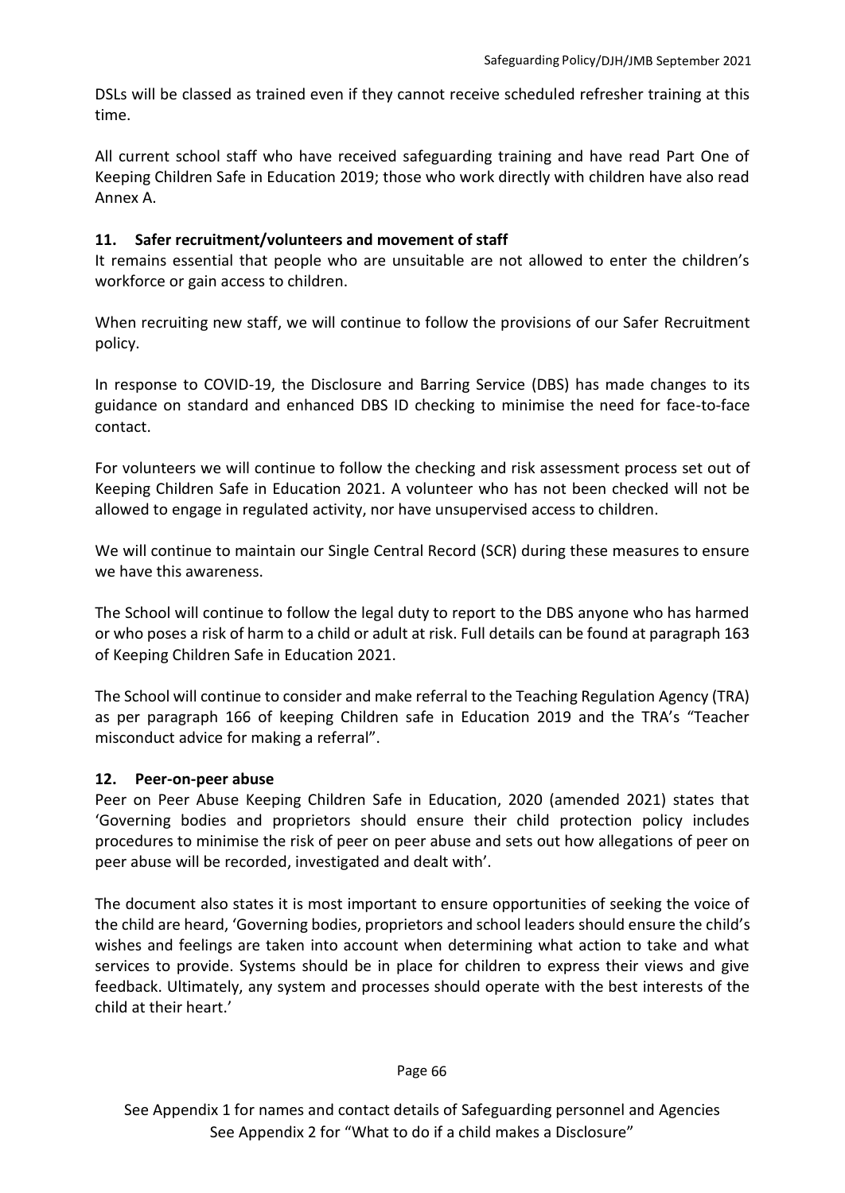DSLs will be classed as trained even if they cannot receive scheduled refresher training at this time.

All current school staff who have received safeguarding training and have read Part One of Keeping Children Safe in Education 2019; those who work directly with children have also read Annex A.

## 11. Safer recruitment/volunteers and movement of staff

It remains essential that people who are unsuitable are not allowed to enter the children's workforce or gain access to children.

When recruiting new staff, we will continue to follow the provisions of our Safer Recruitment policy.

In response to COVID-19, the Disclosure and Barring Service (DBS) has made changes to its guidance on standard and enhanced DBS ID checking to minimise the need for face-to-face contact.

For volunteers we will continue to follow the checking and risk assessment process set out of Keeping Children Safe in Education 2021. A volunteer who has not been checked will not be allowed to engage in regulated activity, nor have unsupervised access to children.

We will continue to maintain our Single Central Record (SCR) during these measures to ensure we have this awareness.

The School will continue to follow the legal duty to report to the DBS anyone who has harmed or who poses a risk of harm to a child or adult at risk. Full details can be found at paragraph 163 of Keeping Children Safe in Education 2021.

The School will continue to consider and make referral to the Teaching Regulation Agency (TRA) as per paragraph 166 of keeping Children safe in Education 2019 and the TRA's "Teacher misconduct advice for making a referral".

## 12. Peer-on-peer abuse

Peer on Peer Abuse Keeping Children Safe in Education, 2020 (amended 2021) states that 'Governing bodies and proprietors should ensure their child protection policy includes procedures to minimise the risk of peer on peer abuse and sets out how allegations of peer on peer abuse will be recorded, investigated and dealt with'.

The document also states it is most important to ensure opportunities of seeking the voice of the child are heard, 'Governing bodies, proprietors and school leaders should ensure the child's wishes and feelings are taken into account when determining what action to take and what services to provide. Systems should be in place for children to express their views and give feedback. Ultimately, any system and processes should operate with the best interests of the child at their heart.'

See Appendix 1 for names and contact details of Safeguarding personnel and Agencies
See Appendix 2 for "What to do if a child makes a Disclosure"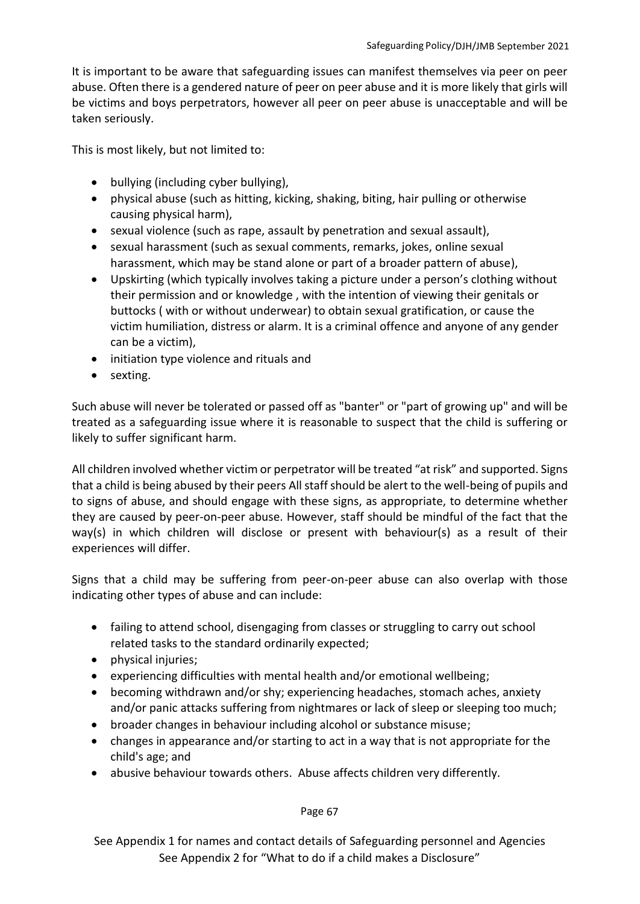It is important to be aware that safeguarding issues can manifest themselves via peer on peer abuse. Often there is a gendered nature of peer on peer abuse and it is more likely that girls will be victims and boys perpetrators, however all peer on peer abuse is unacceptable and will be taken seriously.

This is most likely, but not limited to:

- bullying (including cyber bullying),
- physical abuse (such as hitting, kicking, shaking, biting, hair pulling or otherwise causing physical harm),
- sexual violence (such as rape, assault by penetration and sexual assault),
- sexual harassment (such as sexual comments, remarks, jokes, online sexual harassment, which may be stand alone or part of a broader pattern of abuse),
- Upskirting (which typically involves taking a picture under a person's clothing without their permission and or knowledge , with the intention of viewing their genitals or buttocks ( with or without underwear) to obtain sexual gratification, or cause the victim humiliation, distress or alarm. It is a criminal offence and anyone of any gender can be a victim),
- initiation type violence and rituals and
- sexting.

Such abuse will never be tolerated or passed off as "banter" or "part of growing up" and will be treated as a safeguarding issue where it is reasonable to suspect that the child is suffering or likely to suffer significant harm.

All children involved whether victim or perpetrator will be treated "at risk" and supported. Signs that a child is being abused by their peers All staff should be alert to the well-being of pupils and to signs of abuse, and should engage with these signs, as appropriate, to determine whether they are caused by peer-on-peer abuse. However, staff should be mindful of the fact that the way(s) in which children will disclose or present with behaviour(s) as a result of their experiences will differ.

Signs that a child may be suffering from peer-on-peer abuse can also overlap with those indicating other types of abuse and can include:

- failing to attend school, disengaging from classes or struggling to carry out school related tasks to the standard ordinarily expected;
- physical injuries;
- experiencing difficulties with mental health and/or emotional wellbeing;
- becoming withdrawn and/or shy; experiencing headaches, stomach aches, anxiety and/or panic attacks suffering from nightmares or lack of sleep or sleeping too much;
- broader changes in behaviour including alcohol or substance misuse;
- changes in appearance and/or starting to act in a way that is not appropriate for the child's age; and
- abusive behaviour towards others. Abuse affects children very differently.

See Appendix 1 for names and contact details of Safeguarding personnel and Agencies
See Appendix 2 for "What to do if a child makes a Disclosure"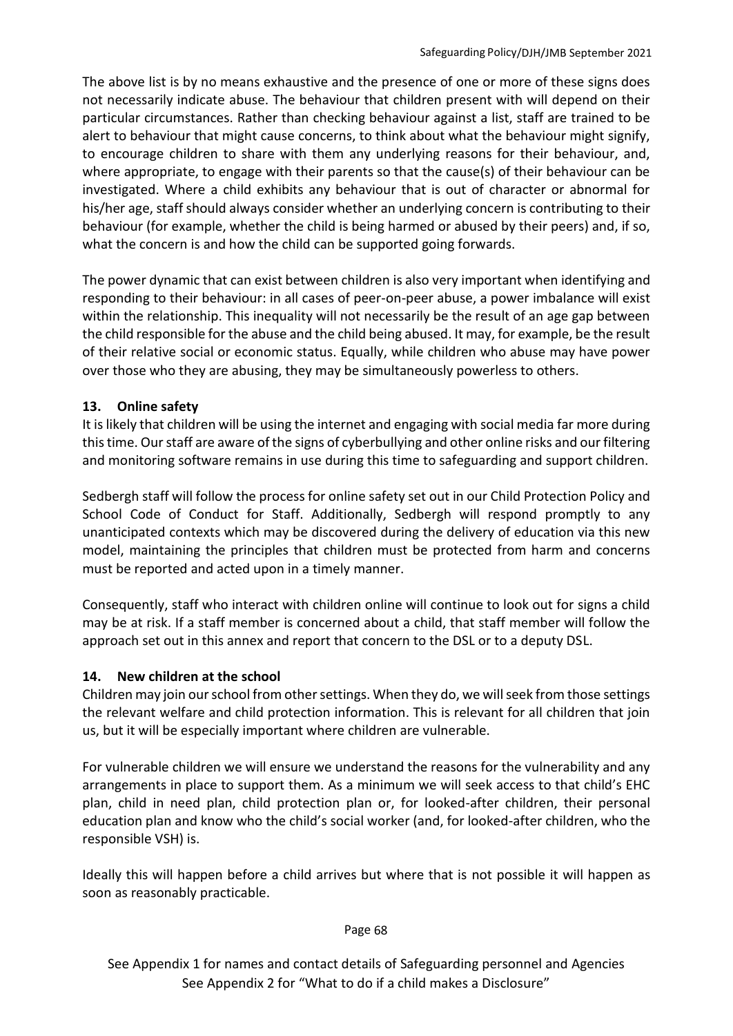The above list is by no means exhaustive and the presence of one or more of these signs does not necessarily indicate abuse. The behaviour that children present with will depend on their particular circumstances. Rather than checking behaviour against a list, staff are trained to be alert to behaviour that might cause concerns, to think about what the behaviour might signify, to encourage children to share with them any underlying reasons for their behaviour, and, where appropriate, to engage with their parents so that the cause(s) of their behaviour can be investigated. Where a child exhibits any behaviour that is out of character or abnormal for his/her age, staff should always consider whether an underlying concern is contributing to their behaviour (for example, whether the child is being harmed or abused by their peers) and, if so, what the concern is and how the child can be supported going forwards.

The power dynamic that can exist between children is also very important when identifying and responding to their behaviour: in all cases of peer-on-peer abuse, a power imbalance will exist within the relationship. This inequality will not necessarily be the result of an age gap between the child responsible for the abuse and the child being abused. It may, for example, be the result of their relative social or economic status. Equally, while children who abuse may have power over those who they are abusing, they may be simultaneously powerless to others.

### 13. Online safety

It is likely that children will be using the internet and engaging with social media far more during this time. Our staff are aware of the signs of cyberbullying and other online risks and our filtering and monitoring software remains in use during this time to safeguarding and support children.

Sedbergh staff will follow the process for online safety set out in our Child Protection Policy and School Code of Conduct for Staff. Additionally, Sedbergh will respond promptly to any unanticipated contexts which may be discovered during the delivery of education via this new model, maintaining the principles that children must be protected from harm and concerns must be reported and acted upon in a timely manner.

Consequently, staff who interact with children online will continue to look out for signs a child may be at risk. If a staff member is concerned about a child, that staff member will follow the approach set out in this annex and report that concern to the DSL or to a deputy DSL.

### 14. New children at the school

Children may join our school from other settings. When they do, we will seek from those settings the relevant welfare and child protection information. This is relevant for all children that join us, but it will be especially important where children are vulnerable.

For vulnerable children we will ensure we understand the reasons for the vulnerability and any arrangements in place to support them. As a minimum we will seek access to that child's EHC plan, child in need plan, child protection plan or, for looked-after children, their personal education plan and know who the child's social worker (and, for looked-after children, who the responsible VSH) is.

Ideally this will happen before a child arrives but where that is not possible it will happen as soon as reasonably practicable.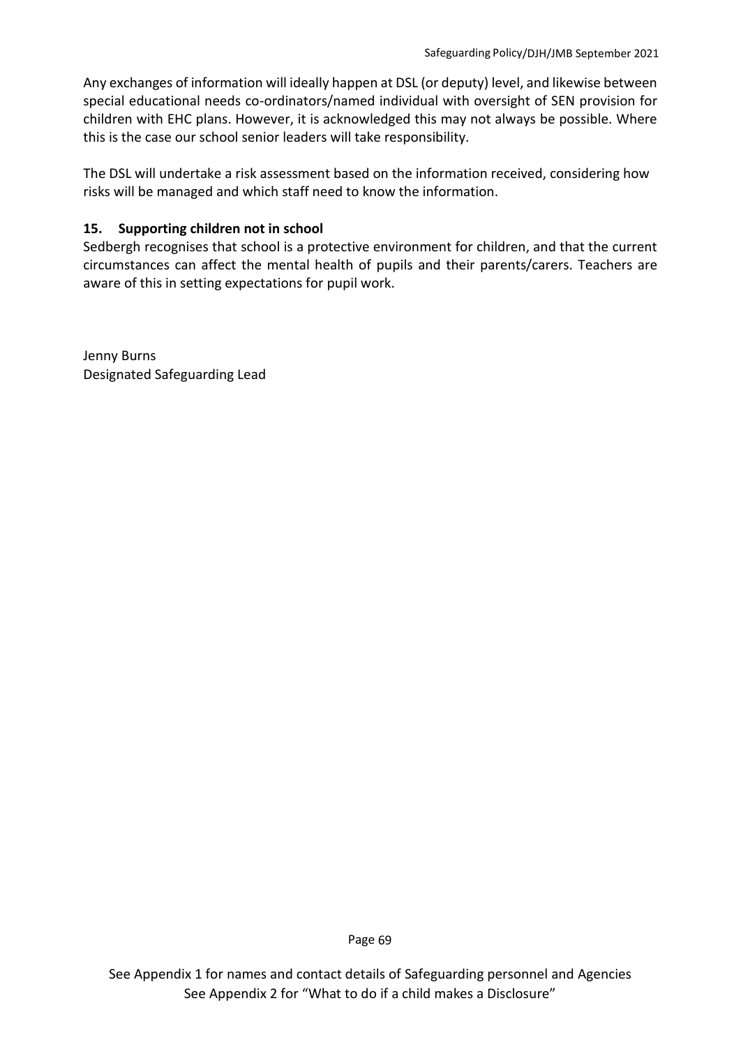Any exchanges of information will ideally happen at DSL (or deputy) level, and likewise between special educational needs co-ordinators/named individual with oversight of SEN provision for children with EHC plans. However, it is acknowledged this may not always be possible. Where this is the case our school senior leaders will take responsibility.

The DSL will undertake a risk assessment based on the information received, considering how risks will be managed and which staff need to know the information.

### 15. Supporting children not in school

Sedbergh recognises that school is a protective environment for children, and that the current circumstances can affect the mental health of pupils and their parents/carers. Teachers are aware of this in setting expectations for pupil work.

Jenny Burns
Designated Safeguarding Lead